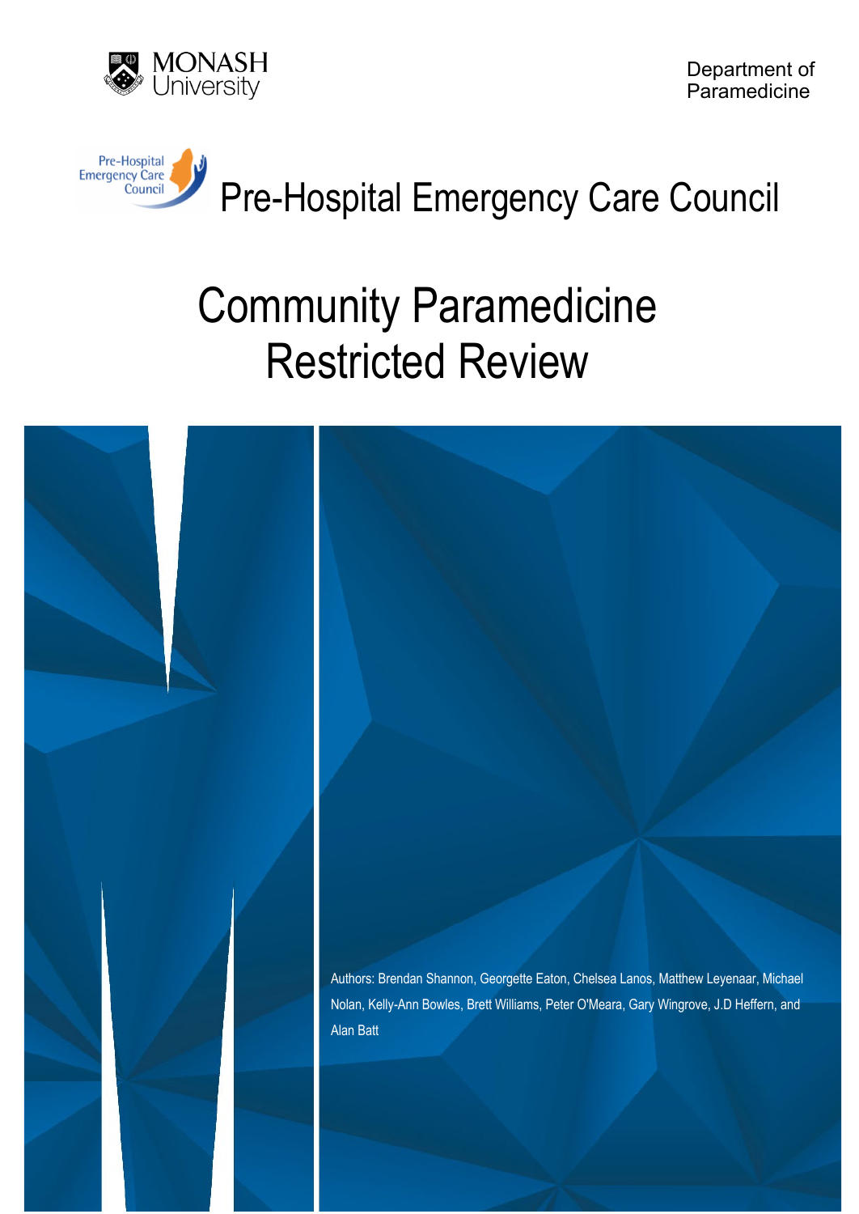MONASH University

Department of Paramedicine

Pre-Hospital Emergency Care Council

# Community Paramedicine Restricted Review

Authors: Brendan Shannon, Georgette Eaton, Chelsea Lanos, Matthew Leyenaar, Michael Nolan, Kelly-Ann Bowles, Brett Williams, Peter O'Meara, Gary Wingrove, J.D Heffern, and Alan Batt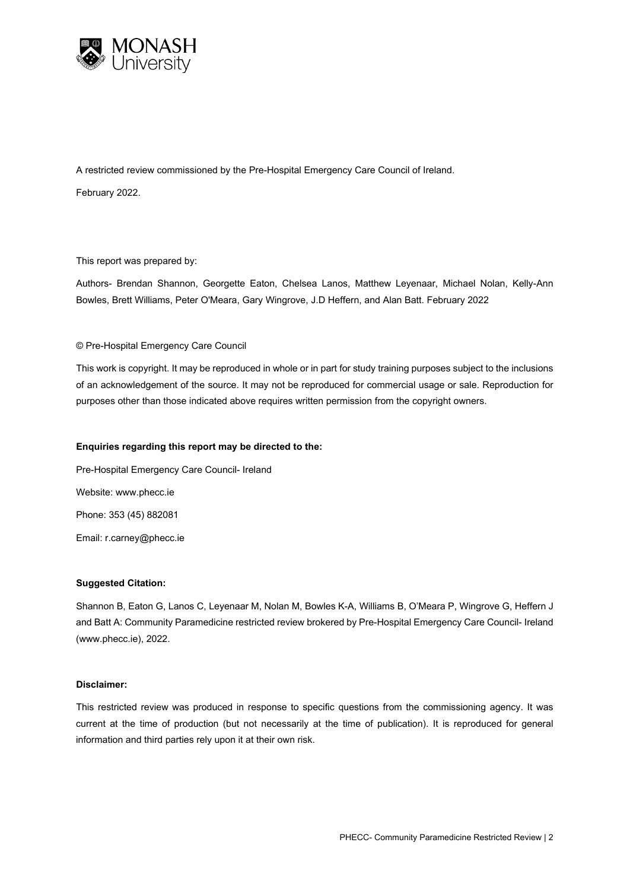A restricted review commissioned by the Pre-Hospital Emergency Care Council of Ireland.

February 2022.

This report was prepared by:

Authors- Brendan Shannon, Georgette Eaton, Chelsea Lanos, Matthew Leyenaar, Michael Nolan, Kelly-Ann Bowles, Brett Williams, Peter O'Meara, Gary Wingrove, J.D Heffern, and Alan Batt. February 2022

© Pre-Hospital Emergency Care Council

This work is copyright. It may be reproduced in whole or in part for study training purposes subject to the inclusions of an acknowledgement of the source. It may not be reproduced for commercial usage or sale. Reproduction for purposes other than those indicated above requires written permission from the copyright owners.

**Enquiries regarding this report may be directed to the:**

Pre-Hospital Emergency Care Council- Ireland

Website: www.phecc.ie

Phone: 353 (45) 882081

Email: r.carney@phecc.ie

**Suggested Citation:**

Shannon B, Eaton G, Lanos C, Leyenaar M, Nolan M, Bowles K-A, Williams B, O'Meara P, Wingrove G, Heffern J and Batt A: Community Paramedicine restricted review brokered by Pre-Hospital Emergency Care Council- Ireland (www.phecc.ie), 2022.

**Disclaimer:**

This restricted review was produced in response to specific questions from the commissioning agency. It was current at the time of production (but not necessarily at the time of publication). It is reproduced for general information and third parties rely upon it at their own risk.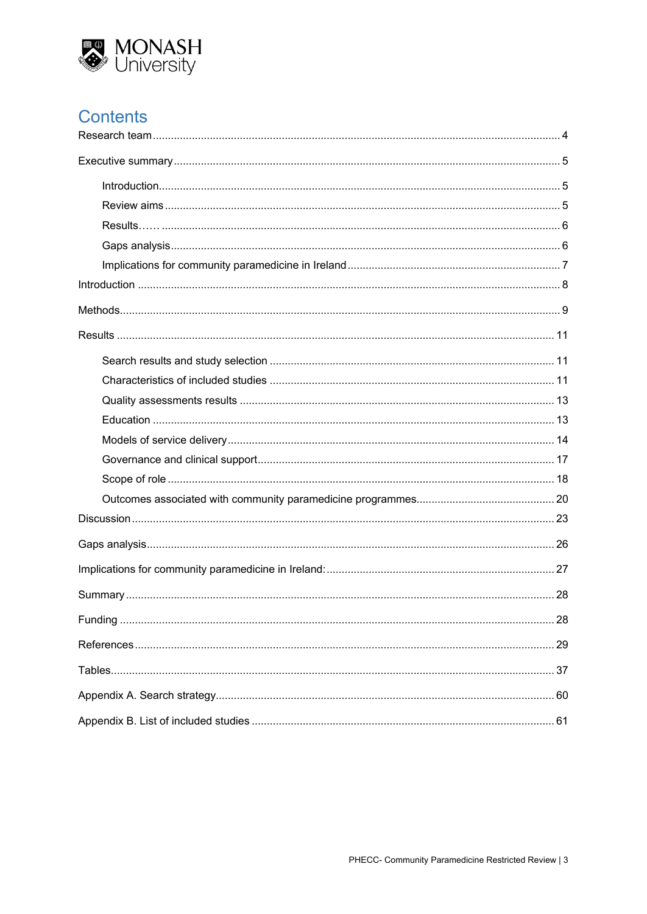# Contents

Research team .......... 4

Executive summary .......... 5

- Introduction .......... 5
- Review aims .......... 5
- Results…… .......... 6
- Gaps analysis .......... 6
- Implications for community paramedicine in Ireland .......... 7

Introduction .......... 8

Methods .......... 9

Results .......... 11

- Search results and study selection .......... 11
- Characteristics of included studies .......... 11
- Quality assessments results .......... 13
- Education .......... 13
- Models of service delivery .......... 14
- Governance and clinical support .......... 17
- Scope of role .......... 18
- Outcomes associated with community paramedicine programmes .......... 20

Discussion .......... 23

Gaps analysis .......... 26

Implications for community paramedicine in Ireland: .......... 27

Summary .......... 28

Funding .......... 28

References .......... 29

Tables .......... 37

Appendix A. Search strategy .......... 60

Appendix B. List of included studies .......... 61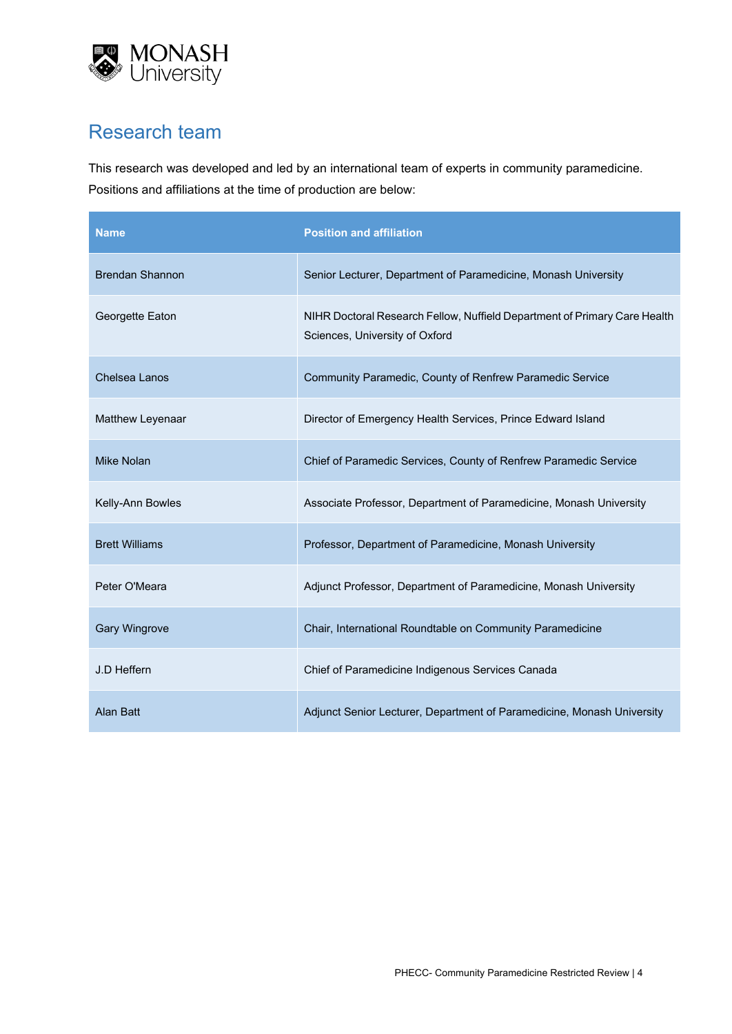## Research team

This research was developed and led by an international team of experts in community paramedicine. Positions and affiliations at the time of production are below:

| Name | Position and affiliation |
|---|---|
| Brendan Shannon | Senior Lecturer, Department of Paramedicine, Monash University |
| Georgette Eaton | NIHR Doctoral Research Fellow, Nuffield Department of Primary Care Health Sciences, University of Oxford |
| Chelsea Lanos | Community Paramedic, County of Renfrew Paramedic Service |
| Matthew Leyenaar | Director of Emergency Health Services, Prince Edward Island |
| Mike Nolan | Chief of Paramedic Services, County of Renfrew Paramedic Service |
| Kelly-Ann Bowles | Associate Professor, Department of Paramedicine, Monash University |
| Brett Williams | Professor, Department of Paramedicine, Monash University |
| Peter O'Meara | Adjunct Professor, Department of Paramedicine, Monash University |
| Gary Wingrove | Chair, International Roundtable on Community Paramedicine |
| J.D Heffern | Chief of Paramedicine Indigenous Services Canada |
| Alan Batt | Adjunct Senior Lecturer, Department of Paramedicine, Monash University |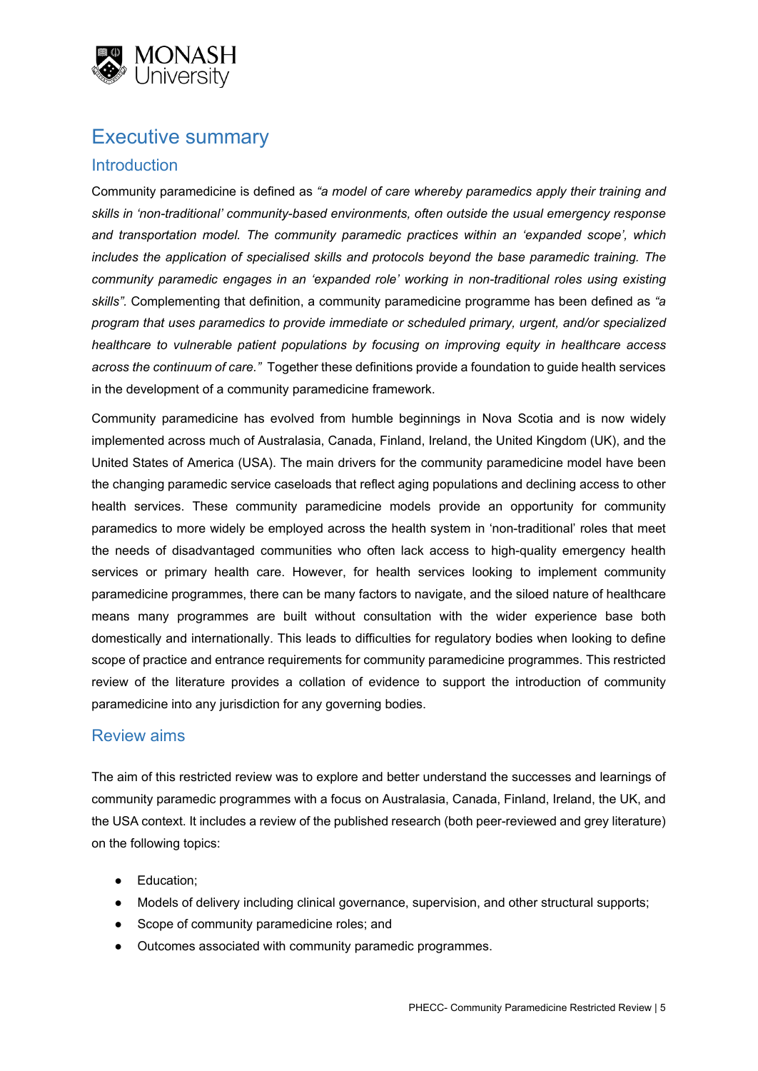# Executive summary

## Introduction

Community paramedicine is defined as *"a model of care whereby paramedics apply their training and skills in 'non-traditional' community-based environments, often outside the usual emergency response and transportation model. The community paramedic practices within an 'expanded scope', which includes the application of specialised skills and protocols beyond the base paramedic training. The community paramedic engages in an 'expanded role' working in non-traditional roles using existing skills".* Complementing that definition, a community paramedicine programme has been defined as *"a program that uses paramedics to provide immediate or scheduled primary, urgent, and/or specialized healthcare to vulnerable patient populations by focusing on improving equity in healthcare access across the continuum of care."* Together these definitions provide a foundation to guide health services in the development of a community paramedicine framework.

Community paramedicine has evolved from humble beginnings in Nova Scotia and is now widely implemented across much of Australasia, Canada, Finland, Ireland, the United Kingdom (UK), and the United States of America (USA). The main drivers for the community paramedicine model have been the changing paramedic service caseloads that reflect aging populations and declining access to other health services. These community paramedicine models provide an opportunity for community paramedics to more widely be employed across the health system in 'non-traditional' roles that meet the needs of disadvantaged communities who often lack access to high-quality emergency health services or primary health care. However, for health services looking to implement community paramedicine programmes, there can be many factors to navigate, and the siloed nature of healthcare means many programmes are built without consultation with the wider experience base both domestically and internationally. This leads to difficulties for regulatory bodies when looking to define scope of practice and entrance requirements for community paramedicine programmes. This restricted review of the literature provides a collation of evidence to support the introduction of community paramedicine into any jurisdiction for any governing bodies.

## Review aims

The aim of this restricted review was to explore and better understand the successes and learnings of community paramedic programmes with a focus on Australasia, Canada, Finland, Ireland, the UK, and the USA context. It includes a review of the published research (both peer-reviewed and grey literature) on the following topics:

- Education;
- Models of delivery including clinical governance, supervision, and other structural supports;
- Scope of community paramedicine roles; and
- Outcomes associated with community paramedic programmes.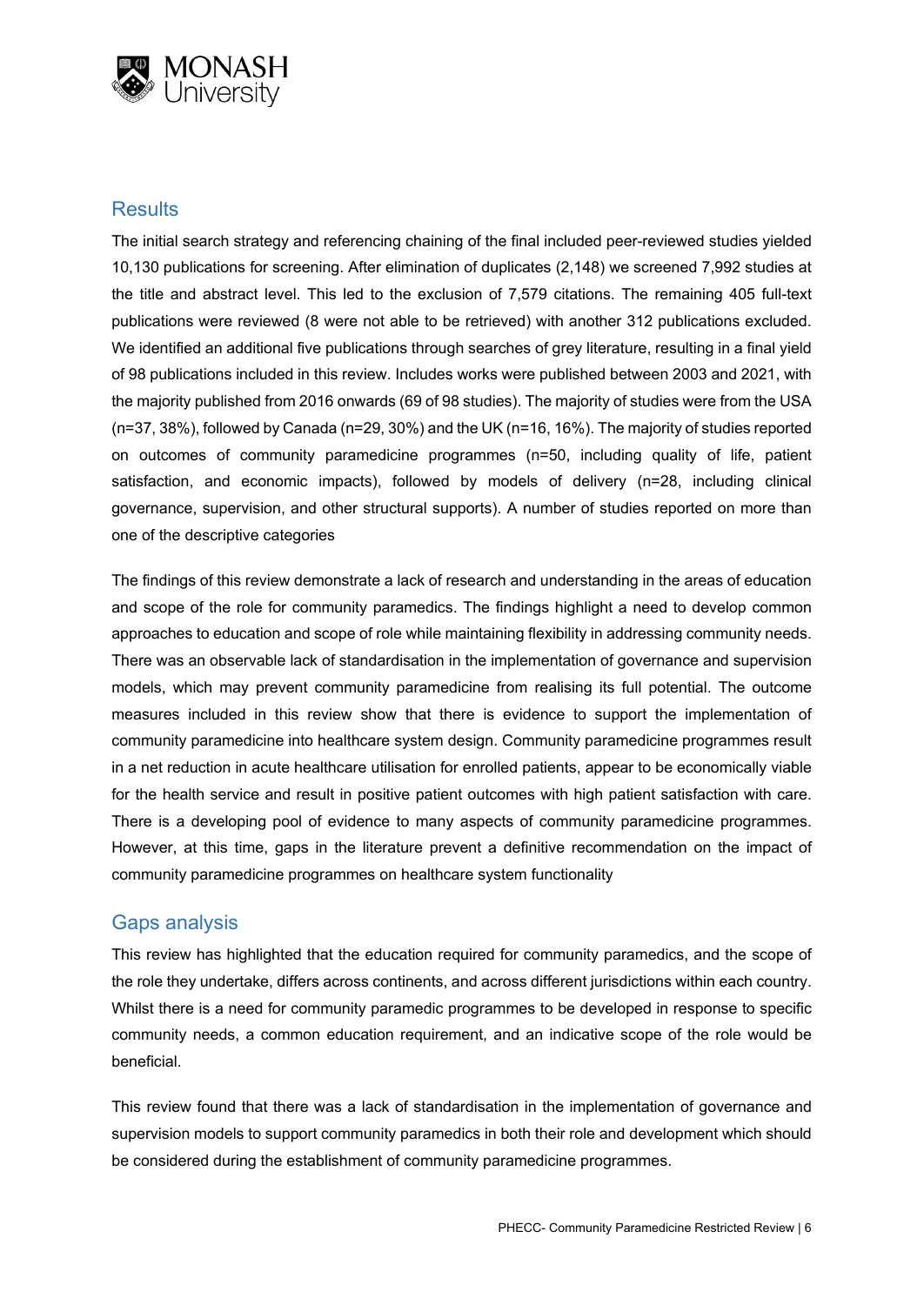## Results

The initial search strategy and referencing chaining of the final included peer-reviewed studies yielded 10,130 publications for screening. After elimination of duplicates (2,148) we screened 7,992 studies at the title and abstract level. This led to the exclusion of 7,579 citations. The remaining 405 full-text publications were reviewed (8 were not able to be retrieved) with another 312 publications excluded. We identified an additional five publications through searches of grey literature, resulting in a final yield of 98 publications included in this review. Includes works were published between 2003 and 2021, with the majority published from 2016 onwards (69 of 98 studies). The majority of studies were from the USA (n=37, 38%), followed by Canada (n=29, 30%) and the UK (n=16, 16%). The majority of studies reported on outcomes of community paramedicine programmes (n=50, including quality of life, patient satisfaction, and economic impacts), followed by models of delivery (n=28, including clinical governance, supervision, and other structural supports). A number of studies reported on more than one of the descriptive categories

The findings of this review demonstrate a lack of research and understanding in the areas of education and scope of the role for community paramedics. The findings highlight a need to develop common approaches to education and scope of role while maintaining flexibility in addressing community needs. There was an observable lack of standardisation in the implementation of governance and supervision models, which may prevent community paramedicine from realising its full potential. The outcome measures included in this review show that there is evidence to support the implementation of community paramedicine into healthcare system design. Community paramedicine programmes result in a net reduction in acute healthcare utilisation for enrolled patients, appear to be economically viable for the health service and result in positive patient outcomes with high patient satisfaction with care. There is a developing pool of evidence to many aspects of community paramedicine programmes. However, at this time, gaps in the literature prevent a definitive recommendation on the impact of community paramedicine programmes on healthcare system functionality

## Gaps analysis

This review has highlighted that the education required for community paramedics, and the scope of the role they undertake, differs across continents, and across different jurisdictions within each country. Whilst there is a need for community paramedic programmes to be developed in response to specific community needs, a common education requirement, and an indicative scope of the role would be beneficial.

This review found that there was a lack of standardisation in the implementation of governance and supervision models to support community paramedics in both their role and development which should be considered during the establishment of community paramedicine programmes.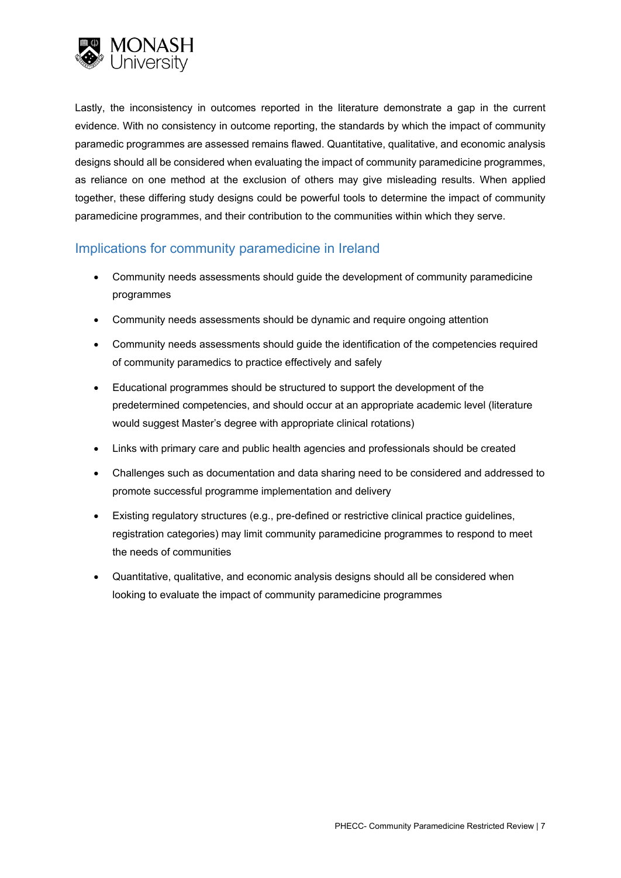Lastly, the inconsistency in outcomes reported in the literature demonstrate a gap in the current evidence. With no consistency in outcome reporting, the standards by which the impact of community paramedic programmes are assessed remains flawed. Quantitative, qualitative, and economic analysis designs should all be considered when evaluating the impact of community paramedicine programmes, as reliance on one method at the exclusion of others may give misleading results. When applied together, these differing study designs could be powerful tools to determine the impact of community paramedicine programmes, and their contribution to the communities within which they serve.

## Implications for community paramedicine in Ireland

- Community needs assessments should guide the development of community paramedicine programmes
- Community needs assessments should be dynamic and require ongoing attention
- Community needs assessments should guide the identification of the competencies required of community paramedics to practice effectively and safely
- Educational programmes should be structured to support the development of the predetermined competencies, and should occur at an appropriate academic level (literature would suggest Master's degree with appropriate clinical rotations)
- Links with primary care and public health agencies and professionals should be created
- Challenges such as documentation and data sharing need to be considered and addressed to promote successful programme implementation and delivery
- Existing regulatory structures (e.g., pre-defined or restrictive clinical practice guidelines, registration categories) may limit community paramedicine programmes to respond to meet the needs of communities
- Quantitative, qualitative, and economic analysis designs should all be considered when looking to evaluate the impact of community paramedicine programmes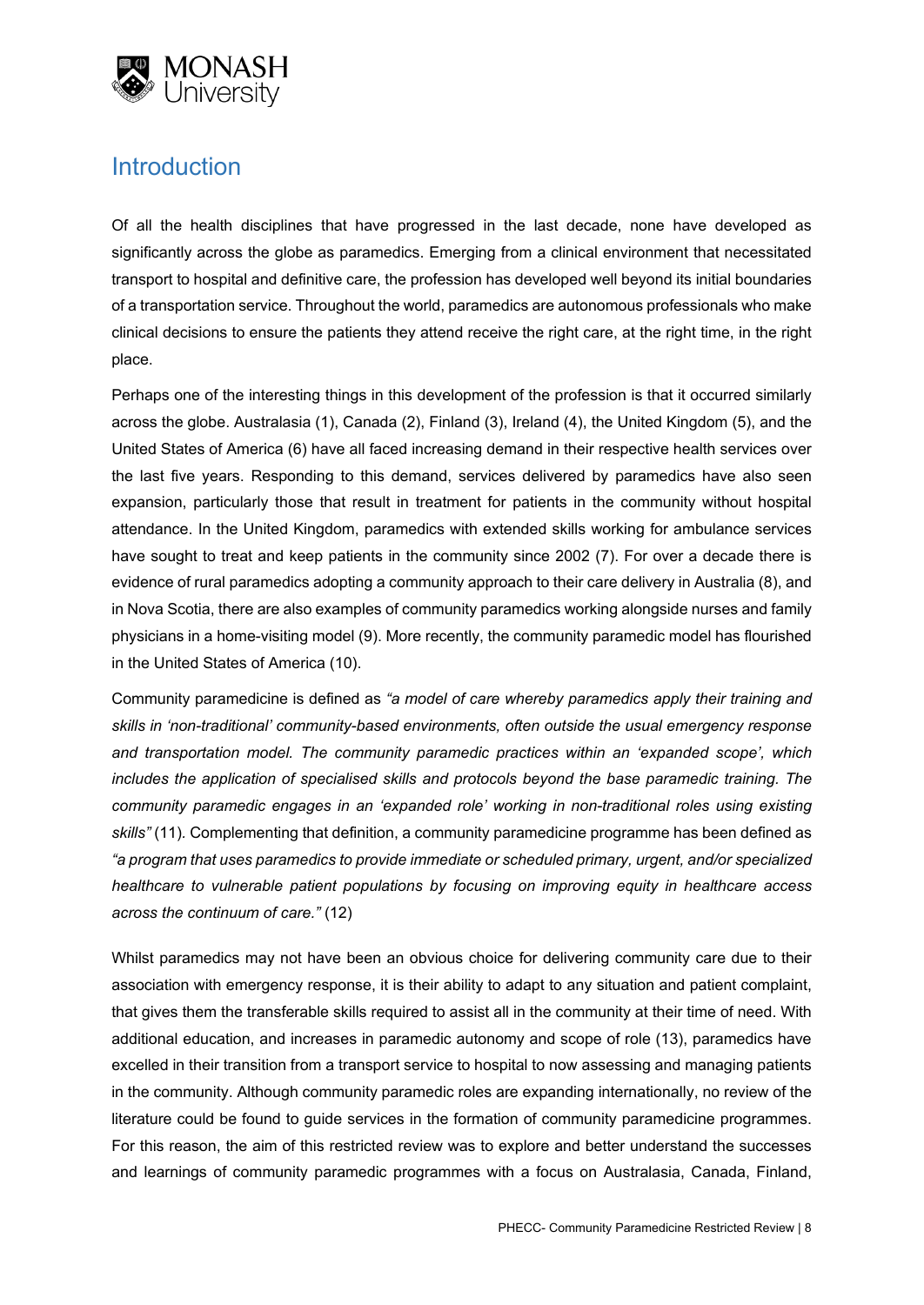## Introduction

Of all the health disciplines that have progressed in the last decade, none have developed as significantly across the globe as paramedics. Emerging from a clinical environment that necessitated transport to hospital and definitive care, the profession has developed well beyond its initial boundaries of a transportation service. Throughout the world, paramedics are autonomous professionals who make clinical decisions to ensure the patients they attend receive the right care, at the right time, in the right place.

Perhaps one of the interesting things in this development of the profession is that it occurred similarly across the globe. Australasia (1), Canada (2), Finland (3), Ireland (4), the United Kingdom (5), and the United States of America (6) have all faced increasing demand in their respective health services over the last five years. Responding to this demand, services delivered by paramedics have also seen expansion, particularly those that result in treatment for patients in the community without hospital attendance. In the United Kingdom, paramedics with extended skills working for ambulance services have sought to treat and keep patients in the community since 2002 (7). For over a decade there is evidence of rural paramedics adopting a community approach to their care delivery in Australia (8), and in Nova Scotia, there are also examples of community paramedics working alongside nurses and family physicians in a home-visiting model (9). More recently, the community paramedic model has flourished in the United States of America (10).

Community paramedicine is defined as *"a model of care whereby paramedics apply their training and skills in 'non-traditional' community-based environments, often outside the usual emergency response and transportation model. The community paramedic practices within an 'expanded scope', which includes the application of specialised skills and protocols beyond the base paramedic training. The community paramedic engages in an 'expanded role' working in non-traditional roles using existing skills"* (11). Complementing that definition, a community paramedicine programme has been defined as *"a program that uses paramedics to provide immediate or scheduled primary, urgent, and/or specialized healthcare to vulnerable patient populations by focusing on improving equity in healthcare access across the continuum of care."* (12)

Whilst paramedics may not have been an obvious choice for delivering community care due to their association with emergency response, it is their ability to adapt to any situation and patient complaint, that gives them the transferable skills required to assist all in the community at their time of need. With additional education, and increases in paramedic autonomy and scope of role (13), paramedics have excelled in their transition from a transport service to hospital to now assessing and managing patients in the community. Although community paramedic roles are expanding internationally, no review of the literature could be found to guide services in the formation of community paramedicine programmes. For this reason, the aim of this restricted review was to explore and better understand the successes and learnings of community paramedic programmes with a focus on Australasia, Canada, Finland,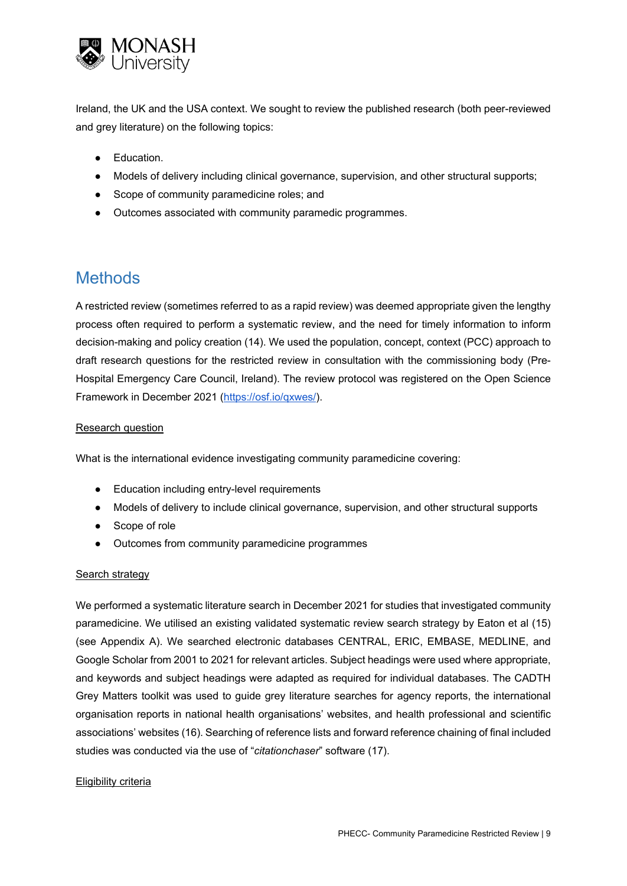Ireland, the UK and the USA context. We sought to review the published research (both peer-reviewed and grey literature) on the following topics:

- Education.
- Models of delivery including clinical governance, supervision, and other structural supports;
- Scope of community paramedicine roles; and
- Outcomes associated with community paramedic programmes.

# Methods

A restricted review (sometimes referred to as a rapid review) was deemed appropriate given the lengthy process often required to perform a systematic review, and the need for timely information to inform decision-making and policy creation (14). We used the population, concept, context (PCC) approach to draft research questions for the restricted review in consultation with the commissioning body (Pre-Hospital Emergency Care Council, Ireland). The review protocol was registered on the Open Science Framework in December 2021 (https://osf.io/qxwes/).

## Research question

What is the international evidence investigating community paramedicine covering:

- Education including entry-level requirements
- Models of delivery to include clinical governance, supervision, and other structural supports
- Scope of role
- Outcomes from community paramedicine programmes

## Search strategy

We performed a systematic literature search in December 2021 for studies that investigated community paramedicine. We utilised an existing validated systematic review search strategy by Eaton et al (15) (see Appendix A). We searched electronic databases CENTRAL, ERIC, EMBASE, MEDLINE, and Google Scholar from 2001 to 2021 for relevant articles. Subject headings were used where appropriate, and keywords and subject headings were adapted as required for individual databases. The CADTH Grey Matters toolkit was used to guide grey literature searches for agency reports, the international organisation reports in national health organisations' websites, and health professional and scientific associations' websites (16). Searching of reference lists and forward reference chaining of final included studies was conducted via the use of "*citationchaser*" software (17).

## Eligibility criteria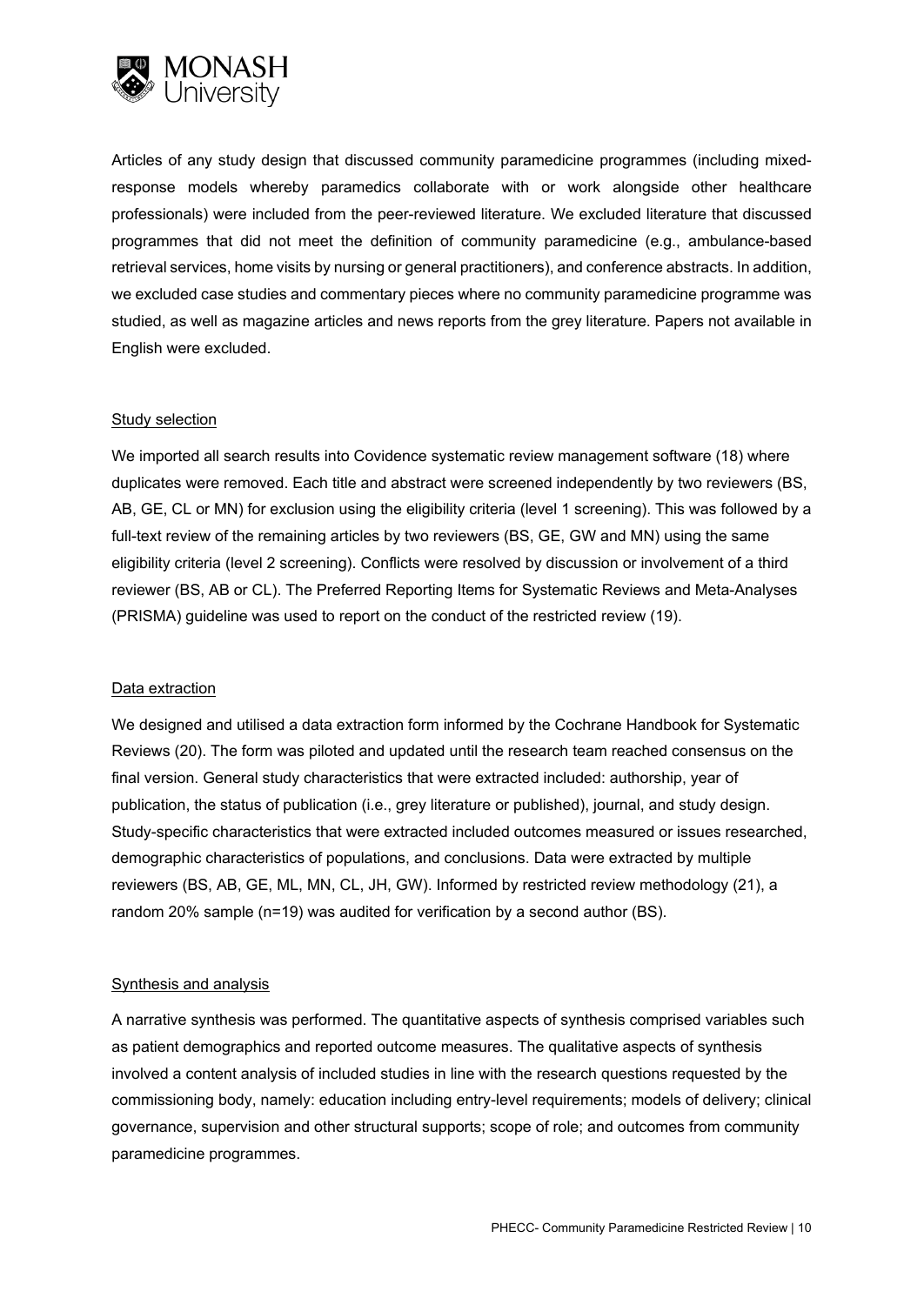Articles of any study design that discussed community paramedicine programmes (including mixed-response models whereby paramedics collaborate with or work alongside other healthcare professionals) were included from the peer-reviewed literature. We excluded literature that discussed programmes that did not meet the definition of community paramedicine (e.g., ambulance-based retrieval services, home visits by nursing or general practitioners), and conference abstracts. In addition, we excluded case studies and commentary pieces where no community paramedicine programme was studied, as well as magazine articles and news reports from the grey literature. Papers not available in English were excluded.

### Study selection

We imported all search results into Covidence systematic review management software (18) where duplicates were removed. Each title and abstract were screened independently by two reviewers (BS, AB, GE, CL or MN) for exclusion using the eligibility criteria (level 1 screening). This was followed by a full-text review of the remaining articles by two reviewers (BS, GE, GW and MN) using the same eligibility criteria (level 2 screening). Conflicts were resolved by discussion or involvement of a third reviewer (BS, AB or CL). The Preferred Reporting Items for Systematic Reviews and Meta-Analyses (PRISMA) guideline was used to report on the conduct of the restricted review (19).

### Data extraction

We designed and utilised a data extraction form informed by the Cochrane Handbook for Systematic Reviews (20). The form was piloted and updated until the research team reached consensus on the final version. General study characteristics that were extracted included: authorship, year of publication, the status of publication (i.e., grey literature or published), journal, and study design. Study-specific characteristics that were extracted included outcomes measured or issues researched, demographic characteristics of populations, and conclusions. Data were extracted by multiple reviewers (BS, AB, GE, ML, MN, CL, JH, GW). Informed by restricted review methodology (21), a random 20% sample (n=19) was audited for verification by a second author (BS).

### Synthesis and analysis

A narrative synthesis was performed. The quantitative aspects of synthesis comprised variables such as patient demographics and reported outcome measures. The qualitative aspects of synthesis involved a content analysis of included studies in line with the research questions requested by the commissioning body, namely: education including entry-level requirements; models of delivery; clinical governance, supervision and other structural supports; scope of role; and outcomes from community paramedicine programmes.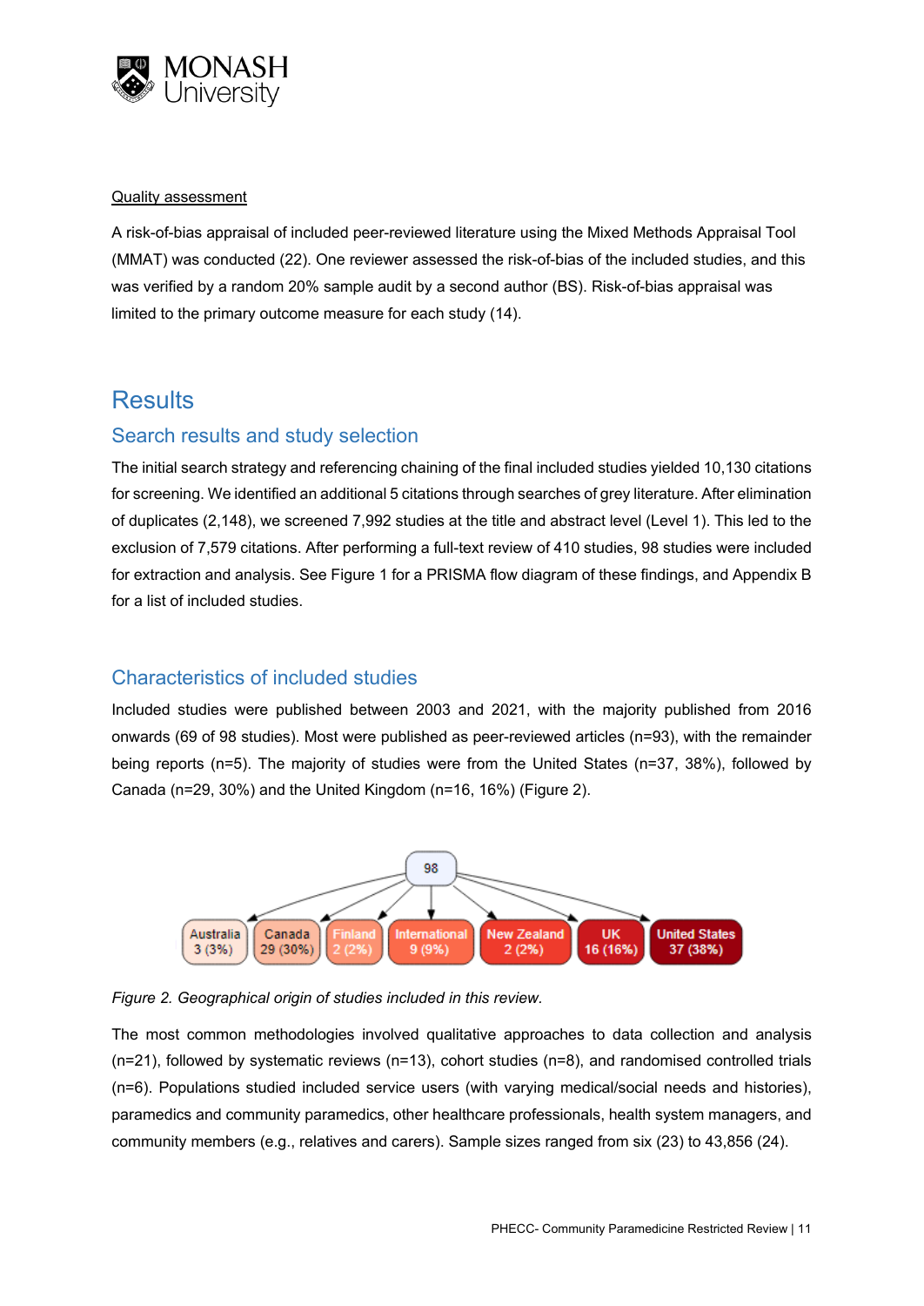Quality assessment

A risk-of-bias appraisal of included peer-reviewed literature using the Mixed Methods Appraisal Tool (MMAT) was conducted (22). One reviewer assessed the risk-of-bias of the included studies, and this was verified by a random 20% sample audit by a second author (BS). Risk-of-bias appraisal was limited to the primary outcome measure for each study (14).

# Results

## Search results and study selection

The initial search strategy and referencing chaining of the final included studies yielded 10,130 citations for screening. We identified an additional 5 citations through searches of grey literature. After elimination of duplicates (2,148), we screened 7,992 studies at the title and abstract level (Level 1). This led to the exclusion of 7,579 citations. After performing a full-text review of 410 studies, 98 studies were included for extraction and analysis. See Figure 1 for a PRISMA flow diagram of these findings, and Appendix B for a list of included studies.

## Characteristics of included studies

Included studies were published between 2003 and 2021, with the majority published from 2016 onwards (69 of 98 studies). Most were published as peer-reviewed articles (n=93), with the remainder being reports (n=5). The majority of studies were from the United States (n=37, 38%), followed by Canada (n=29, 30%) and the United Kingdom (n=16, 16%) (Figure 2).

98

Australia 3 (3%) | Canada 29 (30%) | Finland 2 (2%) | International 9 (9%) | New Zealand 2 (2%) | UK 16 (16%) | United States 37 (38%)

*Figure 2. Geographical origin of studies included in this review.*

The most common methodologies involved qualitative approaches to data collection and analysis (n=21), followed by systematic reviews (n=13), cohort studies (n=8), and randomised controlled trials (n=6). Populations studied included service users (with varying medical/social needs and histories), paramedics and community paramedics, other healthcare professionals, health system managers, and community members (e.g., relatives and carers). Sample sizes ranged from six (23) to 43,856 (24).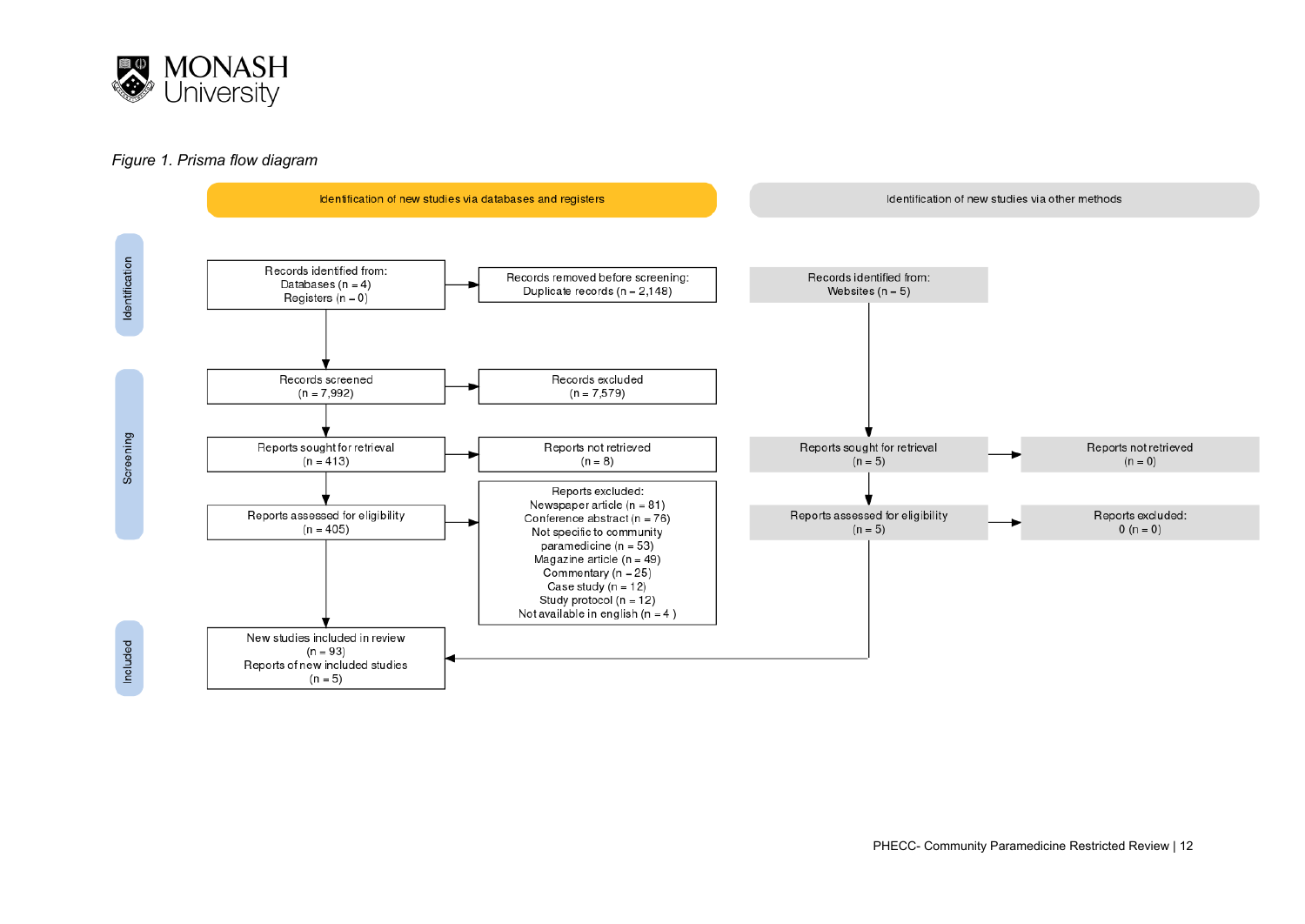*Figure 1. Prisma flow diagram*

**Identification of new studies via databases and registers**

**Identification**

- Records identified from:
  Databases (n = 4)
  Registers (n = 0)
- Records removed before screening:
  Duplicate records (n = 2,148)

**Screening**

- Records screened
  (n = 7,992)
- Records excluded
  (n = 7,579)
- Reports sought for retrieval
  (n = 413)
- Reports not retrieved
  (n = 8)
- Reports assessed for eligibility
  (n = 405)
- Reports excluded:
  Newspaper article (n = 81)
  Conference abstract (n = 76)
  Not specific to community paramedicine (n = 53)
  Magazine article (n = 49)
  Commentary (n = 25)
  Case study (n = 12)
  Study protocol (n = 12)
  Not available in english (n = 4)

**Included**

- New studies included in review
  (n = 93)
  Reports of new included studies
  (n = 5)

**Identification of new studies via other methods**

- Records identified from:
  Websites (n = 5)
- Reports sought for retrieval
  (n = 5)
- Reports not retrieved
  (n = 0)
- Reports assessed for eligibility
  (n = 5)
- Reports excluded:
  0 (n = 0)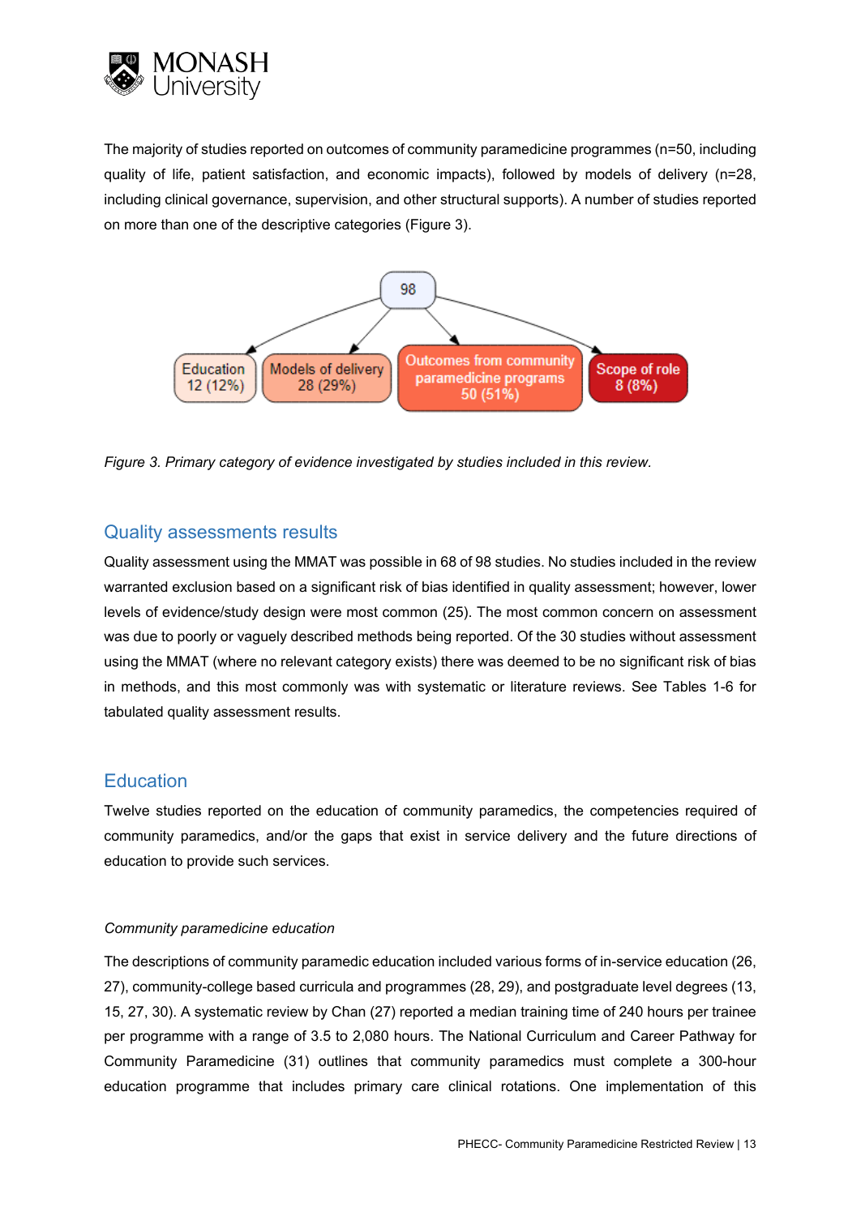The majority of studies reported on outcomes of community paramedicine programmes (n=50, including quality of life, patient satisfaction, and economic impacts), followed by models of delivery (n=28, including clinical governance, supervision, and other structural supports). A number of studies reported on more than one of the descriptive categories (Figure 3).

98

Education 12 (12%) | Models of delivery 28 (29%) | Outcomes from community paramedicine programs 50 (51%) | Scope of role 8 (8%)

*Figure 3. Primary category of evidence investigated by studies included in this review.*

## Quality assessments results

Quality assessment using the MMAT was possible in 68 of 98 studies. No studies included in the review warranted exclusion based on a significant risk of bias identified in quality assessment; however, lower levels of evidence/study design were most common (25). The most common concern on assessment was due to poorly or vaguely described methods being reported. Of the 30 studies without assessment using the MMAT (where no relevant category exists) there was deemed to be no significant risk of bias in methods, and this most commonly was with systematic or literature reviews. See Tables 1-6 for tabulated quality assessment results.

## Education

Twelve studies reported on the education of community paramedics, the competencies required of community paramedics, and/or the gaps that exist in service delivery and the future directions of education to provide such services.

### *Community paramedicine education*

The descriptions of community paramedic education included various forms of in-service education (26, 27), community-college based curricula and programmes (28, 29), and postgraduate level degrees (13, 15, 27, 30). A systematic review by Chan (27) reported a median training time of 240 hours per trainee per programme with a range of 3.5 to 2,080 hours. The National Curriculum and Career Pathway for Community Paramedicine (31) outlines that community paramedics must complete a 300-hour education programme that includes primary care clinical rotations. One implementation of this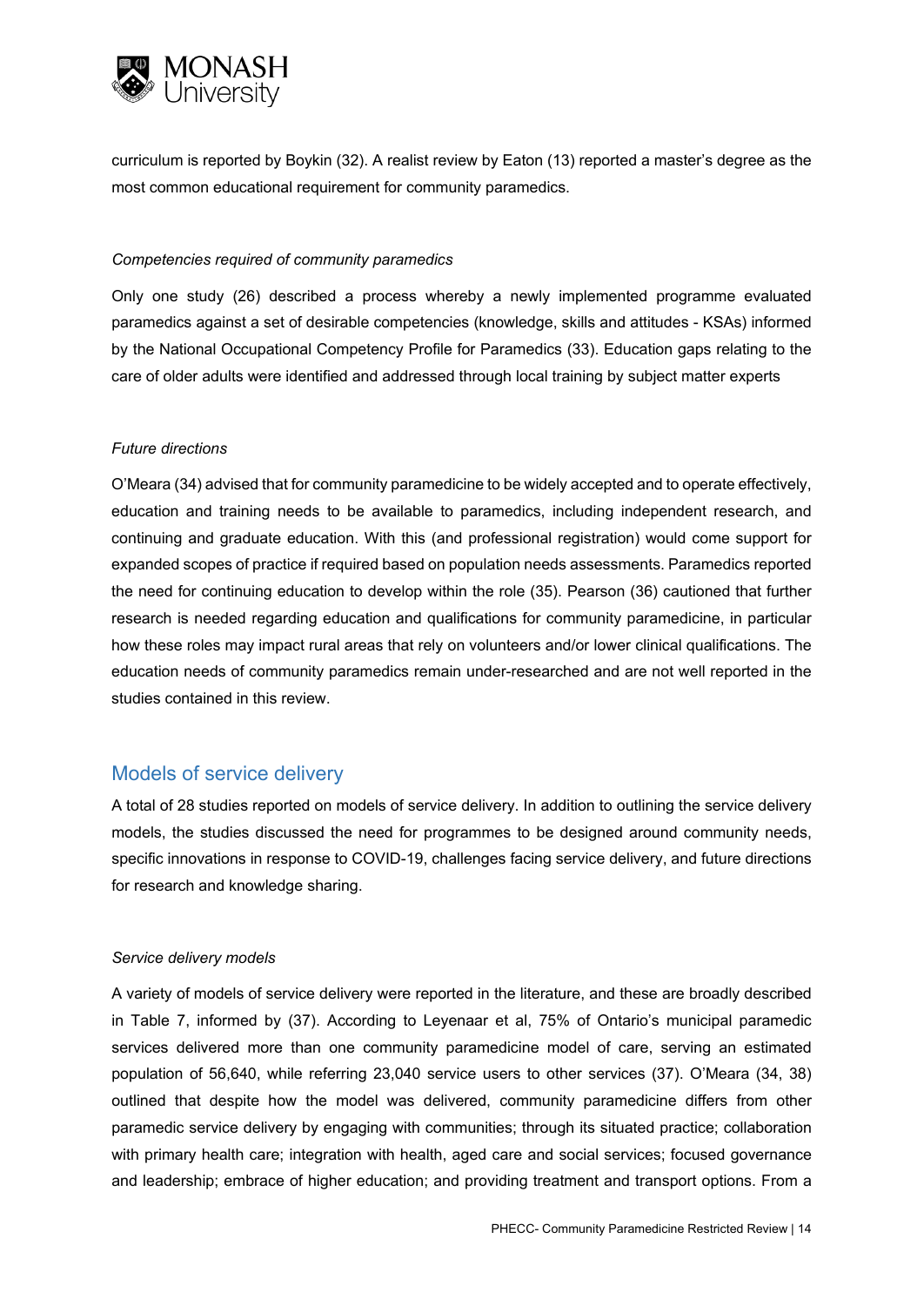curriculum is reported by Boykin (32). A realist review by Eaton (13) reported a master's degree as the most common educational requirement for community paramedics.

*Competencies required of community paramedics*

Only one study (26) described a process whereby a newly implemented programme evaluated paramedics against a set of desirable competencies (knowledge, skills and attitudes - KSAs) informed by the National Occupational Competency Profile for Paramedics (33). Education gaps relating to the care of older adults were identified and addressed through local training by subject matter experts

*Future directions*

O'Meara (34) advised that for community paramedicine to be widely accepted and to operate effectively, education and training needs to be available to paramedics, including independent research, and continuing and graduate education. With this (and professional registration) would come support for expanded scopes of practice if required based on population needs assessments. Paramedics reported the need for continuing education to develop within the role (35). Pearson (36) cautioned that further research is needed regarding education and qualifications for community paramedicine, in particular how these roles may impact rural areas that rely on volunteers and/or lower clinical qualifications. The education needs of community paramedics remain under-researched and are not well reported in the studies contained in this review.

## Models of service delivery

A total of 28 studies reported on models of service delivery. In addition to outlining the service delivery models, the studies discussed the need for programmes to be designed around community needs, specific innovations in response to COVID-19, challenges facing service delivery, and future directions for research and knowledge sharing.

*Service delivery models*

A variety of models of service delivery were reported in the literature, and these are broadly described in Table 7, informed by (37). According to Leyenaar et al, 75% of Ontario's municipal paramedic services delivered more than one community paramedicine model of care, serving an estimated population of 56,640, while referring 23,040 service users to other services (37). O'Meara (34, 38) outlined that despite how the model was delivered, community paramedicine differs from other paramedic service delivery by engaging with communities; through its situated practice; collaboration with primary health care; integration with health, aged care and social services; focused governance and leadership; embrace of higher education; and providing treatment and transport options. From a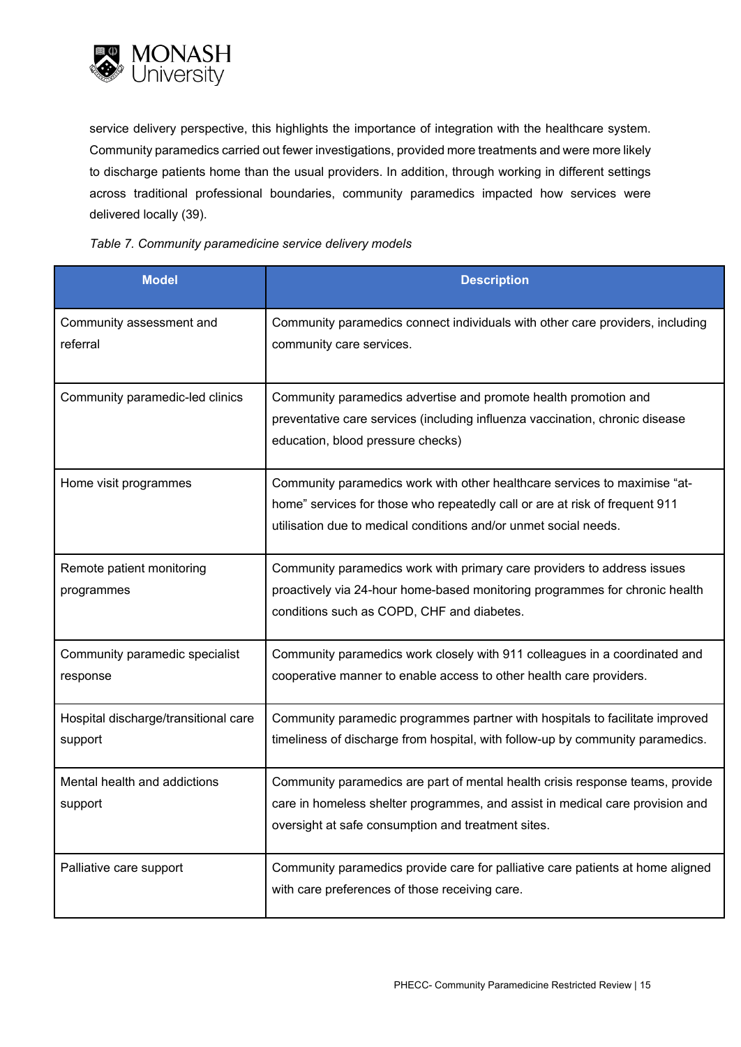service delivery perspective, this highlights the importance of integration with the healthcare system. Community paramedics carried out fewer investigations, provided more treatments and were more likely to discharge patients home than the usual providers. In addition, through working in different settings across traditional professional boundaries, community paramedics impacted how services were delivered locally (39).

*Table 7. Community paramedicine service delivery models*

| Model | Description |
| --- | --- |
| Community assessment and referral | Community paramedics connect individuals with other care providers, including community care services. |
| Community paramedic-led clinics | Community paramedics advertise and promote health promotion and preventative care services (including influenza vaccination, chronic disease education, blood pressure checks) |
| Home visit programmes | Community paramedics work with other healthcare services to maximise "at-home" services for those who repeatedly call or are at risk of frequent 911 utilisation due to medical conditions and/or unmet social needs. |
| Remote patient monitoring programmes | Community paramedics work with primary care providers to address issues proactively via 24-hour home-based monitoring programmes for chronic health conditions such as COPD, CHF and diabetes. |
| Community paramedic specialist response | Community paramedics work closely with 911 colleagues in a coordinated and cooperative manner to enable access to other health care providers. |
| Hospital discharge/transitional care support | Community paramedic programmes partner with hospitals to facilitate improved timeliness of discharge from hospital, with follow-up by community paramedics. |
| Mental health and addictions support | Community paramedics are part of mental health crisis response teams, provide care in homeless shelter programmes, and assist in medical care provision and oversight at safe consumption and treatment sites. |
| Palliative care support | Community paramedics provide care for palliative care patients at home aligned with care preferences of those receiving care. |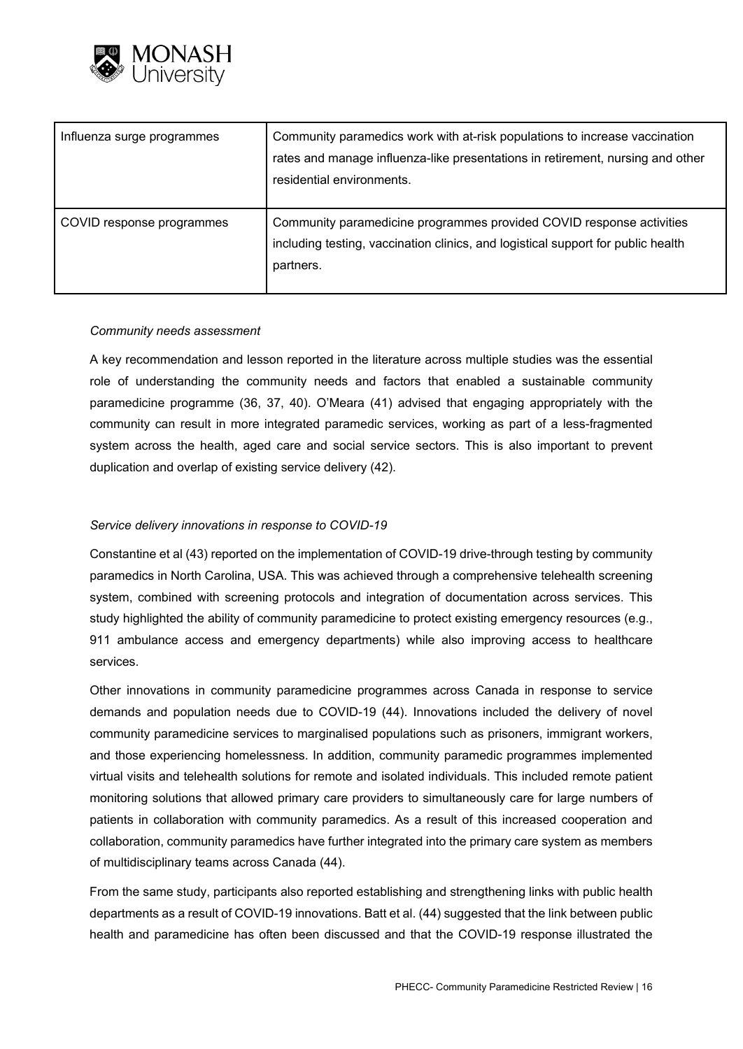| Influenza surge programmes | Community paramedics work with at-risk populations to increase vaccination rates and manage influenza-like presentations in retirement, nursing and other residential environments. |
|---|---|
| COVID response programmes | Community paramedicine programmes provided COVID response activities including testing, vaccination clinics, and logistical support for public health partners. |

*Community needs assessment*

A key recommendation and lesson reported in the literature across multiple studies was the essential role of understanding the community needs and factors that enabled a sustainable community paramedicine programme (36, 37, 40). O'Meara (41) advised that engaging appropriately with the community can result in more integrated paramedic services, working as part of a less-fragmented system across the health, aged care and social service sectors. This is also important to prevent duplication and overlap of existing service delivery (42).

*Service delivery innovations in response to COVID-19*

Constantine et al (43) reported on the implementation of COVID-19 drive-through testing by community paramedics in North Carolina, USA. This was achieved through a comprehensive telehealth screening system, combined with screening protocols and integration of documentation across services. This study highlighted the ability of community paramedicine to protect existing emergency resources (e.g., 911 ambulance access and emergency departments) while also improving access to healthcare services.

Other innovations in community paramedicine programmes across Canada in response to service demands and population needs due to COVID-19 (44). Innovations included the delivery of novel community paramedicine services to marginalised populations such as prisoners, immigrant workers, and those experiencing homelessness. In addition, community paramedic programmes implemented virtual visits and telehealth solutions for remote and isolated individuals. This included remote patient monitoring solutions that allowed primary care providers to simultaneously care for large numbers of patients in collaboration with community paramedics. As a result of this increased cooperation and collaboration, community paramedics have further integrated into the primary care system as members of multidisciplinary teams across Canada (44).

From the same study, participants also reported establishing and strengthening links with public health departments as a result of COVID-19 innovations. Batt et al. (44) suggested that the link between public health and paramedicine has often been discussed and that the COVID-19 response illustrated the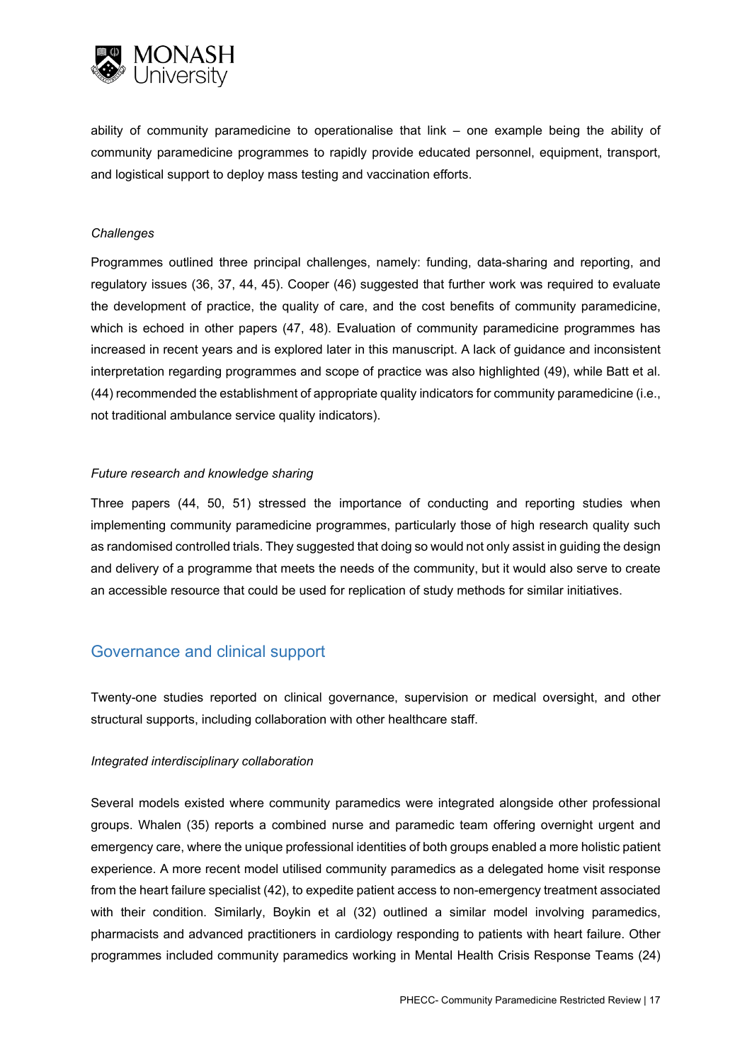ability of community paramedicine to operationalise that link – one example being the ability of community paramedicine programmes to rapidly provide educated personnel, equipment, transport, and logistical support to deploy mass testing and vaccination efforts.

*Challenges*

Programmes outlined three principal challenges, namely: funding, data-sharing and reporting, and regulatory issues (36, 37, 44, 45). Cooper (46) suggested that further work was required to evaluate the development of practice, the quality of care, and the cost benefits of community paramedicine, which is echoed in other papers (47, 48). Evaluation of community paramedicine programmes has increased in recent years and is explored later in this manuscript. A lack of guidance and inconsistent interpretation regarding programmes and scope of practice was also highlighted (49), while Batt et al. (44) recommended the establishment of appropriate quality indicators for community paramedicine (i.e., not traditional ambulance service quality indicators).

*Future research and knowledge sharing*

Three papers (44, 50, 51) stressed the importance of conducting and reporting studies when implementing community paramedicine programmes, particularly those of high research quality such as randomised controlled trials. They suggested that doing so would not only assist in guiding the design and delivery of a programme that meets the needs of the community, but it would also serve to create an accessible resource that could be used for replication of study methods for similar initiatives.

## Governance and clinical support

Twenty-one studies reported on clinical governance, supervision or medical oversight, and other structural supports, including collaboration with other healthcare staff.

*Integrated interdisciplinary collaboration*

Several models existed where community paramedics were integrated alongside other professional groups. Whalen (35) reports a combined nurse and paramedic team offering overnight urgent and emergency care, where the unique professional identities of both groups enabled a more holistic patient experience. A more recent model utilised community paramedics as a delegated home visit response from the heart failure specialist (42), to expedite patient access to non-emergency treatment associated with their condition. Similarly, Boykin et al (32) outlined a similar model involving paramedics, pharmacists and advanced practitioners in cardiology responding to patients with heart failure. Other programmes included community paramedics working in Mental Health Crisis Response Teams (24)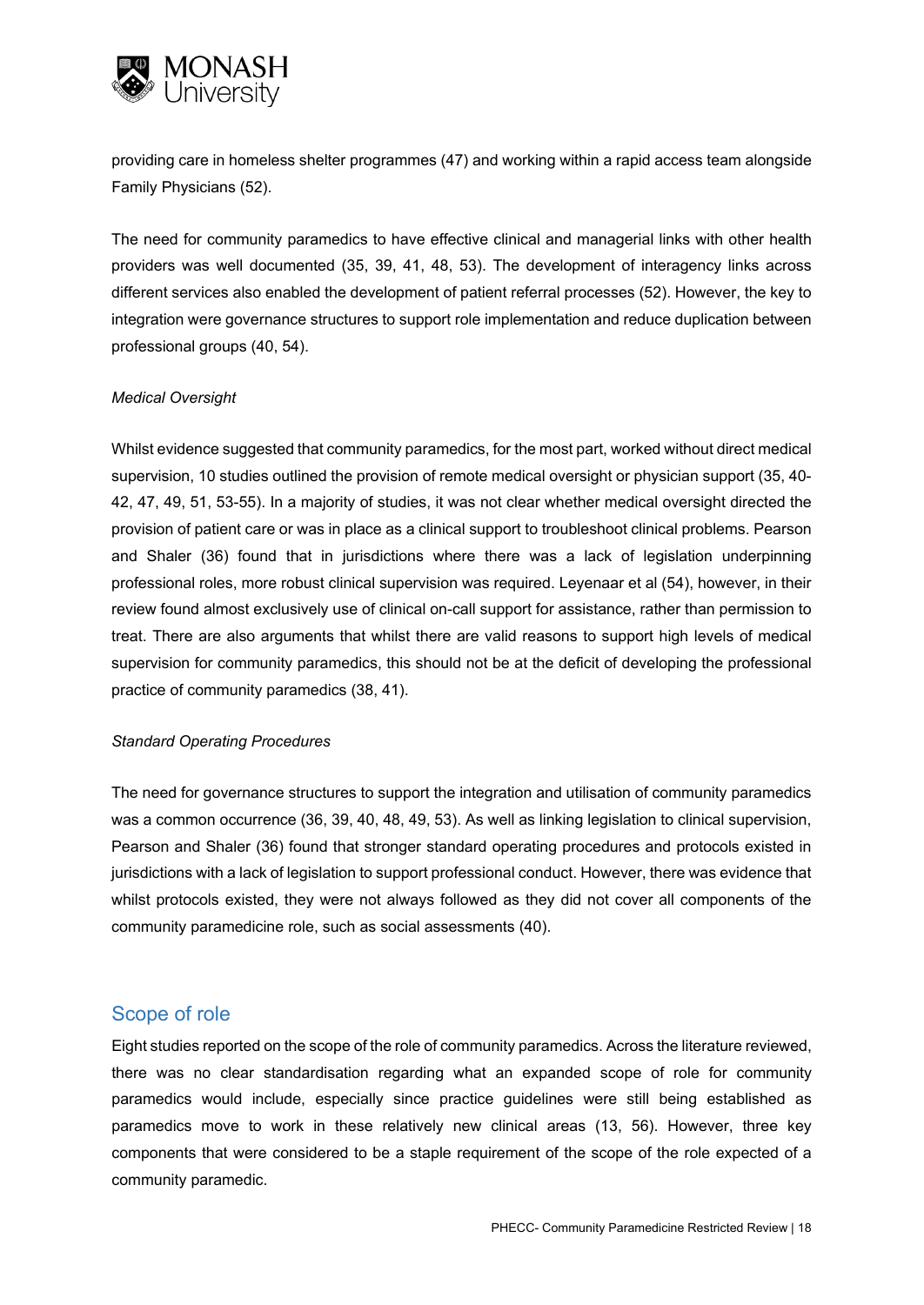providing care in homeless shelter programmes (47) and working within a rapid access team alongside Family Physicians (52).

The need for community paramedics to have effective clinical and managerial links with other health providers was well documented (35, 39, 41, 48, 53). The development of interagency links across different services also enabled the development of patient referral processes (52). However, the key to integration were governance structures to support role implementation and reduce duplication between professional groups (40, 54).

*Medical Oversight*

Whilst evidence suggested that community paramedics, for the most part, worked without direct medical supervision, 10 studies outlined the provision of remote medical oversight or physician support (35, 40-42, 47, 49, 51, 53-55). In a majority of studies, it was not clear whether medical oversight directed the provision of patient care or was in place as a clinical support to troubleshoot clinical problems. Pearson and Shaler (36) found that in jurisdictions where there was a lack of legislation underpinning professional roles, more robust clinical supervision was required. Leyenaar et al (54), however, in their review found almost exclusively use of clinical on-call support for assistance, rather than permission to treat. There are also arguments that whilst there are valid reasons to support high levels of medical supervision for community paramedics, this should not be at the deficit of developing the professional practice of community paramedics (38, 41).

*Standard Operating Procedures*

The need for governance structures to support the integration and utilisation of community paramedics was a common occurrence (36, 39, 40, 48, 49, 53). As well as linking legislation to clinical supervision, Pearson and Shaler (36) found that stronger standard operating procedures and protocols existed in jurisdictions with a lack of legislation to support professional conduct. However, there was evidence that whilst protocols existed, they were not always followed as they did not cover all components of the community paramedicine role, such as social assessments (40).

## Scope of role

Eight studies reported on the scope of the role of community paramedics. Across the literature reviewed, there was no clear standardisation regarding what an expanded scope of role for community paramedics would include, especially since practice guidelines were still being established as paramedics move to work in these relatively new clinical areas (13, 56). However, three key components that were considered to be a staple requirement of the scope of the role expected of a community paramedic.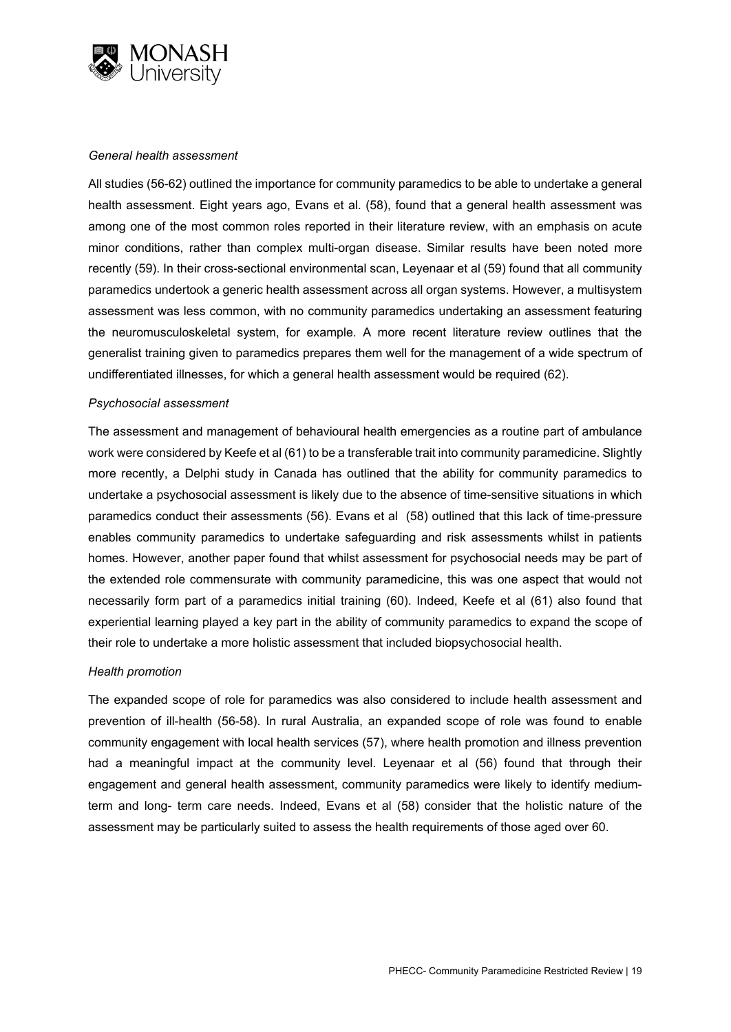*General health assessment*

All studies (56-62) outlined the importance for community paramedics to be able to undertake a general health assessment. Eight years ago, Evans et al. (58), found that a general health assessment was among one of the most common roles reported in their literature review, with an emphasis on acute minor conditions, rather than complex multi-organ disease. Similar results have been noted more recently (59). In their cross-sectional environmental scan, Leyenaar et al (59) found that all community paramedics undertook a generic health assessment across all organ systems. However, a multisystem assessment was less common, with no community paramedics undertaking an assessment featuring the neuromusculoskeletal system, for example. A more recent literature review outlines that the generalist training given to paramedics prepares them well for the management of a wide spectrum of undifferentiated illnesses, for which a general health assessment would be required (62).

*Psychosocial assessment*

The assessment and management of behavioural health emergencies as a routine part of ambulance work were considered by Keefe et al (61) to be a transferable trait into community paramedicine. Slightly more recently, a Delphi study in Canada has outlined that the ability for community paramedics to undertake a psychosocial assessment is likely due to the absence of time-sensitive situations in which paramedics conduct their assessments (56). Evans et al (58) outlined that this lack of time-pressure enables community paramedics to undertake safeguarding and risk assessments whilst in patients homes. However, another paper found that whilst assessment for psychosocial needs may be part of the extended role commensurate with community paramedicine, this was one aspect that would not necessarily form part of a paramedics initial training (60). Indeed, Keefe et al (61) also found that experiential learning played a key part in the ability of community paramedics to expand the scope of their role to undertake a more holistic assessment that included biopsychosocial health.

*Health promotion*

The expanded scope of role for paramedics was also considered to include health assessment and prevention of ill-health (56-58). In rural Australia, an expanded scope of role was found to enable community engagement with local health services (57), where health promotion and illness prevention had a meaningful impact at the community level. Leyenaar et al (56) found that through their engagement and general health assessment, community paramedics were likely to identify medium-term and long- term care needs. Indeed, Evans et al (58) consider that the holistic nature of the assessment may be particularly suited to assess the health requirements of those aged over 60.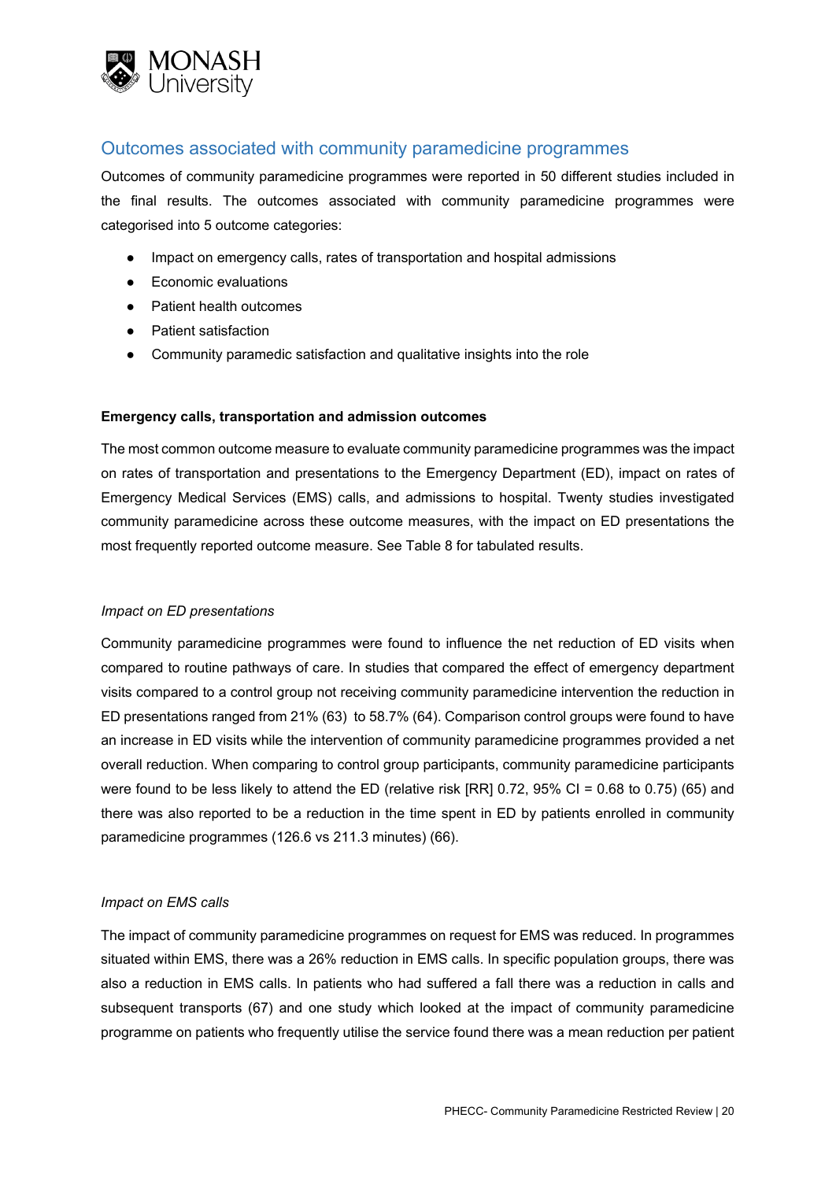## Outcomes associated with community paramedicine programmes

Outcomes of community paramedicine programmes were reported in 50 different studies included in the final results. The outcomes associated with community paramedicine programmes were categorised into 5 outcome categories:

- Impact on emergency calls, rates of transportation and hospital admissions
- Economic evaluations
- Patient health outcomes
- Patient satisfaction
- Community paramedic satisfaction and qualitative insights into the role

**Emergency calls, transportation and admission outcomes**

The most common outcome measure to evaluate community paramedicine programmes was the impact on rates of transportation and presentations to the Emergency Department (ED), impact on rates of Emergency Medical Services (EMS) calls, and admissions to hospital. Twenty studies investigated community paramedicine across these outcome measures, with the impact on ED presentations the most frequently reported outcome measure. See Table 8 for tabulated results.

*Impact on ED presentations*

Community paramedicine programmes were found to influence the net reduction of ED visits when compared to routine pathways of care. In studies that compared the effect of emergency department visits compared to a control group not receiving community paramedicine intervention the reduction in ED presentations ranged from 21% (63) to 58.7% (64). Comparison control groups were found to have an increase in ED visits while the intervention of community paramedicine programmes provided a net overall reduction. When comparing to control group participants, community paramedicine participants were found to be less likely to attend the ED (relative risk [RR] 0.72, 95% CI = 0.68 to 0.75) (65) and there was also reported to be a reduction in the time spent in ED by patients enrolled in community paramedicine programmes (126.6 vs 211.3 minutes) (66).

*Impact on EMS calls*

The impact of community paramedicine programmes on request for EMS was reduced. In programmes situated within EMS, there was a 26% reduction in EMS calls. In specific population groups, there was also a reduction in EMS calls. In patients who had suffered a fall there was a reduction in calls and subsequent transports (67) and one study which looked at the impact of community paramedicine programme on patients who frequently utilise the service found there was a mean reduction per patient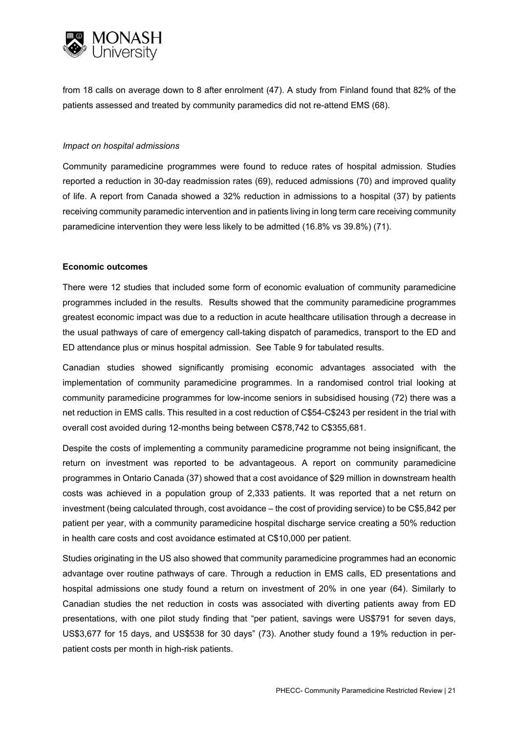from 18 calls on average down to 8 after enrolment (47). A study from Finland found that 82% of the patients assessed and treated by community paramedics did not re-attend EMS (68).

*Impact on hospital admissions*

Community paramedicine programmes were found to reduce rates of hospital admission. Studies reported a reduction in 30-day readmission rates (69), reduced admissions (70) and improved quality of life. A report from Canada showed a 32% reduction in admissions to a hospital (37) by patients receiving community paramedic intervention and in patients living in long term care receiving community paramedicine intervention they were less likely to be admitted (16.8% vs 39.8%) (71).

**Economic outcomes**

There were 12 studies that included some form of economic evaluation of community paramedicine programmes included in the results. Results showed that the community paramedicine programmes greatest economic impact was due to a reduction in acute healthcare utilisation through a decrease in the usual pathways of care of emergency call-taking dispatch of paramedics, transport to the ED and ED attendance plus or minus hospital admission. See Table 9 for tabulated results.

Canadian studies showed significantly promising economic advantages associated with the implementation of community paramedicine programmes. In a randomised control trial looking at community paramedicine programmes for low-income seniors in subsidised housing (72) there was a net reduction in EMS calls. This resulted in a cost reduction of C$54-C$243 per resident in the trial with overall cost avoided during 12-months being between C$78,742 to C$355,681.

Despite the costs of implementing a community paramedicine programme not being insignificant, the return on investment was reported to be advantageous. A report on community paramedicine programmes in Ontario Canada (37) showed that a cost avoidance of $29 million in downstream health costs was achieved in a population group of 2,333 patients. It was reported that a net return on investment (being calculated through, cost avoidance – the cost of providing service) to be C$5,842 per patient per year, with a community paramedicine hospital discharge service creating a 50% reduction in health care costs and cost avoidance estimated at C$10,000 per patient.

Studies originating in the US also showed that community paramedicine programmes had an economic advantage over routine pathways of care. Through a reduction in EMS calls, ED presentations and hospital admissions one study found a return on investment of 20% in one year (64). Similarly to Canadian studies the net reduction in costs was associated with diverting patients away from ED presentations, with one pilot study finding that "per patient, savings were US$791 for seven days, US$3,677 for 15 days, and US$538 for 30 days" (73). Another study found a 19% reduction in per-patient costs per month in high-risk patients.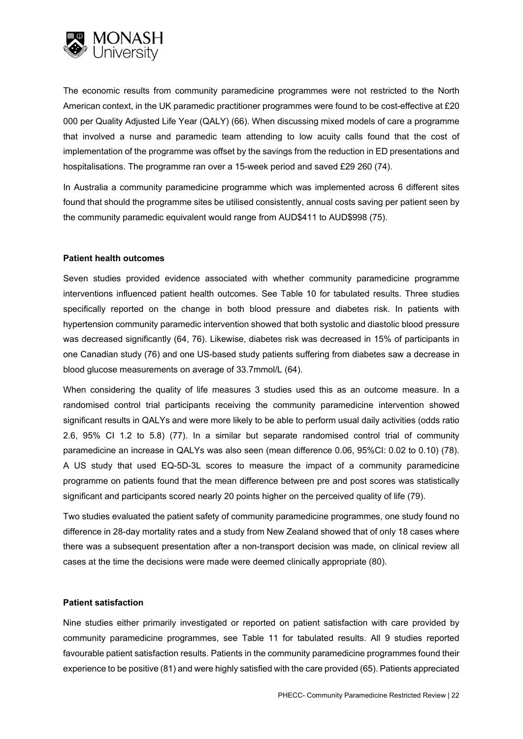The economic results from community paramedicine programmes were not restricted to the North American context, in the UK paramedic practitioner programmes were found to be cost-effective at £20 000 per Quality Adjusted Life Year (QALY) (66). When discussing mixed models of care a programme that involved a nurse and paramedic team attending to low acuity calls found that the cost of implementation of the programme was offset by the savings from the reduction in ED presentations and hospitalisations. The programme ran over a 15-week period and saved £29 260 (74).

In Australia a community paramedicine programme which was implemented across 6 different sites found that should the programme sites be utilised consistently, annual costs saving per patient seen by the community paramedic equivalent would range from AUD$411 to AUD$998 (75).

**Patient health outcomes**

Seven studies provided evidence associated with whether community paramedicine programme interventions influenced patient health outcomes. See Table 10 for tabulated results. Three studies specifically reported on the change in both blood pressure and diabetes risk. In patients with hypertension community paramedic intervention showed that both systolic and diastolic blood pressure was decreased significantly (64, 76). Likewise, diabetes risk was decreased in 15% of participants in one Canadian study (76) and one US-based study patients suffering from diabetes saw a decrease in blood glucose measurements on average of 33.7mmol/L (64).

When considering the quality of life measures 3 studies used this as an outcome measure. In a randomised control trial participants receiving the community paramedicine intervention showed significant results in QALYs and were more likely to be able to perform usual daily activities (odds ratio 2.6, 95% CI 1.2 to 5.8) (77). In a similar but separate randomised control trial of community paramedicine an increase in QALYs was also seen (mean difference 0.06, 95%CI: 0.02 to 0.10) (78). A US study that used EQ-5D-3L scores to measure the impact of a community paramedicine programme on patients found that the mean difference between pre and post scores was statistically significant and participants scored nearly 20 points higher on the perceived quality of life (79).

Two studies evaluated the patient safety of community paramedicine programmes, one study found no difference in 28-day mortality rates and a study from New Zealand showed that of only 18 cases where there was a subsequent presentation after a non-transport decision was made, on clinical review all cases at the time the decisions were made were deemed clinically appropriate (80).

**Patient satisfaction**

Nine studies either primarily investigated or reported on patient satisfaction with care provided by community paramedicine programmes, see Table 11 for tabulated results. All 9 studies reported favourable patient satisfaction results. Patients in the community paramedicine programmes found their experience to be positive (81) and were highly satisfied with the care provided (65). Patients appreciated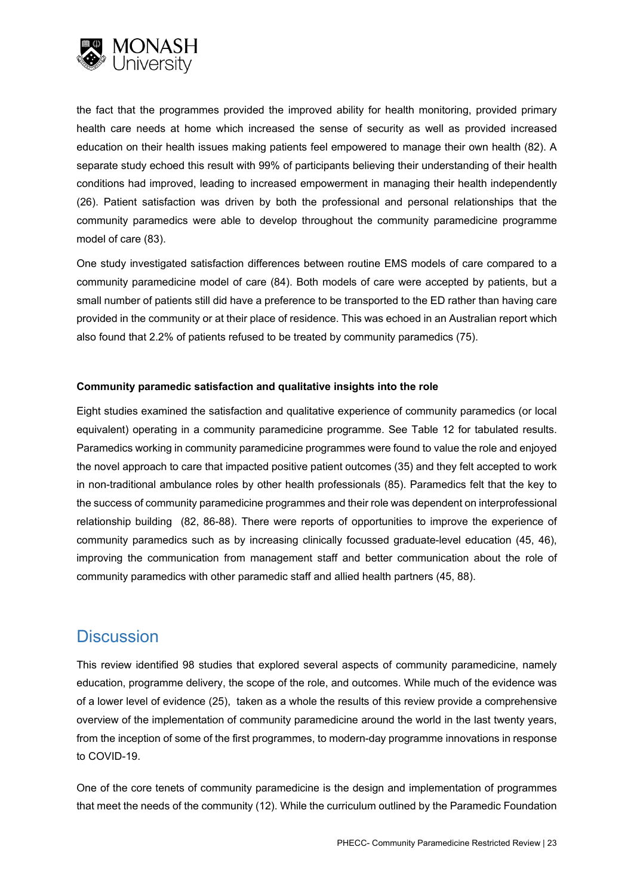the fact that the programmes provided the improved ability for health monitoring, provided primary health care needs at home which increased the sense of security as well as provided increased education on their health issues making patients feel empowered to manage their own health (82). A separate study echoed this result with 99% of participants believing their understanding of their health conditions had improved, leading to increased empowerment in managing their health independently (26). Patient satisfaction was driven by both the professional and personal relationships that the community paramedics were able to develop throughout the community paramedicine programme model of care (83).

One study investigated satisfaction differences between routine EMS models of care compared to a community paramedicine model of care (84). Both models of care were accepted by patients, but a small number of patients still did have a preference to be transported to the ED rather than having care provided in the community or at their place of residence. This was echoed in an Australian report which also found that 2.2% of patients refused to be treated by community paramedics (75).

**Community paramedic satisfaction and qualitative insights into the role**

Eight studies examined the satisfaction and qualitative experience of community paramedics (or local equivalent) operating in a community paramedicine programme. See Table 12 for tabulated results. Paramedics working in community paramedicine programmes were found to value the role and enjoyed the novel approach to care that impacted positive patient outcomes (35) and they felt accepted to work in non-traditional ambulance roles by other health professionals (85). Paramedics felt that the key to the success of community paramedicine programmes and their role was dependent on interprofessional relationship building (82, 86-88). There were reports of opportunities to improve the experience of community paramedics such as by increasing clinically focussed graduate-level education (45, 46), improving the communication from management staff and better communication about the role of community paramedics with other paramedic staff and allied health partners (45, 88).

## Discussion

This review identified 98 studies that explored several aspects of community paramedicine, namely education, programme delivery, the scope of the role, and outcomes. While much of the evidence was of a lower level of evidence (25), taken as a whole the results of this review provide a comprehensive overview of the implementation of community paramedicine around the world in the last twenty years, from the inception of some of the first programmes, to modern-day programme innovations in response to COVID-19.

One of the core tenets of community paramedicine is the design and implementation of programmes that meet the needs of the community (12). While the curriculum outlined by the Paramedic Foundation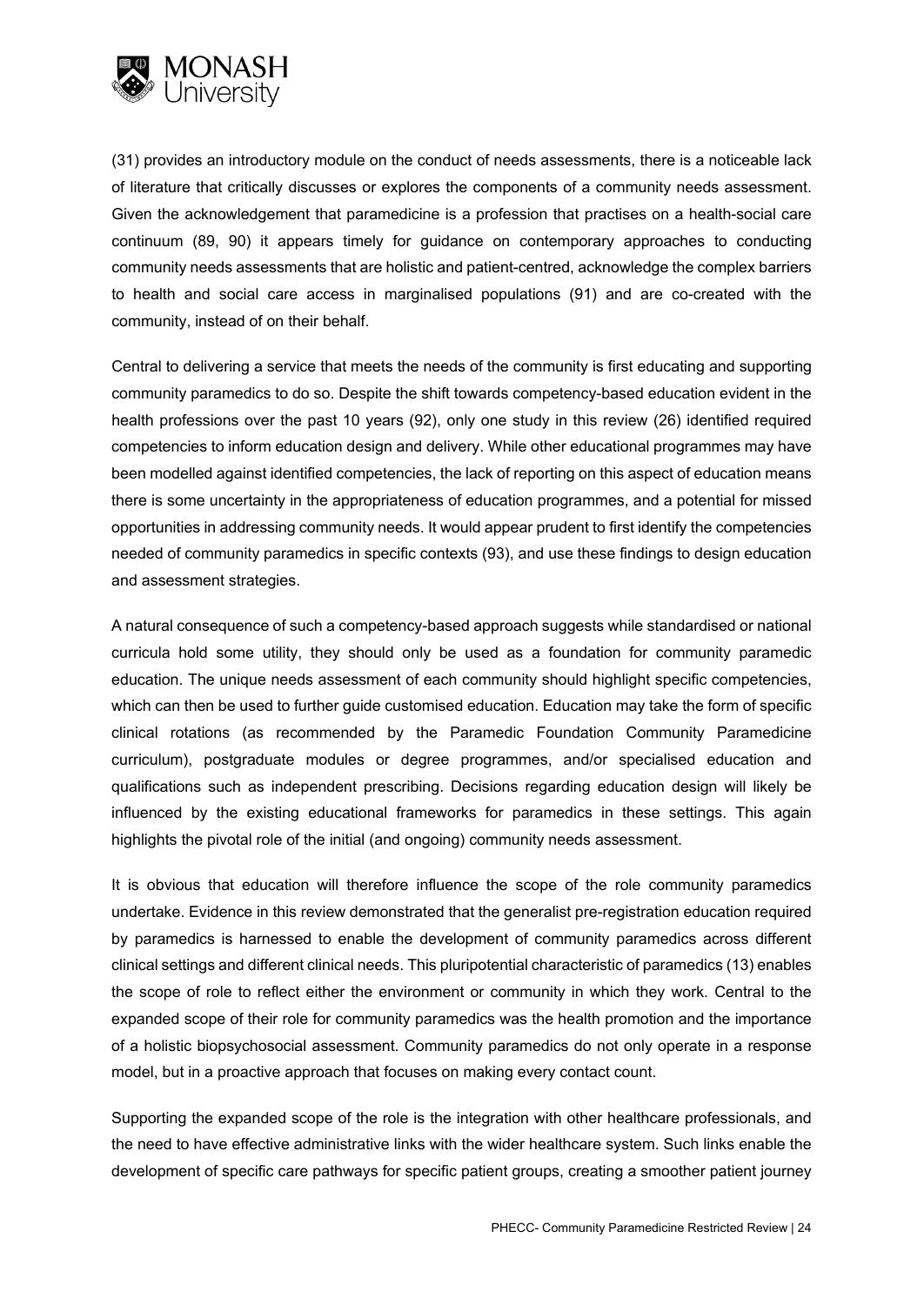(31) provides an introductory module on the conduct of needs assessments, there is a noticeable lack of literature that critically discusses or explores the components of a community needs assessment. Given the acknowledgement that paramedicine is a profession that practises on a health-social care continuum (89, 90) it appears timely for guidance on contemporary approaches to conducting community needs assessments that are holistic and patient-centred, acknowledge the complex barriers to health and social care access in marginalised populations (91) and are co-created with the community, instead of on their behalf.

Central to delivering a service that meets the needs of the community is first educating and supporting community paramedics to do so. Despite the shift towards competency-based education evident in the health professions over the past 10 years (92), only one study in this review (26) identified required competencies to inform education design and delivery. While other educational programmes may have been modelled against identified competencies, the lack of reporting on this aspect of education means there is some uncertainty in the appropriateness of education programmes, and a potential for missed opportunities in addressing community needs. It would appear prudent to first identify the competencies needed of community paramedics in specific contexts (93), and use these findings to design education and assessment strategies.

A natural consequence of such a competency-based approach suggests while standardised or national curricula hold some utility, they should only be used as a foundation for community paramedic education. The unique needs assessment of each community should highlight specific competencies, which can then be used to further guide customised education. Education may take the form of specific clinical rotations (as recommended by the Paramedic Foundation Community Paramedicine curriculum), postgraduate modules or degree programmes, and/or specialised education and qualifications such as independent prescribing. Decisions regarding education design will likely be influenced by the existing educational frameworks for paramedics in these settings. This again highlights the pivotal role of the initial (and ongoing) community needs assessment.

It is obvious that education will therefore influence the scope of the role community paramedics undertake. Evidence in this review demonstrated that the generalist pre-registration education required by paramedics is harnessed to enable the development of community paramedics across different clinical settings and different clinical needs. This pluripotential characteristic of paramedics (13) enables the scope of role to reflect either the environment or community in which they work. Central to the expanded scope of their role for community paramedics was the health promotion and the importance of a holistic biopsychosocial assessment. Community paramedics do not only operate in a response model, but in a proactive approach that focuses on making every contact count.

Supporting the expanded scope of the role is the integration with other healthcare professionals, and the need to have effective administrative links with the wider healthcare system. Such links enable the development of specific care pathways for specific patient groups, creating a smoother patient journey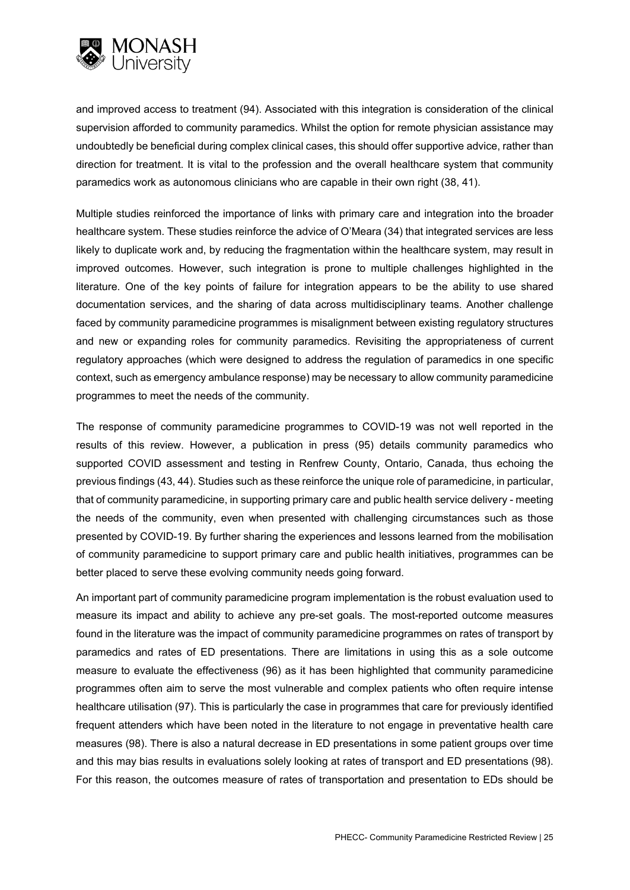and improved access to treatment (94). Associated with this integration is consideration of the clinical supervision afforded to community paramedics. Whilst the option for remote physician assistance may undoubtedly be beneficial during complex clinical cases, this should offer supportive advice, rather than direction for treatment. It is vital to the profession and the overall healthcare system that community paramedics work as autonomous clinicians who are capable in their own right (38, 41).

Multiple studies reinforced the importance of links with primary care and integration into the broader healthcare system. These studies reinforce the advice of O'Meara (34) that integrated services are less likely to duplicate work and, by reducing the fragmentation within the healthcare system, may result in improved outcomes. However, such integration is prone to multiple challenges highlighted in the literature. One of the key points of failure for integration appears to be the ability to use shared documentation services, and the sharing of data across multidisciplinary teams. Another challenge faced by community paramedicine programmes is misalignment between existing regulatory structures and new or expanding roles for community paramedics. Revisiting the appropriateness of current regulatory approaches (which were designed to address the regulation of paramedics in one specific context, such as emergency ambulance response) may be necessary to allow community paramedicine programmes to meet the needs of the community.

The response of community paramedicine programmes to COVID-19 was not well reported in the results of this review. However, a publication in press (95) details community paramedics who supported COVID assessment and testing in Renfrew County, Ontario, Canada, thus echoing the previous findings (43, 44). Studies such as these reinforce the unique role of paramedicine, in particular, that of community paramedicine, in supporting primary care and public health service delivery - meeting the needs of the community, even when presented with challenging circumstances such as those presented by COVID-19. By further sharing the experiences and lessons learned from the mobilisation of community paramedicine to support primary care and public health initiatives, programmes can be better placed to serve these evolving community needs going forward.

An important part of community paramedicine program implementation is the robust evaluation used to measure its impact and ability to achieve any pre-set goals. The most-reported outcome measures found in the literature was the impact of community paramedicine programmes on rates of transport by paramedics and rates of ED presentations. There are limitations in using this as a sole outcome measure to evaluate the effectiveness (96) as it has been highlighted that community paramedicine programmes often aim to serve the most vulnerable and complex patients who often require intense healthcare utilisation (97). This is particularly the case in programmes that care for previously identified frequent attenders which have been noted in the literature to not engage in preventative health care measures (98). There is also a natural decrease in ED presentations in some patient groups over time and this may bias results in evaluations solely looking at rates of transport and ED presentations (98). For this reason, the outcomes measure of rates of transportation and presentation to EDs should be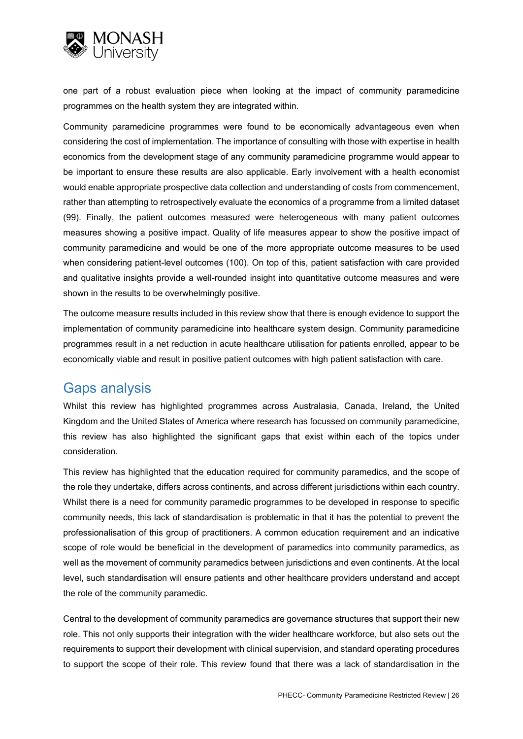one part of a robust evaluation piece when looking at the impact of community paramedicine programmes on the health system they are integrated within.

Community paramedicine programmes were found to be economically advantageous even when considering the cost of implementation. The importance of consulting with those with expertise in health economics from the development stage of any community paramedicine programme would appear to be important to ensure these results are also applicable. Early involvement with a health economist would enable appropriate prospective data collection and understanding of costs from commencement, rather than attempting to retrospectively evaluate the economics of a programme from a limited dataset (99). Finally, the patient outcomes measured were heterogeneous with many patient outcomes measures showing a positive impact. Quality of life measures appear to show the positive impact of community paramedicine and would be one of the more appropriate outcome measures to be used when considering patient-level outcomes (100). On top of this, patient satisfaction with care provided and qualitative insights provide a well-rounded insight into quantitative outcome measures and were shown in the results to be overwhelmingly positive.

The outcome measure results included in this review show that there is enough evidence to support the implementation of community paramedicine into healthcare system design. Community paramedicine programmes result in a net reduction in acute healthcare utilisation for patients enrolled, appear to be economically viable and result in positive patient outcomes with high patient satisfaction with care.

## Gaps analysis

Whilst this review has highlighted programmes across Australasia, Canada, Ireland, the United Kingdom and the United States of America where research has focussed on community paramedicine, this review has also highlighted the significant gaps that exist within each of the topics under consideration.

This review has highlighted that the education required for community paramedics, and the scope of the role they undertake, differs across continents, and across different jurisdictions within each country. Whilst there is a need for community paramedic programmes to be developed in response to specific community needs, this lack of standardisation is problematic in that it has the potential to prevent the professionalisation of this group of practitioners. A common education requirement and an indicative scope of role would be beneficial in the development of paramedics into community paramedics, as well as the movement of community paramedics between jurisdictions and even continents. At the local level, such standardisation will ensure patients and other healthcare providers understand and accept the role of the community paramedic.

Central to the development of community paramedics are governance structures that support their new role. This not only supports their integration with the wider healthcare workforce, but also sets out the requirements to support their development with clinical supervision, and standard operating procedures to support the scope of their role. This review found that there was a lack of standardisation in the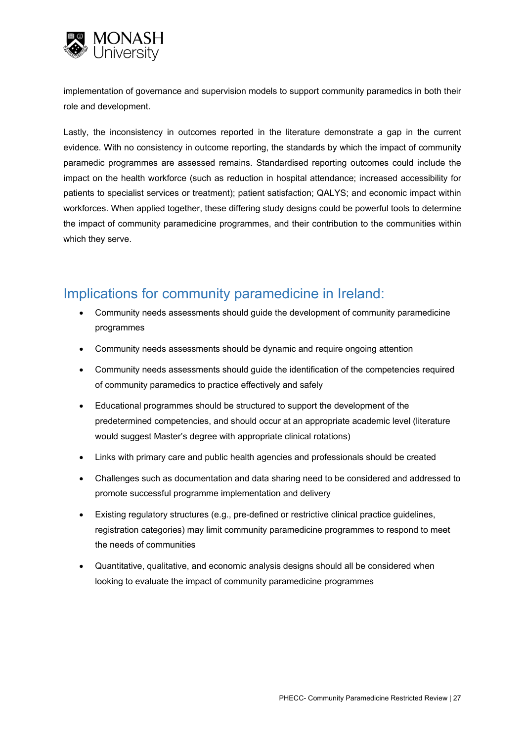implementation of governance and supervision models to support community paramedics in both their role and development.

Lastly, the inconsistency in outcomes reported in the literature demonstrate a gap in the current evidence. With no consistency in outcome reporting, the standards by which the impact of community paramedic programmes are assessed remains. Standardised reporting outcomes could include the impact on the health workforce (such as reduction in hospital attendance; increased accessibility for patients to specialist services or treatment); patient satisfaction; QALYS; and economic impact within workforces. When applied together, these differing study designs could be powerful tools to determine the impact of community paramedicine programmes, and their contribution to the communities within which they serve.

## Implications for community paramedicine in Ireland:

- Community needs assessments should guide the development of community paramedicine programmes
- Community needs assessments should be dynamic and require ongoing attention
- Community needs assessments should guide the identification of the competencies required of community paramedics to practice effectively and safely
- Educational programmes should be structured to support the development of the predetermined competencies, and should occur at an appropriate academic level (literature would suggest Master's degree with appropriate clinical rotations)
- Links with primary care and public health agencies and professionals should be created
- Challenges such as documentation and data sharing need to be considered and addressed to promote successful programme implementation and delivery
- Existing regulatory structures (e.g., pre-defined or restrictive clinical practice guidelines, registration categories) may limit community paramedicine programmes to respond to meet the needs of communities
- Quantitative, qualitative, and economic analysis designs should all be considered when looking to evaluate the impact of community paramedicine programmes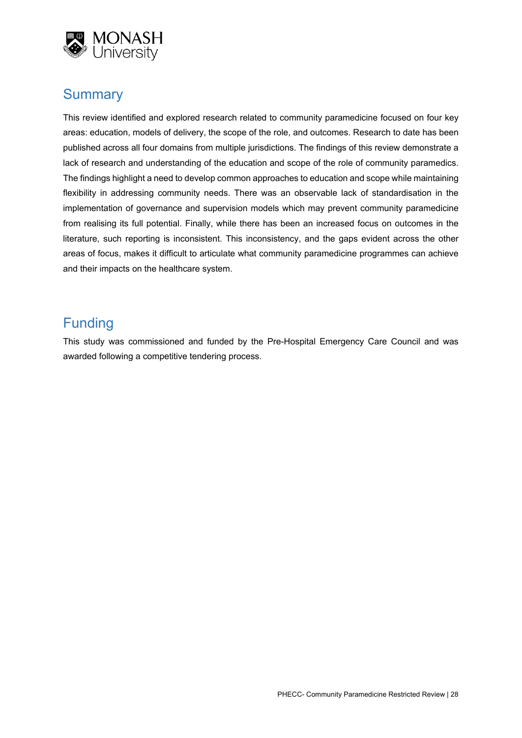## Summary

This review identified and explored research related to community paramedicine focused on four key areas: education, models of delivery, the scope of the role, and outcomes. Research to date has been published across all four domains from multiple jurisdictions. The findings of this review demonstrate a lack of research and understanding of the education and scope of the role of community paramedics. The findings highlight a need to develop common approaches to education and scope while maintaining flexibility in addressing community needs. There was an observable lack of standardisation in the implementation of governance and supervision models which may prevent community paramedicine from realising its full potential. Finally, while there has been an increased focus on outcomes in the literature, such reporting is inconsistent. This inconsistency, and the gaps evident across the other areas of focus, makes it difficult to articulate what community paramedicine programmes can achieve and their impacts on the healthcare system.

## Funding

This study was commissioned and funded by the Pre-Hospital Emergency Care Council and was awarded following a competitive tendering process.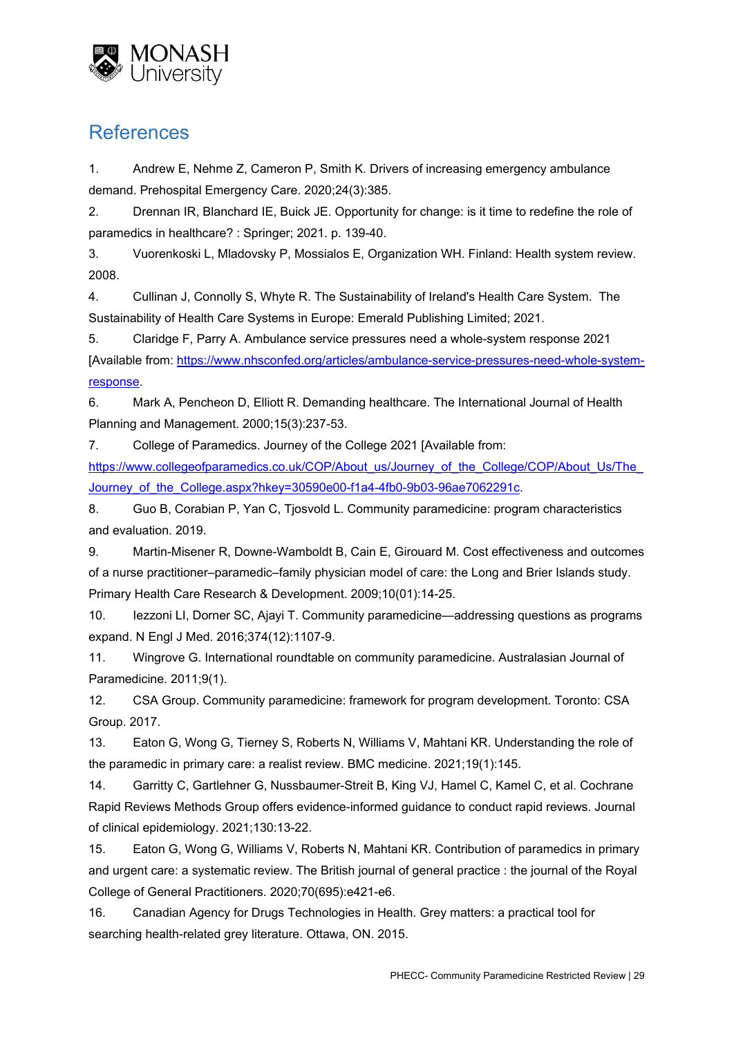## References

1. Andrew E, Nehme Z, Cameron P, Smith K. Drivers of increasing emergency ambulance demand. Prehospital Emergency Care. 2020;24(3):385.
2. Drennan IR, Blanchard IE, Buick JE. Opportunity for change: is it time to redefine the role of paramedics in healthcare? : Springer; 2021. p. 139-40.
3. Vuorenkoski L, Mladovsky P, Mossialos E, Organization WH. Finland: Health system review. 2008.
4. Cullinan J, Connolly S, Whyte R. The Sustainability of Ireland's Health Care System. The Sustainability of Health Care Systems in Europe: Emerald Publishing Limited; 2021.
5. Claridge F, Parry A. Ambulance service pressures need a whole-system response 2021 [Available from: https://www.nhsconfed.org/articles/ambulance-service-pressures-need-whole-system-response.
6. Mark A, Pencheon D, Elliott R. Demanding healthcare. The International Journal of Health Planning and Management. 2000;15(3):237-53.
7. College of Paramedics. Journey of the College 2021 [Available from: https://www.collegeofparamedics.co.uk/COP/About_us/Journey_of_the_College/COP/About_Us/The_Journey_of_the_College.aspx?hkey=30590e00-f1a4-4fb0-9b03-96ae7062291c.
8. Guo B, Corabian P, Yan C, Tjosvold L. Community paramedicine: program characteristics and evaluation. 2019.
9. Martin-Misener R, Downe-Wamboldt B, Cain E, Girouard M. Cost effectiveness and outcomes of a nurse practitioner–paramedic–family physician model of care: the Long and Brier Islands study. Primary Health Care Research & Development. 2009;10(01):14-25.
10. Iezzoni LI, Dorner SC, Ajayi T. Community paramedicine—addressing questions as programs expand. N Engl J Med. 2016;374(12):1107-9.
11. Wingrove G. International roundtable on community paramedicine. Australasian Journal of Paramedicine. 2011;9(1).
12. CSA Group. Community paramedicine: framework for program development. Toronto: CSA Group. 2017.
13. Eaton G, Wong G, Tierney S, Roberts N, Williams V, Mahtani KR. Understanding the role of the paramedic in primary care: a realist review. BMC medicine. 2021;19(1):145.
14. Garritty C, Gartlehner G, Nussbaumer-Streit B, King VJ, Hamel C, Kamel C, et al. Cochrane Rapid Reviews Methods Group offers evidence-informed guidance to conduct rapid reviews. Journal of clinical epidemiology. 2021;130:13-22.
15. Eaton G, Wong G, Williams V, Roberts N, Mahtani KR. Contribution of paramedics in primary and urgent care: a systematic review. The British journal of general practice : the journal of the Royal College of General Practitioners. 2020;70(695):e421-e6.
16. Canadian Agency for Drugs Technologies in Health. Grey matters: a practical tool for searching health-related grey literature. Ottawa, ON. 2015.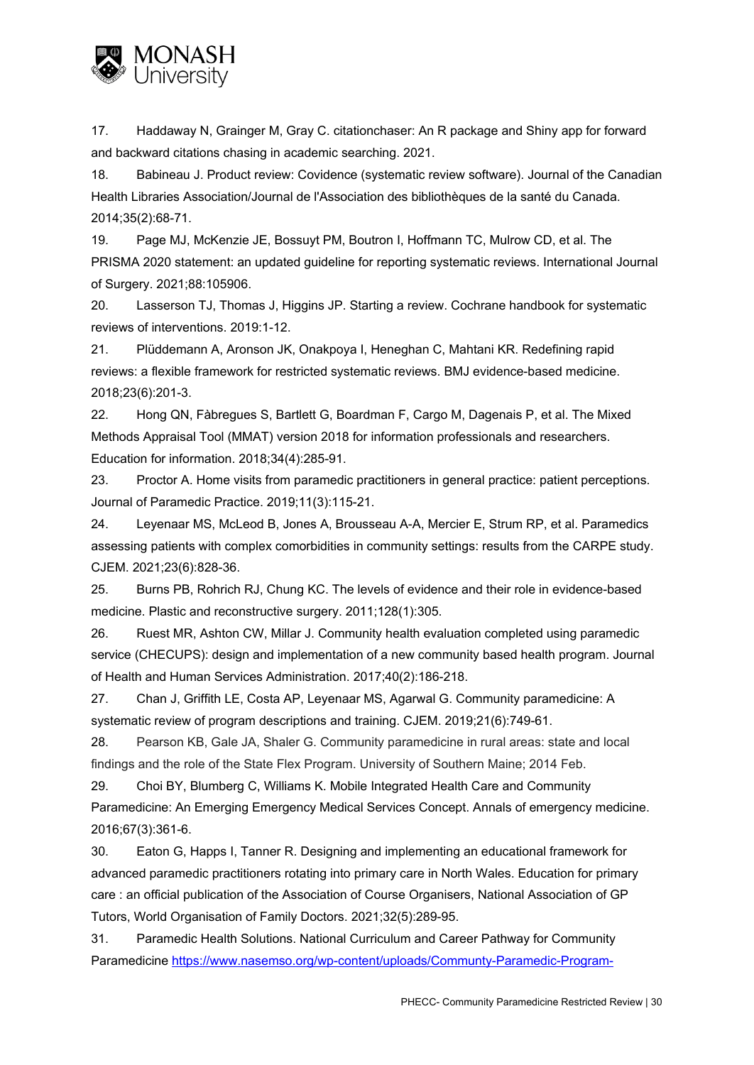17. Haddaway N, Grainger M, Gray C. citationchaser: An R package and Shiny app for forward and backward citations chasing in academic searching. 2021.

18. Babineau J. Product review: Covidence (systematic review software). Journal of the Canadian Health Libraries Association/Journal de l'Association des bibliothèques de la santé du Canada. 2014;35(2):68-71.

19. Page MJ, McKenzie JE, Bossuyt PM, Boutron I, Hoffmann TC, Mulrow CD, et al. The PRISMA 2020 statement: an updated guideline for reporting systematic reviews. International Journal of Surgery. 2021;88:105906.

20. Lasserson TJ, Thomas J, Higgins JP. Starting a review. Cochrane handbook for systematic reviews of interventions. 2019:1-12.

21. Plüddemann A, Aronson JK, Onakpoya I, Heneghan C, Mahtani KR. Redefining rapid reviews: a flexible framework for restricted systematic reviews. BMJ evidence-based medicine. 2018;23(6):201-3.

22. Hong QN, Fàbregues S, Bartlett G, Boardman F, Cargo M, Dagenais P, et al. The Mixed Methods Appraisal Tool (MMAT) version 2018 for information professionals and researchers. Education for information. 2018;34(4):285-91.

23. Proctor A. Home visits from paramedic practitioners in general practice: patient perceptions. Journal of Paramedic Practice. 2019;11(3):115-21.

24. Leyenaar MS, McLeod B, Jones A, Brousseau A-A, Mercier E, Strum RP, et al. Paramedics assessing patients with complex comorbidities in community settings: results from the CARPE study. CJEM. 2021;23(6):828-36.

25. Burns PB, Rohrich RJ, Chung KC. The levels of evidence and their role in evidence-based medicine. Plastic and reconstructive surgery. 2011;128(1):305.

26. Ruest MR, Ashton CW, Millar J. Community health evaluation completed using paramedic service (CHECUPS): design and implementation of a new community based health program. Journal of Health and Human Services Administration. 2017;40(2):186-218.

27. Chan J, Griffith LE, Costa AP, Leyenaar MS, Agarwal G. Community paramedicine: A systematic review of program descriptions and training. CJEM. 2019;21(6):749-61.

28. Pearson KB, Gale JA, Shaler G. Community paramedicine in rural areas: state and local findings and the role of the State Flex Program. University of Southern Maine; 2014 Feb.

29. Choi BY, Blumberg C, Williams K. Mobile Integrated Health Care and Community Paramedicine: An Emerging Emergency Medical Services Concept. Annals of emergency medicine. 2016;67(3):361-6.

30. Eaton G, Happs I, Tanner R. Designing and implementing an educational framework for advanced paramedic practitioners rotating into primary care in North Wales. Education for primary care : an official publication of the Association of Course Organisers, National Association of GP Tutors, World Organisation of Family Doctors. 2021;32(5):289-95.

31. Paramedic Health Solutions. National Curriculum and Career Pathway for Community Paramedicine https://www.nasemso.org/wp-content/uploads/Community-Paramedic-Program-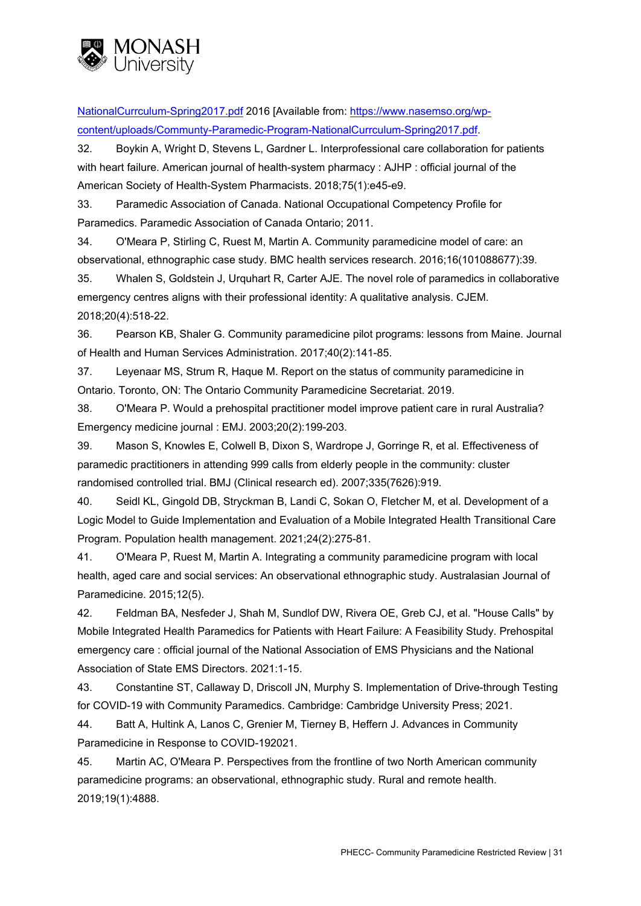NationalCurrculum-Spring2017.pdf 2016 [Available from: https://www.nasemso.org/wp-content/uploads/Communty-Paramedic-Program-NationalCurrculum-Spring2017.pdf.

32. Boykin A, Wright D, Stevens L, Gardner L. Interprofessional care collaboration for patients with heart failure. American journal of health-system pharmacy : AJHP : official journal of the American Society of Health-System Pharmacists. 2018;75(1):e45-e9.

33. Paramedic Association of Canada. National Occupational Competency Profile for Paramedics. Paramedic Association of Canada Ontario; 2011.

34. O'Meara P, Stirling C, Ruest M, Martin A. Community paramedicine model of care: an observational, ethnographic case study. BMC health services research. 2016;16(101088677):39.

35. Whalen S, Goldstein J, Urquhart R, Carter AJE. The novel role of paramedics in collaborative emergency centres aligns with their professional identity: A qualitative analysis. CJEM. 2018;20(4):518-22.

36. Pearson KB, Shaler G. Community paramedicine pilot programs: lessons from Maine. Journal of Health and Human Services Administration. 2017;40(2):141-85.

37. Leyenaar MS, Strum R, Haque M. Report on the status of community paramedicine in Ontario. Toronto, ON: The Ontario Community Paramedicine Secretariat. 2019.

38. O'Meara P. Would a prehospital practitioner model improve patient care in rural Australia? Emergency medicine journal : EMJ. 2003;20(2):199-203.

39. Mason S, Knowles E, Colwell B, Dixon S, Wardrope J, Gorringe R, et al. Effectiveness of paramedic practitioners in attending 999 calls from elderly people in the community: cluster randomised controlled trial. BMJ (Clinical research ed). 2007;335(7626):919.

40. Seidl KL, Gingold DB, Stryckman B, Landi C, Sokan O, Fletcher M, et al. Development of a Logic Model to Guide Implementation and Evaluation of a Mobile Integrated Health Transitional Care Program. Population health management. 2021;24(2):275-81.

41. O'Meara P, Ruest M, Martin A. Integrating a community paramedicine program with local health, aged care and social services: An observational ethnographic study. Australasian Journal of Paramedicine. 2015;12(5).

42. Feldman BA, Nesfeder J, Shah M, Sundlof DW, Rivera OE, Greb CJ, et al. "House Calls" by Mobile Integrated Health Paramedics for Patients with Heart Failure: A Feasibility Study. Prehospital emergency care : official journal of the National Association of EMS Physicians and the National Association of State EMS Directors. 2021:1-15.

43. Constantine ST, Callaway D, Driscoll JN, Murphy S. Implementation of Drive-through Testing for COVID-19 with Community Paramedics. Cambridge: Cambridge University Press; 2021.

44. Batt A, Hultink A, Lanos C, Grenier M, Tierney B, Heffern J. Advances in Community Paramedicine in Response to COVID-192021.

45. Martin AC, O'Meara P. Perspectives from the frontline of two North American community paramedicine programs: an observational, ethnographic study. Rural and remote health. 2019;19(1):4888.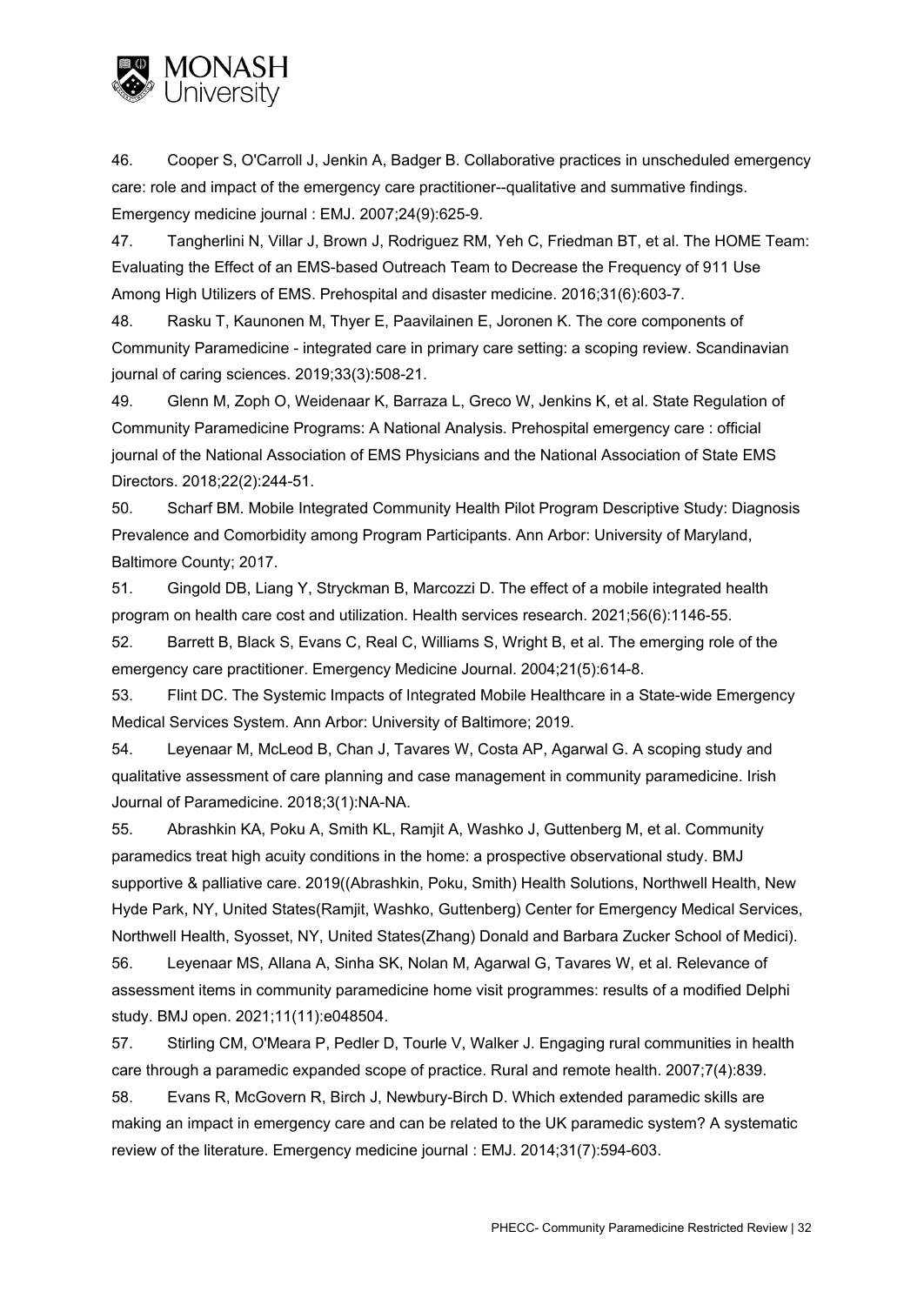46. Cooper S, O'Carroll J, Jenkin A, Badger B. Collaborative practices in unscheduled emergency care: role and impact of the emergency care practitioner--qualitative and summative findings. Emergency medicine journal : EMJ. 2007;24(9):625-9.

47. Tangherlini N, Villar J, Brown J, Rodriguez RM, Yeh C, Friedman BT, et al. The HOME Team: Evaluating the Effect of an EMS-based Outreach Team to Decrease the Frequency of 911 Use Among High Utilizers of EMS. Prehospital and disaster medicine. 2016;31(6):603-7.

48. Rasku T, Kaunonen M, Thyer E, Paavilainen E, Joronen K. The core components of Community Paramedicine - integrated care in primary care setting: a scoping review. Scandinavian journal of caring sciences. 2019;33(3):508-21.

49. Glenn M, Zoph O, Weidenaar K, Barraza L, Greco W, Jenkins K, et al. State Regulation of Community Paramedicine Programs: A National Analysis. Prehospital emergency care : official journal of the National Association of EMS Physicians and the National Association of State EMS Directors. 2018;22(2):244-51.

50. Scharf BM. Mobile Integrated Community Health Pilot Program Descriptive Study: Diagnosis Prevalence and Comorbidity among Program Participants. Ann Arbor: University of Maryland, Baltimore County; 2017.

51. Gingold DB, Liang Y, Stryckman B, Marcozzi D. The effect of a mobile integrated health program on health care cost and utilization. Health services research. 2021;56(6):1146-55.

52. Barrett B, Black S, Evans C, Real C, Williams S, Wright B, et al. The emerging role of the emergency care practitioner. Emergency Medicine Journal. 2004;21(5):614-8.

53. Flint DC. The Systemic Impacts of Integrated Mobile Healthcare in a State-wide Emergency Medical Services System. Ann Arbor: University of Baltimore; 2019.

54. Leyenaar M, McLeod B, Chan J, Tavares W, Costa AP, Agarwal G. A scoping study and qualitative assessment of care planning and case management in community paramedicine. Irish Journal of Paramedicine. 2018;3(1):NA-NA.

55. Abrashkin KA, Poku A, Smith KL, Ramjit A, Washko J, Guttenberg M, et al. Community paramedics treat high acuity conditions in the home: a prospective observational study. BMJ supportive & palliative care. 2019((Abrashkin, Poku, Smith) Health Solutions, Northwell Health, New Hyde Park, NY, United States(Ramjit, Washko, Guttenberg) Center for Emergency Medical Services, Northwell Health, Syosset, NY, United States(Zhang) Donald and Barbara Zucker School of Medici).

56. Leyenaar MS, Allana A, Sinha SK, Nolan M, Agarwal G, Tavares W, et al. Relevance of assessment items in community paramedicine home visit programmes: results of a modified Delphi study. BMJ open. 2021;11(11):e048504.

57. Stirling CM, O'Meara P, Pedler D, Tourle V, Walker J. Engaging rural communities in health care through a paramedic expanded scope of practice. Rural and remote health. 2007;7(4):839.

58. Evans R, McGovern R, Birch J, Newbury-Birch D. Which extended paramedic skills are making an impact in emergency care and can be related to the UK paramedic system? A systematic review of the literature. Emergency medicine journal : EMJ. 2014;31(7):594-603.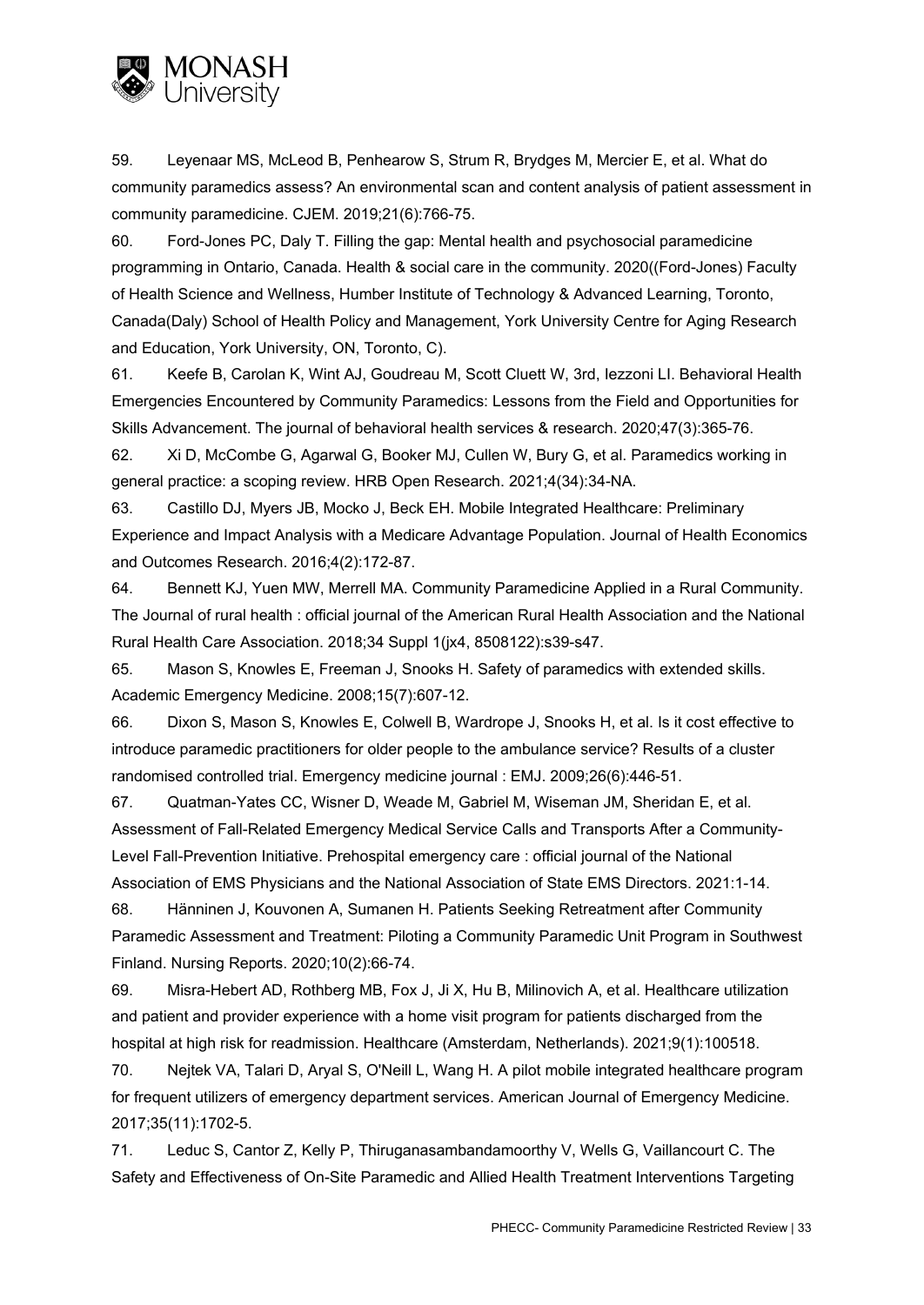59. Leyenaar MS, McLeod B, Penhearow S, Strum R, Brydges M, Mercier E, et al. What do community paramedics assess? An environmental scan and content analysis of patient assessment in community paramedicine. CJEM. 2019;21(6):766-75.

60. Ford-Jones PC, Daly T. Filling the gap: Mental health and psychosocial paramedicine programming in Ontario, Canada. Health & social care in the community. 2020((Ford-Jones) Faculty of Health Science and Wellness, Humber Institute of Technology & Advanced Learning, Toronto, Canada(Daly) School of Health Policy and Management, York University Centre for Aging Research and Education, York University, ON, Toronto, C).

61. Keefe B, Carolan K, Wint AJ, Goudreau M, Scott Cluett W, 3rd, Iezzoni LI. Behavioral Health Emergencies Encountered by Community Paramedics: Lessons from the Field and Opportunities for Skills Advancement. The journal of behavioral health services & research. 2020;47(3):365-76.

62. Xi D, McCombe G, Agarwal G, Booker MJ, Cullen W, Bury G, et al. Paramedics working in general practice: a scoping review. HRB Open Research. 2021;4(34):34-NA.

63. Castillo DJ, Myers JB, Mocko J, Beck EH. Mobile Integrated Healthcare: Preliminary Experience and Impact Analysis with a Medicare Advantage Population. Journal of Health Economics and Outcomes Research. 2016;4(2):172-87.

64. Bennett KJ, Yuen MW, Merrell MA. Community Paramedicine Applied in a Rural Community. The Journal of rural health : official journal of the American Rural Health Association and the National Rural Health Care Association. 2018;34 Suppl 1(jx4, 8508122):s39-s47.

65. Mason S, Knowles E, Freeman J, Snooks H. Safety of paramedics with extended skills. Academic Emergency Medicine. 2008;15(7):607-12.

66. Dixon S, Mason S, Knowles E, Colwell B, Wardrope J, Snooks H, et al. Is it cost effective to introduce paramedic practitioners for older people to the ambulance service? Results of a cluster randomised controlled trial. Emergency medicine journal : EMJ. 2009;26(6):446-51.

67. Quatman-Yates CC, Wisner D, Weade M, Gabriel M, Wiseman JM, Sheridan E, et al. Assessment of Fall-Related Emergency Medical Service Calls and Transports After a Community-Level Fall-Prevention Initiative. Prehospital emergency care : official journal of the National Association of EMS Physicians and the National Association of State EMS Directors. 2021:1-14.

68. Hänninen J, Kouvonen A, Sumanen H. Patients Seeking Retreatment after Community Paramedic Assessment and Treatment: Piloting a Community Paramedic Unit Program in Southwest Finland. Nursing Reports. 2020;10(2):66-74.

69. Misra-Hebert AD, Rothberg MB, Fox J, Ji X, Hu B, Milinovich A, et al. Healthcare utilization and patient and provider experience with a home visit program for patients discharged from the hospital at high risk for readmission. Healthcare (Amsterdam, Netherlands). 2021;9(1):100518.

70. Nejtek VA, Talari D, Aryal S, O'Neill L, Wang H. A pilot mobile integrated healthcare program for frequent utilizers of emergency department services. American Journal of Emergency Medicine. 2017;35(11):1702-5.

71. Leduc S, Cantor Z, Kelly P, Thiruganasambandamoorthy V, Wells G, Vaillancourt C. The Safety and Effectiveness of On-Site Paramedic and Allied Health Treatment Interventions Targeting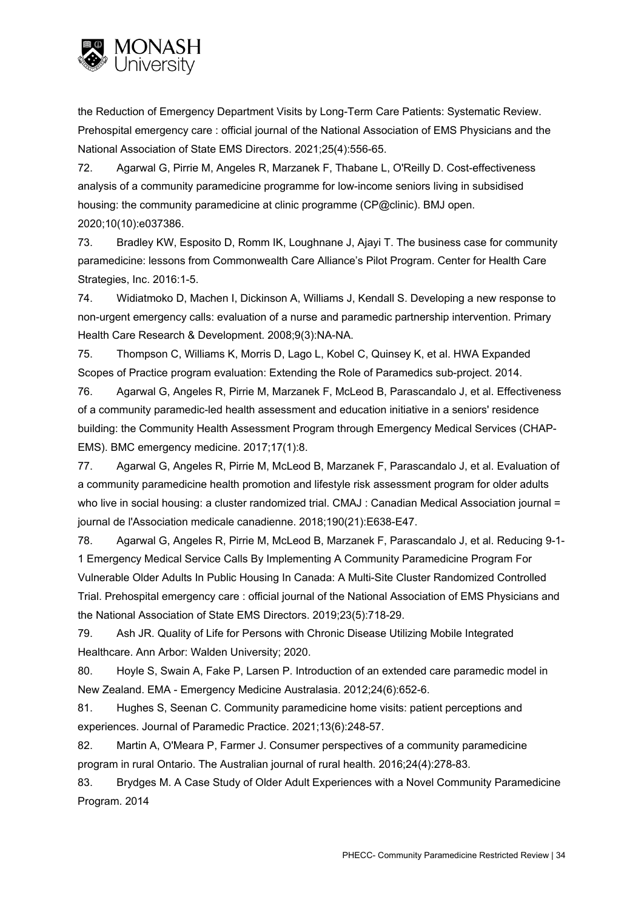the Reduction of Emergency Department Visits by Long-Term Care Patients: Systematic Review. Prehospital emergency care : official journal of the National Association of EMS Physicians and the National Association of State EMS Directors. 2021;25(4):556-65.

72. Agarwal G, Pirrie M, Angeles R, Marzanek F, Thabane L, O'Reilly D. Cost-effectiveness analysis of a community paramedicine programme for low-income seniors living in subsidised housing: the community paramedicine at clinic programme (CP@clinic). BMJ open. 2020;10(10):e037386.

73. Bradley KW, Esposito D, Romm IK, Loughnane J, Ajayi T. The business case for community paramedicine: lessons from Commonwealth Care Alliance's Pilot Program. Center for Health Care Strategies, Inc. 2016:1-5.

74. Widiatmoko D, Machen I, Dickinson A, Williams J, Kendall S. Developing a new response to non-urgent emergency calls: evaluation of a nurse and paramedic partnership intervention. Primary Health Care Research & Development. 2008;9(3):NA-NA.

75. Thompson C, Williams K, Morris D, Lago L, Kobel C, Quinsey K, et al. HWA Expanded Scopes of Practice program evaluation: Extending the Role of Paramedics sub-project. 2014.

76. Agarwal G, Angeles R, Pirrie M, Marzanek F, McLeod B, Parascandalo J, et al. Effectiveness of a community paramedic-led health assessment and education initiative in a seniors' residence building: the Community Health Assessment Program through Emergency Medical Services (CHAP-EMS). BMC emergency medicine. 2017;17(1):8.

77. Agarwal G, Angeles R, Pirrie M, McLeod B, Marzanek F, Parascandalo J, et al. Evaluation of a community paramedicine health promotion and lifestyle risk assessment program for older adults who live in social housing: a cluster randomized trial. CMAJ : Canadian Medical Association journal = journal de l'Association medicale canadienne. 2018;190(21):E638-E47.

78. Agarwal G, Angeles R, Pirrie M, McLeod B, Marzanek F, Parascandalo J, et al. Reducing 9-1-1 Emergency Medical Service Calls By Implementing A Community Paramedicine Program For Vulnerable Older Adults In Public Housing In Canada: A Multi-Site Cluster Randomized Controlled Trial. Prehospital emergency care : official journal of the National Association of EMS Physicians and the National Association of State EMS Directors. 2019;23(5):718-29.

79. Ash JR. Quality of Life for Persons with Chronic Disease Utilizing Mobile Integrated Healthcare. Ann Arbor: Walden University; 2020.

80. Hoyle S, Swain A, Fake P, Larsen P. Introduction of an extended care paramedic model in New Zealand. EMA - Emergency Medicine Australasia. 2012;24(6):652-6.

81. Hughes S, Seenan C. Community paramedicine home visits: patient perceptions and experiences. Journal of Paramedic Practice. 2021;13(6):248-57.

82. Martin A, O'Meara P, Farmer J. Consumer perspectives of a community paramedicine program in rural Ontario. The Australian journal of rural health. 2016;24(4):278-83.

83. Brydges M. A Case Study of Older Adult Experiences with a Novel Community Paramedicine Program. 2014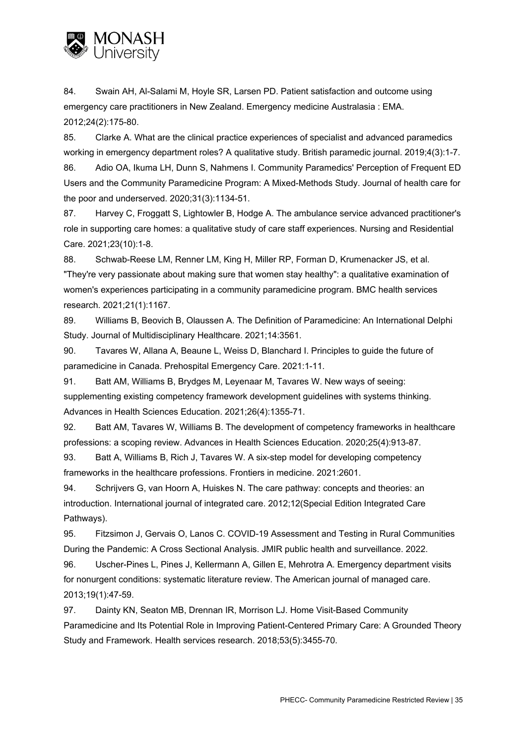84. Swain AH, Al-Salami M, Hoyle SR, Larsen PD. Patient satisfaction and outcome using emergency care practitioners in New Zealand. Emergency medicine Australasia : EMA. 2012;24(2):175-80.

85. Clarke A. What are the clinical practice experiences of specialist and advanced paramedics working in emergency department roles? A qualitative study. British paramedic journal. 2019;4(3):1-7.

86. Adio OA, Ikuma LH, Dunn S, Nahmens I. Community Paramedics' Perception of Frequent ED Users and the Community Paramedicine Program: A Mixed-Methods Study. Journal of health care for the poor and underserved. 2020;31(3):1134-51.

87. Harvey C, Froggatt S, Lightowler B, Hodge A. The ambulance service advanced practitioner's role in supporting care homes: a qualitative study of care staff experiences. Nursing and Residential Care. 2021;23(10):1-8.

88. Schwab-Reese LM, Renner LM, King H, Miller RP, Forman D, Krumenacker JS, et al. "They're very passionate about making sure that women stay healthy": a qualitative examination of women's experiences participating in a community paramedicine program. BMC health services research. 2021;21(1):1167.

89. Williams B, Beovich B, Olaussen A. The Definition of Paramedicine: An International Delphi Study. Journal of Multidisciplinary Healthcare. 2021;14:3561.

90. Tavares W, Allana A, Beaune L, Weiss D, Blanchard I. Principles to guide the future of paramedicine in Canada. Prehospital Emergency Care. 2021:1-11.

91. Batt AM, Williams B, Brydges M, Leyenaar M, Tavares W. New ways of seeing: supplementing existing competency framework development guidelines with systems thinking. Advances in Health Sciences Education. 2021;26(4):1355-71.

92. Batt AM, Tavares W, Williams B. The development of competency frameworks in healthcare professions: a scoping review. Advances in Health Sciences Education. 2020;25(4):913-87.

93. Batt A, Williams B, Rich J, Tavares W. A six-step model for developing competency frameworks in the healthcare professions. Frontiers in medicine. 2021:2601.

94. Schrijvers G, van Hoorn A, Huiskes N. The care pathway: concepts and theories: an introduction. International journal of integrated care. 2012;12(Special Edition Integrated Care Pathways).

95. Fitzsimon J, Gervais O, Lanos C. COVID-19 Assessment and Testing in Rural Communities During the Pandemic: A Cross Sectional Analysis. JMIR public health and surveillance. 2022.

96. Uscher-Pines L, Pines J, Kellermann A, Gillen E, Mehrotra A. Emergency department visits for nonurgent conditions: systematic literature review. The American journal of managed care. 2013;19(1):47-59.

97. Dainty KN, Seaton MB, Drennan IR, Morrison LJ. Home Visit-Based Community Paramedicine and Its Potential Role in Improving Patient-Centered Primary Care: A Grounded Theory Study and Framework. Health services research. 2018;53(5):3455-70.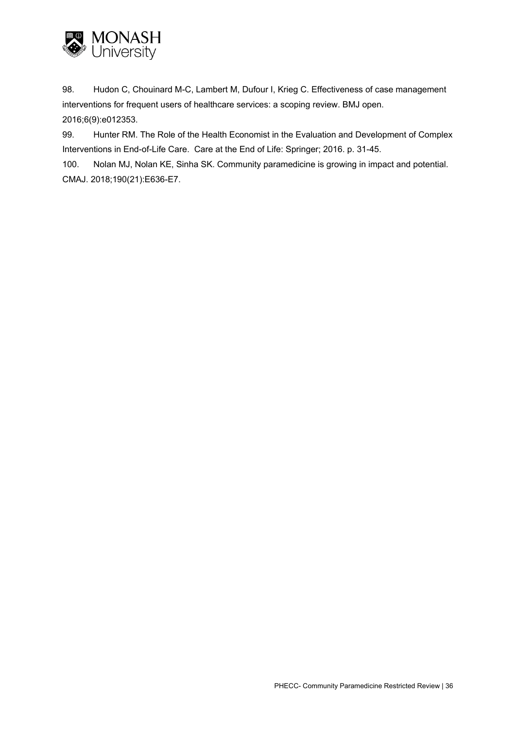98. Hudon C, Chouinard M-C, Lambert M, Dufour I, Krieg C. Effectiveness of case management interventions for frequent users of healthcare services: a scoping review. BMJ open. 2016;6(9):e012353.

99. Hunter RM. The Role of the Health Economist in the Evaluation and Development of Complex Interventions in End-of-Life Care. Care at the End of Life: Springer; 2016. p. 31-45.

100. Nolan MJ, Nolan KE, Sinha SK. Community paramedicine is growing in impact and potential. CMAJ. 2018;190(21):E636-E7.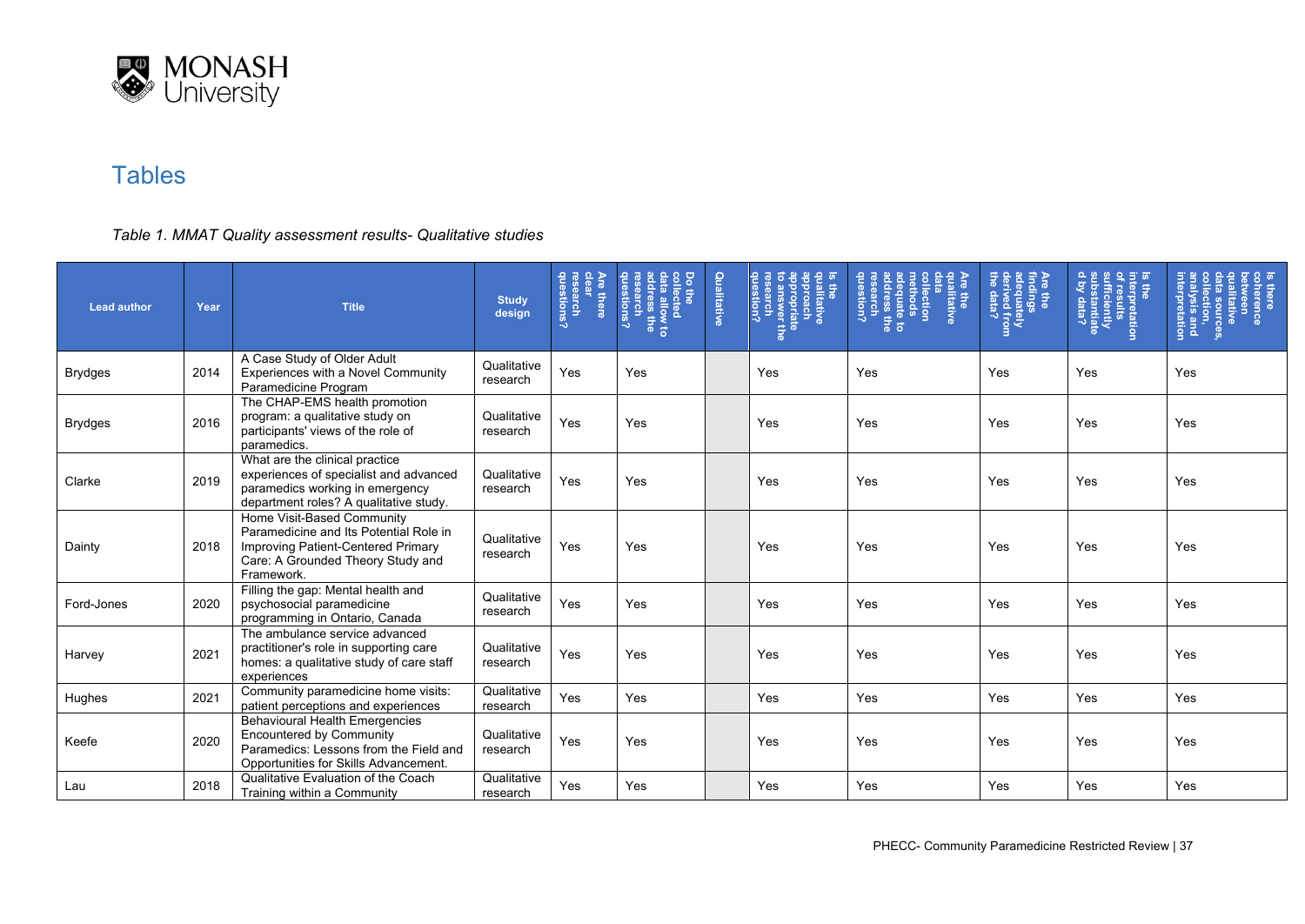# Tables

*Table 1. MMAT Quality assessment results- Qualitative studies*

| Lead author | Year | Title | Study design | Are there clear research questions? | Do the collected data allow to address the research questions? | Qualitative | Is the qualitative approach appropriate to answer the research question? | Are the qualitative data collection methods adequate to address the research question? | Are the findings adequately derived from the data? | Is the interpretation of results sufficiently substantiated by data? | Is there coherence between qualitative data sources, collection, analysis and interpretation |
|---|---|---|---|---|---|---|---|---|---|---|---|
| Brydges | 2014 | A Case Study of Older Adult Experiences with a Novel Community Paramedicine Program | Qualitative research | Yes | Yes | | Yes | Yes | Yes | Yes | Yes |
| Brydges | 2016 | The CHAP-EMS health promotion program: a qualitative study on participants' views of the role of paramedics. | Qualitative research | Yes | Yes | | Yes | Yes | Yes | Yes | Yes |
| Clarke | 2019 | What are the clinical practice experiences of specialist and advanced paramedics working in emergency department roles? A qualitative study. | Qualitative research | Yes | Yes | | Yes | Yes | Yes | Yes | Yes |
| Dainty | 2018 | Home Visit-Based Community Paramedicine and Its Potential Role in Improving Patient-Centered Primary Care: A Grounded Theory Study and Framework. | Qualitative research | Yes | Yes | | Yes | Yes | Yes | Yes | Yes |
| Ford-Jones | 2020 | Filling the gap: Mental health and psychosocial paramedicine programming in Ontario, Canada | Qualitative research | Yes | Yes | | Yes | Yes | Yes | Yes | Yes |
| Harvey | 2021 | The ambulance service advanced practitioner's role in supporting care homes: a qualitative study of care staff experiences | Qualitative research | Yes | Yes | | Yes | Yes | Yes | Yes | Yes |
| Hughes | 2021 | Community paramedicine home visits: patient perceptions and experiences | Qualitative research | Yes | Yes | | Yes | Yes | Yes | Yes | Yes |
| Keefe | 2020 | Behavioural Health Emergencies Encountered by Community Paramedics: Lessons from the Field and Opportunities for Skills Advancement. | Qualitative research | Yes | Yes | | Yes | Yes | Yes | Yes | Yes |
| Lau | 2018 | Qualitative Evaluation of the Coach Training within a Community | Qualitative research | Yes | Yes | | Yes | Yes | Yes | Yes | Yes |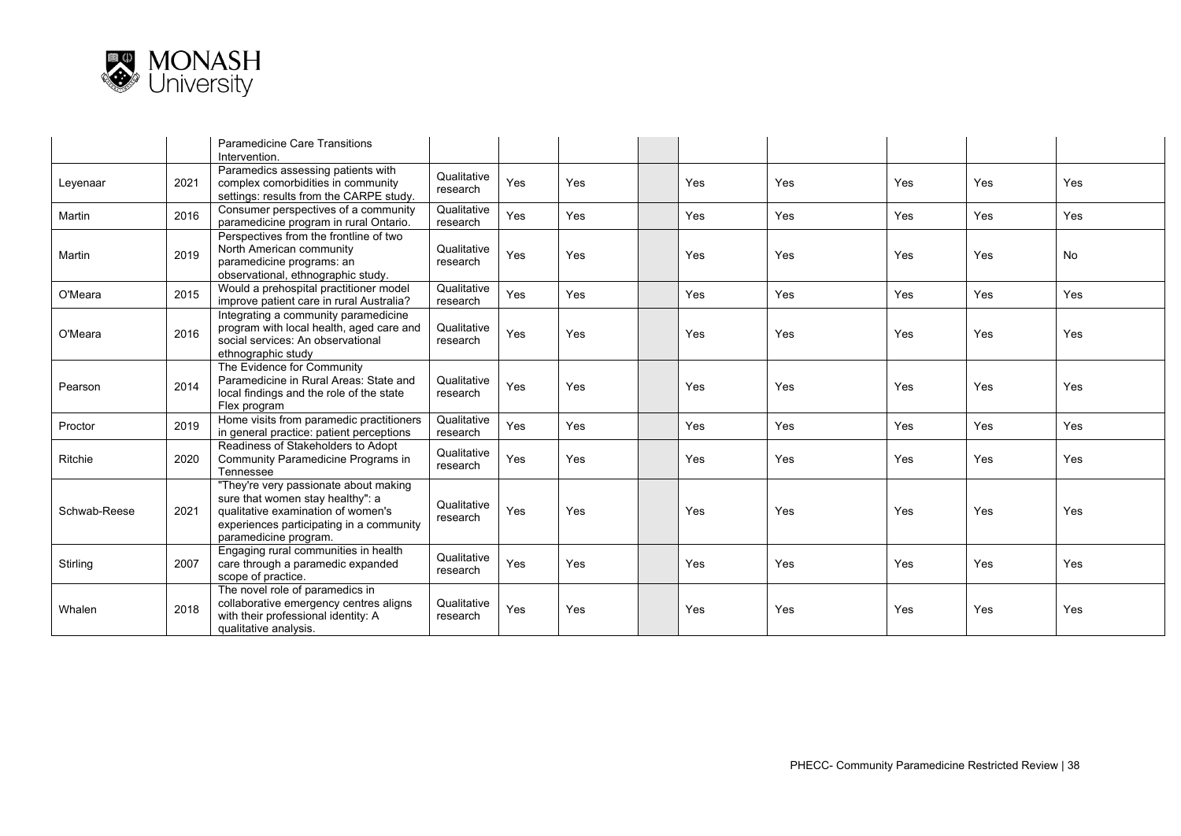| | | | | | | | | | | |
|---|---|---|---|---|---|---|---|---|---|---|
| | | Paramedicine Care Transitions Intervention. | | | | | | | | |
| Leyenaar | 2021 | Paramedics assessing patients with complex comorbidities in community settings: results from the CARPE study. | Qualitative research | Yes | Yes | | Yes | Yes | Yes | Yes | Yes |
| Martin | 2016 | Consumer perspectives of a community paramedicine program in rural Ontario. | Qualitative research | Yes | Yes | | Yes | Yes | Yes | Yes | Yes |
| Martin | 2019 | Perspectives from the frontline of two North American community paramedicine programs: an observational, ethnographic study. | Qualitative research | Yes | Yes | | Yes | Yes | Yes | Yes | No |
| O'Meara | 2015 | Would a prehospital practitioner model improve patient care in rural Australia? | Qualitative research | Yes | Yes | | Yes | Yes | Yes | Yes | Yes |
| O'Meara | 2016 | Integrating a community paramedicine program with local health, aged care and social services: An observational ethnographic study | Qualitative research | Yes | Yes | | Yes | Yes | Yes | Yes | Yes |
| Pearson | 2014 | The Evidence for Community Paramedicine in Rural Areas: State and local findings and the role of the state Flex program | Qualitative research | Yes | Yes | | Yes | Yes | Yes | Yes | Yes |
| Proctor | 2019 | Home visits from paramedic practitioners in general practice: patient perceptions | Qualitative research | Yes | Yes | | Yes | Yes | Yes | Yes | Yes |
| Ritchie | 2020 | Readiness of Stakeholders to Adopt Community Paramedicine Programs in Tennessee | Qualitative research | Yes | Yes | | Yes | Yes | Yes | Yes | Yes |
| Schwab-Reese | 2021 | "They're very passionate about making sure that women stay healthy": a qualitative examination of women's experiences participating in a community paramedicine program. | Qualitative research | Yes | Yes | | Yes | Yes | Yes | Yes | Yes |
| Stirling | 2007 | Engaging rural communities in health care through a paramedic expanded scope of practice. | Qualitative research | Yes | Yes | | Yes | Yes | Yes | Yes | Yes |
| Whalen | 2018 | The novel role of paramedics in collaborative emergency centres aligns with their professional identity: A qualitative analysis. | Qualitative research | Yes | Yes | | Yes | Yes | Yes | Yes | Yes |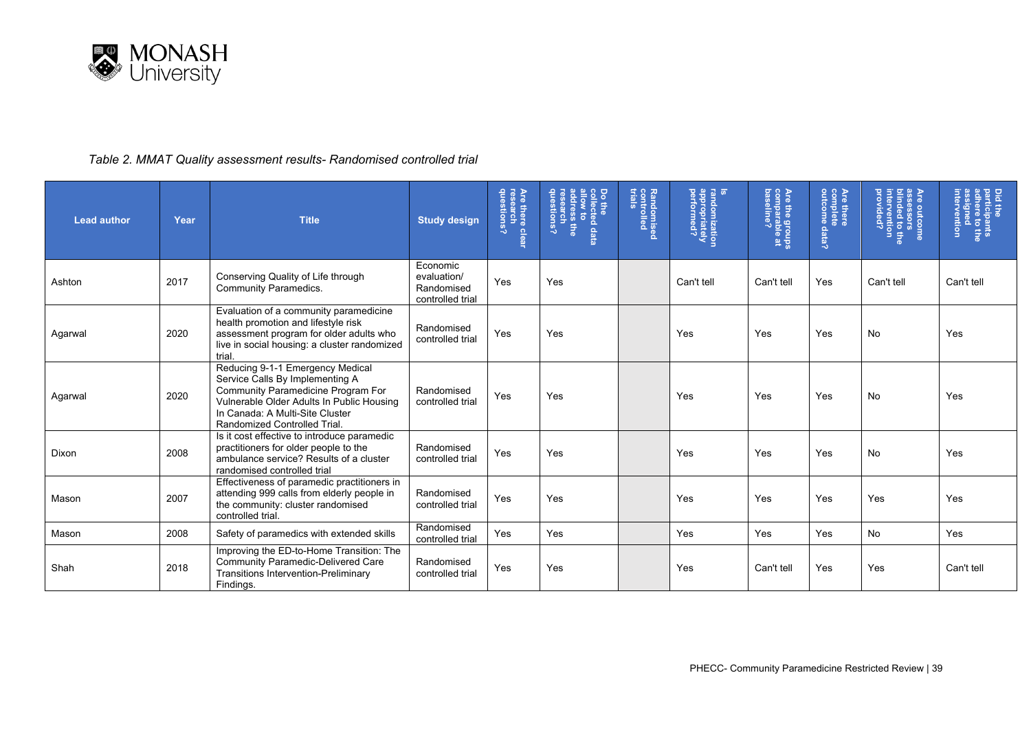*Table 2. MMAT Quality assessment results- Randomised controlled trial*

| Lead author | Year | Title | Study design | Are there clear research questions? | Do the collected data allow to address the research questions? | Randomised controlled trials | Is randomization appropriately performed? | Are the groups comparable at baseline? | Are there complete outcome data? | Are outcome assessors blinded to the intervention provided? | Did the participants adhere to the assigned intervention |
|---|---|---|---|---|---|---|---|---|---|---|---|
| Ashton | 2017 | Conserving Quality of Life through Community Paramedics. | Economic evaluation/ Randomised controlled trial | Yes | Yes | | Can't tell | Can't tell | Yes | Can't tell | Can't tell |
| Agarwal | 2020 | Evaluation of a community paramedicine health promotion and lifestyle risk assessment program for older adults who live in social housing: a cluster randomized trial. | Randomised controlled trial | Yes | Yes | | Yes | Yes | Yes | No | Yes |
| Agarwal | 2020 | Reducing 9-1-1 Emergency Medical Service Calls By Implementing A Community Paramedicine Program For Vulnerable Older Adults In Public Housing In Canada: A Multi-Site Cluster Randomized Controlled Trial. | Randomised controlled trial | Yes | Yes | | Yes | Yes | Yes | No | Yes |
| Dixon | 2008 | Is it cost effective to introduce paramedic practitioners for older people to the ambulance service? Results of a cluster randomised controlled trial | Randomised controlled trial | Yes | Yes | | Yes | Yes | Yes | No | Yes |
| Mason | 2007 | Effectiveness of paramedic practitioners in attending 999 calls from elderly people in the community: cluster randomised controlled trial. | Randomised controlled trial | Yes | Yes | | Yes | Yes | Yes | Yes | Yes |
| Mason | 2008 | Safety of paramedics with extended skills | Randomised controlled trial | Yes | Yes | | Yes | Yes | Yes | No | Yes |
| Shah | 2018 | Improving the ED-to-Home Transition: The Community Paramedic-Delivered Care Transitions Intervention-Preliminary Findings. | Randomised controlled trial | Yes | Yes | | Yes | Can't tell | Yes | Yes | Can't tell |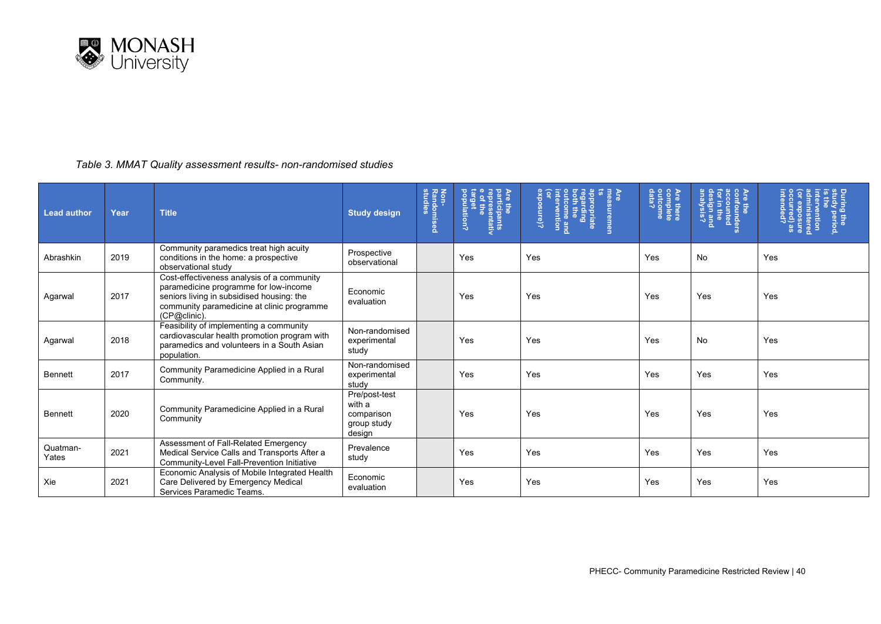*Table 3. MMAT Quality assessment results- non-randomised studies*

| Lead author | Year | Title | Study design | Non-Randomised studies | Are the participants representative of the target population? | Are measurements appropriate regarding both the outcome and intervention (or exposure)? | Are there complete outcome data? | Are the confounders accounted for in the design and analysis? | During the study period, is the intervention administered (or exposure occurred) as intended? |
|---|---|---|---|---|---|---|---|---|---|
| Abrashkin | 2019 | Community paramedics treat high acuity conditions in the home: a prospective observational study | Prospective observational | | Yes | Yes | Yes | No | Yes |
| Agarwal | 2017 | Cost-effectiveness analysis of a community paramedicine programme for low-income seniors living in subsidised housing: the community paramedicine at clinic programme (CP@clinic). | Economic evaluation | | Yes | Yes | Yes | Yes | Yes |
| Agarwal | 2018 | Feasibility of implementing a community cardiovascular health promotion program with paramedics and volunteers in a South Asian population. | Non-randomised experimental study | | Yes | Yes | Yes | No | Yes |
| Bennett | 2017 | Community Paramedicine Applied in a Rural Community. | Non-randomised experimental study | | Yes | Yes | Yes | Yes | Yes |
| Bennett | 2020 | Community Paramedicine Applied in a Rural Community | Pre/post-test with a comparison group study design | | Yes | Yes | Yes | Yes | Yes |
| Quatman-Yates | 2021 | Assessment of Fall-Related Emergency Medical Service Calls and Transports After a Community-Level Fall-Prevention Initiative | Prevalence study | | Yes | Yes | Yes | Yes | Yes |
| Xie | 2021 | Economic Analysis of Mobile Integrated Health Care Delivered by Emergency Medical Services Paramedic Teams. | Economic evaluation | | Yes | Yes | Yes | Yes | Yes |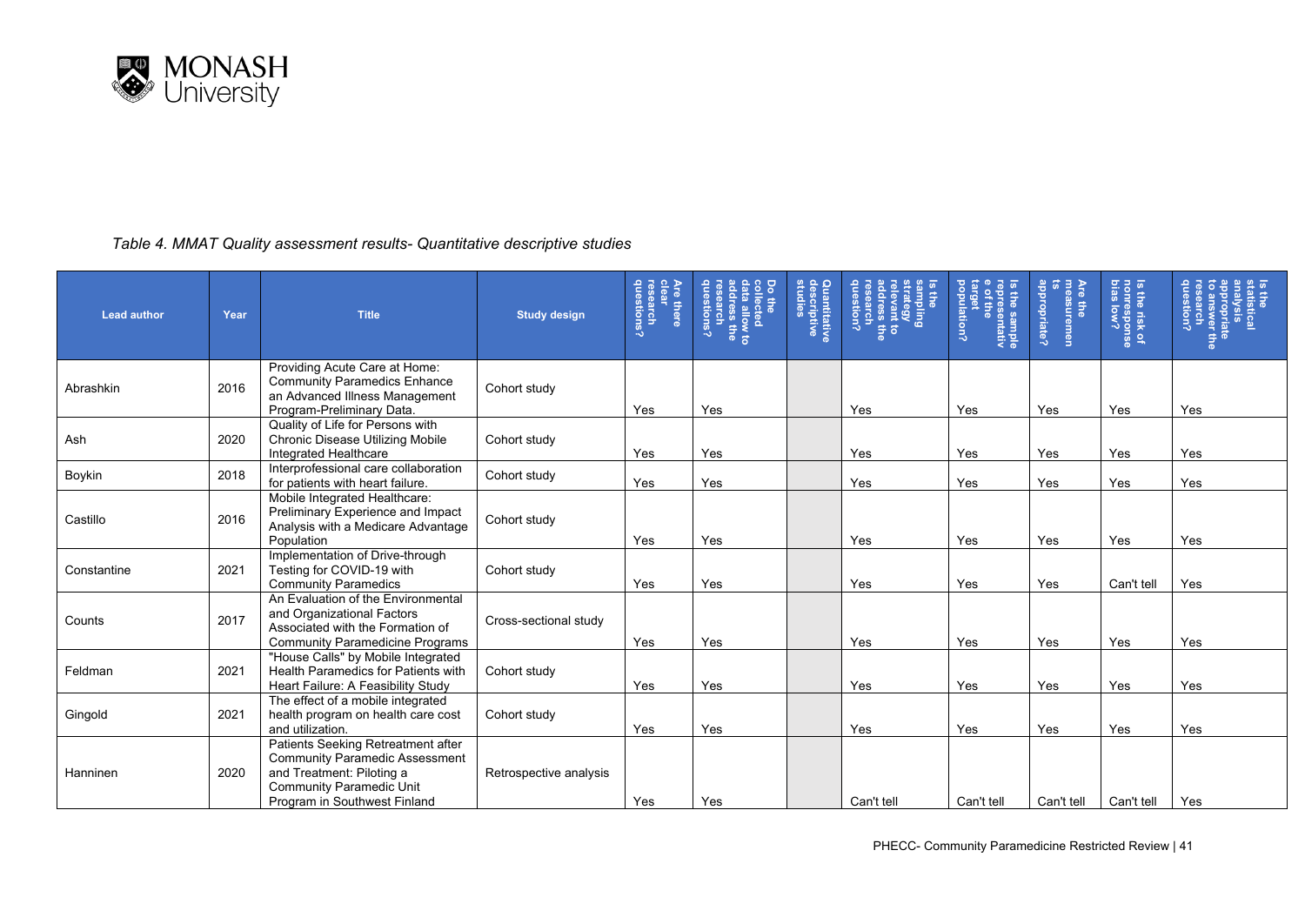*Table 4. MMAT Quality assessment results- Quantitative descriptive studies*

| Lead author | Year | Title | Study design | Are there clear research questions? | Do the collected data allow to address the research questions? | Quantitative descriptive studies | Is the sampling strategy relevant to address the research question? | Is the sample representative of the target population? | Are the measurements appropriate? | Is the risk of nonresponse bias low? | Is the statistical analysis appropriate to answer the research question? |
|---|---|---|---|---|---|---|---|---|---|---|---|
| Abrashkin | 2016 | Providing Acute Care at Home: Community Paramedics Enhance an Advanced Illness Management Program-Preliminary Data. | Cohort study | Yes | Yes | | Yes | Yes | Yes | Yes | Yes |
| Ash | 2020 | Quality of Life for Persons with Chronic Disease Utilizing Mobile Integrated Healthcare | Cohort study | Yes | Yes | | Yes | Yes | Yes | Yes | Yes |
| Boykin | 2018 | Interprofessional care collaboration for patients with heart failure. | Cohort study | Yes | Yes | | Yes | Yes | Yes | Yes | Yes |
| Castillo | 2016 | Mobile Integrated Healthcare: Preliminary Experience and Impact Analysis with a Medicare Advantage Population | Cohort study | Yes | Yes | | Yes | Yes | Yes | Yes | Yes |
| Constantine | 2021 | Implementation of Drive-through Testing for COVID-19 with Community Paramedics | Cohort study | Yes | Yes | | Yes | Yes | Yes | Can't tell | Yes |
| Counts | 2017 | An Evaluation of the Environmental and Organizational Factors Associated with the Formation of Community Paramedicine Programs | Cross-sectional study | Yes | Yes | | Yes | Yes | Yes | Yes | Yes |
| Feldman | 2021 | "House Calls" by Mobile Integrated Health Paramedics for Patients with Heart Failure: A Feasibility Study | Cohort study | Yes | Yes | | Yes | Yes | Yes | Yes | Yes |
| Gingold | 2021 | The effect of a mobile integrated health program on health care cost and utilization. | Cohort study | Yes | Yes | | Yes | Yes | Yes | Yes | Yes |
| Hanninen | 2020 | Patients Seeking Retreatment after Community Paramedic Assessment and Treatment: Piloting a Community Paramedic Unit Program in Southwest Finland | Retrospective analysis | Yes | Yes | | Can't tell | Can't tell | Can't tell | Can't tell | Yes |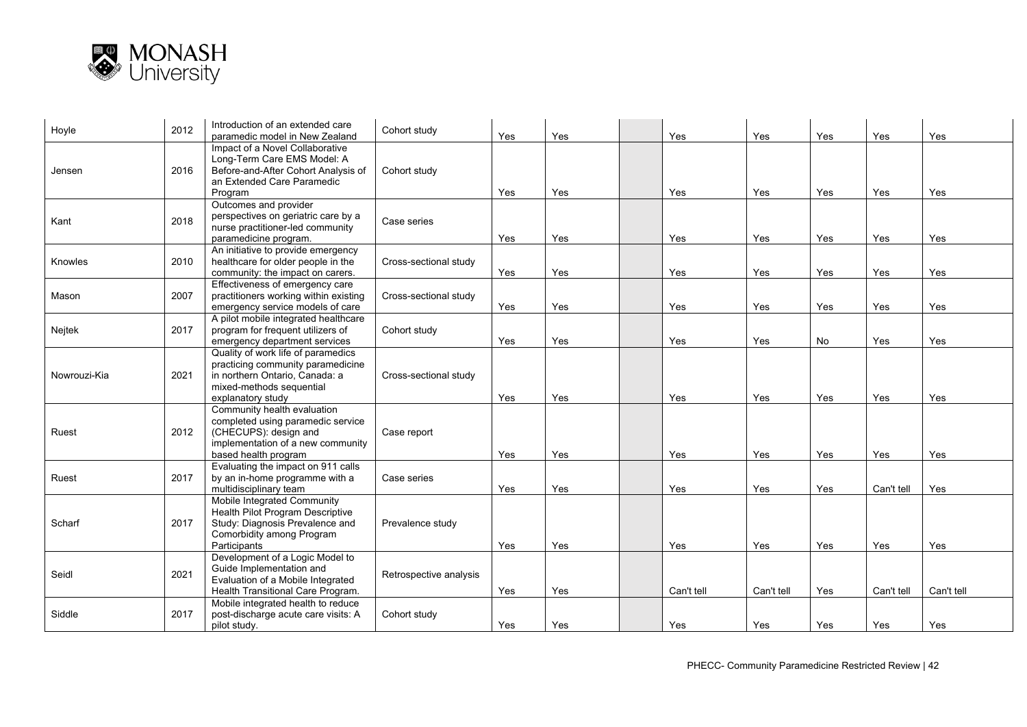| Hoyle | 2012 | Introduction of an extended care paramedic model in New Zealand | Cohort study | Yes | Yes | | Yes | Yes | Yes | Yes | Yes |
|---|---|---|---|---|---|---|---|---|---|---|---|
| Jensen | 2016 | Impact of a Novel Collaborative Long-Term Care EMS Model: A Before-and-After Cohort Analysis of an Extended Care Paramedic Program | Cohort study | Yes | Yes | | Yes | Yes | Yes | Yes | Yes |
| Kant | 2018 | Outcomes and provider perspectives on geriatric care by a nurse practitioner-led community paramedicine program. | Case series | Yes | Yes | | Yes | Yes | Yes | Yes | Yes |
| Knowles | 2010 | An initiative to provide emergency healthcare for older people in the community: the impact on carers. | Cross-sectional study | Yes | Yes | | Yes | Yes | Yes | Yes | Yes |
| Mason | 2007 | Effectiveness of emergency care practitioners working within existing emergency service models of care | Cross-sectional study | Yes | Yes | | Yes | Yes | Yes | Yes | Yes |
| Nejtek | 2017 | A pilot mobile integrated healthcare program for frequent utilizers of emergency department services | Cohort study | Yes | Yes | | Yes | Yes | No | Yes | Yes |
| Nowrouzi-Kia | 2021 | Quality of work life of paramedics practicing community paramedicine in northern Ontario, Canada: a mixed-methods sequential explanatory study | Cross-sectional study | Yes | Yes | | Yes | Yes | Yes | Yes | Yes |
| Ruest | 2012 | Community health evaluation completed using paramedic service (CHECUPS): design and implementation of a new community based health program | Case report | Yes | Yes | | Yes | Yes | Yes | Yes | Yes |
| Ruest | 2017 | Evaluating the impact on 911 calls by an in-home programme with a multidisciplinary team | Case series | Yes | Yes | | Yes | Yes | Yes | Can't tell | Yes |
| Scharf | 2017 | Mobile Integrated Community Health Pilot Program Descriptive Study: Diagnosis Prevalence and Comorbidity among Program Participants | Prevalence study | Yes | Yes | | Yes | Yes | Yes | Yes | Yes |
| Seidl | 2021 | Development of a Logic Model to Guide Implementation and Evaluation of a Mobile Integrated Health Transitional Care Program. | Retrospective analysis | Yes | Yes | | Can't tell | Can't tell | Yes | Can't tell | Can't tell |
| Siddle | 2017 | Mobile integrated health to reduce post-discharge acute care visits: A pilot study. | Cohort study | Yes | Yes | | Yes | Yes | Yes | Yes | Yes |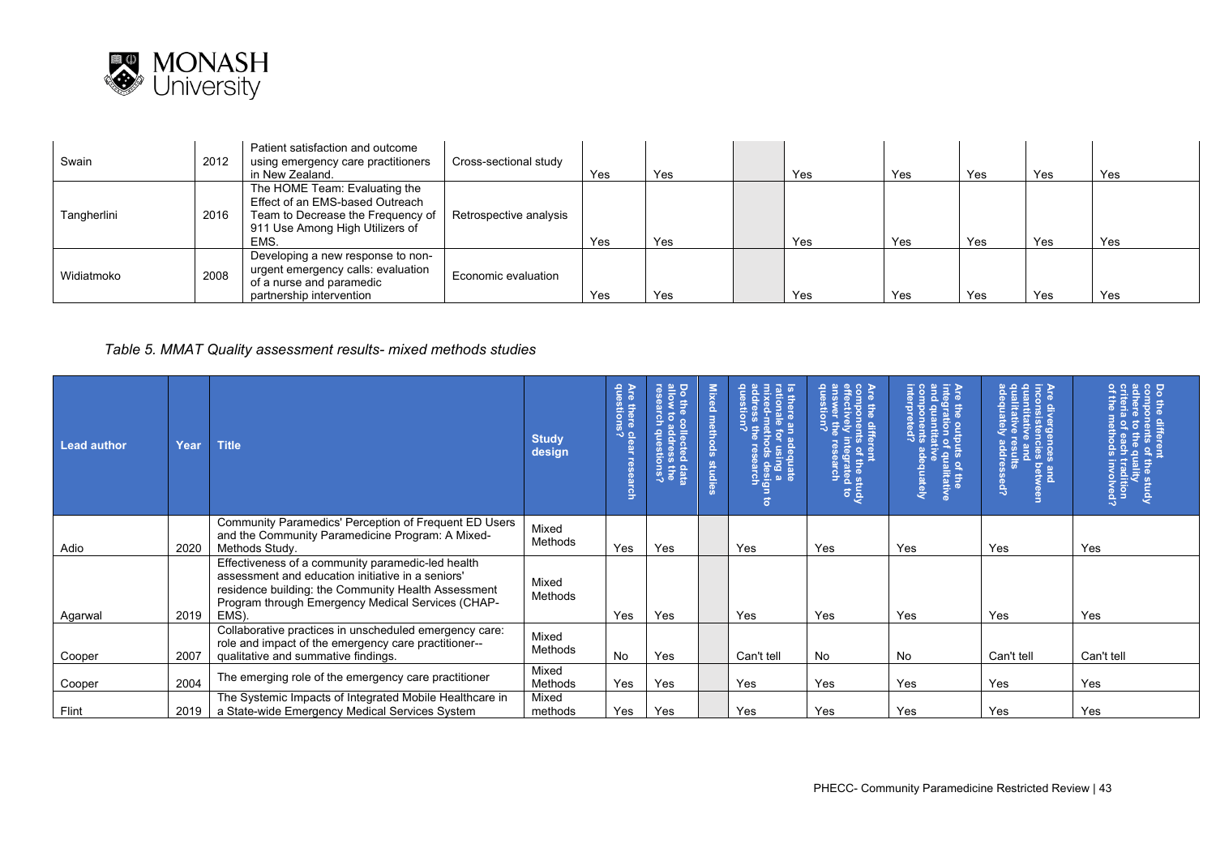| Swain | 2012 | Patient satisfaction and outcome using emergency care practitioners in New Zealand. | Cross-sectional study | Yes | Yes | | Yes | Yes | Yes | Yes | Yes |
|---|---|---|---|---|---|---|---|---|---|---|---|
| Tangherlini | 2016 | The HOME Team: Evaluating the Effect of an EMS-based Outreach Team to Decrease the Frequency of 911 Use Among High Utilizers of EMS. | Retrospective analysis | Yes | Yes | | Yes | Yes | Yes | Yes | Yes |
| Widiatmoko | 2008 | Developing a new response to non-urgent emergency calls: evaluation of a nurse and paramedic partnership intervention | Economic evaluation | Yes | Yes | | Yes | Yes | Yes | Yes | Yes |

*Table 5. MMAT Quality assessment results- mixed methods studies*

| Lead author | Year | Title | Study design | Are there clear research questions? | Do the collected data allow to address the research questions? | Mixed methods studies | Is there an adequate rationale for using a mixed-methods design to address the research question? | Are the different components of the study effectively integrated to answer the research question? | Are the outputs of the integration of qualitative and quantitative components adequately interpreted? | Are divergences and inconsistencies between quantitative and qualitative results adequately addressed? | Do the different components of the study adhere to the quality criteria of each tradition of the methods involved? |
|---|---|---|---|---|---|---|---|---|---|---|---|
| Adio | 2020 | Community Paramedics' Perception of Frequent ED Users and the Community Paramedicine Program: A Mixed-Methods Study. | Mixed Methods | Yes | Yes | | Yes | Yes | Yes | Yes | Yes |
| Agarwal | 2019 | Effectiveness of a community paramedic-led health assessment and education initiative in a seniors' residence building: the Community Health Assessment Program through Emergency Medical Services (CHAP-EMS). | Mixed Methods | Yes | Yes | | Yes | Yes | Yes | Yes | Yes |
| Cooper | 2007 | Collaborative practices in unscheduled emergency care: role and impact of the emergency care practitioner--qualitative and summative findings. | Mixed Methods | No | Yes | | Can't tell | No | No | Can't tell | Can't tell |
| Cooper | 2004 | The emerging role of the emergency care practitioner | Mixed Methods | Yes | Yes | | Yes | Yes | Yes | Yes | Yes |
| Flint | 2019 | The Systemic Impacts of Integrated Mobile Healthcare in a State-wide Emergency Medical Services System | Mixed methods | Yes | Yes | | Yes | Yes | Yes | Yes | Yes |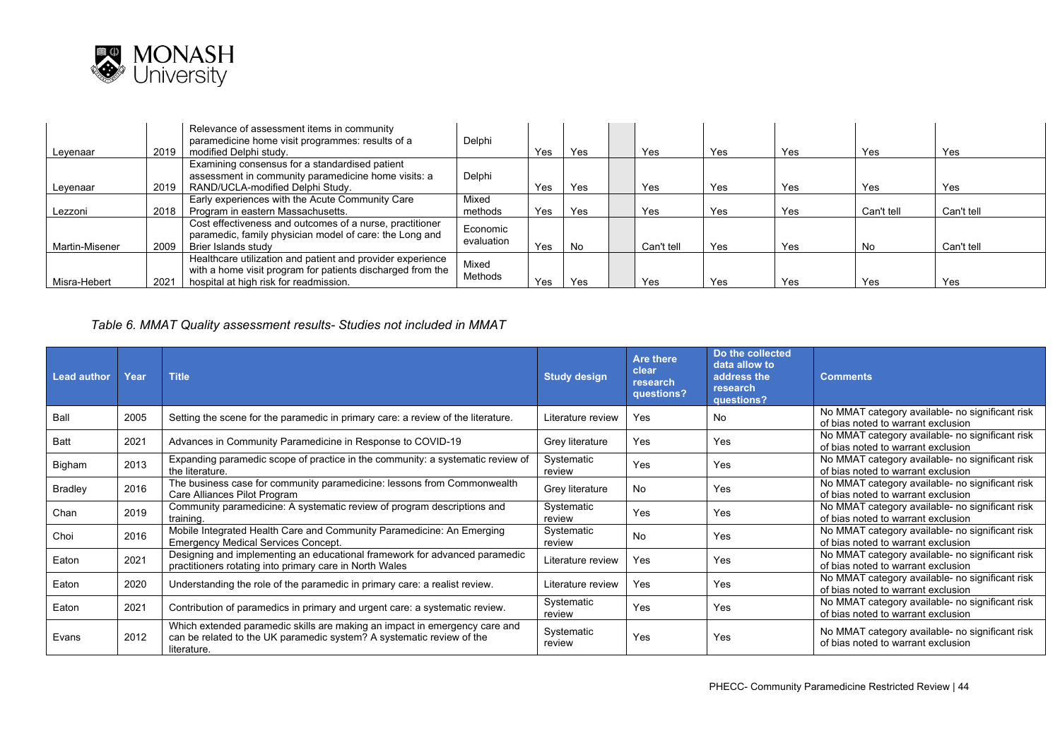| Leyenaar | 2019 | Relevance of assessment items in community paramedicine home visit programmes: results of a modified Delphi study. | Delphi | Yes | Yes | | Yes | Yes | Yes | Yes | Yes |
|---|---|---|---|---|---|---|---|---|---|---|---|
| Leyenaar | 2019 | Examining consensus for a standardised patient assessment in community paramedicine home visits: a RAND/UCLA-modified Delphi Study. | Delphi | Yes | Yes | | Yes | Yes | Yes | Yes | Yes |
| Lezzoni | 2018 | Early experiences with the Acute Community Care Program in eastern Massachusetts. | Mixed methods | Yes | Yes | | Yes | Yes | Yes | Can't tell | Can't tell |
| Martin-Misener | 2009 | Cost effectiveness and outcomes of a nurse, practitioner paramedic, family physician model of care: the Long and Brier Islands study | Economic evaluation | Yes | No | | Can't tell | Yes | Yes | No | Can't tell |
| Misra-Hebert | 2021 | Healthcare utilization and patient and provider experience with a home visit program for patients discharged from the hospital at high risk for readmission. | Mixed Methods | Yes | Yes | | Yes | Yes | Yes | Yes | Yes |

*Table 6. MMAT Quality assessment results- Studies not included in MMAT*

| Lead author | Year | Title | Study design | Are there clear research questions? | Do the collected data allow to address the research questions? | Comments |
|---|---|---|---|---|---|---|
| Ball | 2005 | Setting the scene for the paramedic in primary care: a review of the literature. | Literature review | Yes | No | No MMAT category available- no significant risk of bias noted to warrant exclusion |
| Batt | 2021 | Advances in Community Paramedicine in Response to COVID-19 | Grey literature | Yes | Yes | No MMAT category available- no significant risk of bias noted to warrant exclusion |
| Bigham | 2013 | Expanding paramedic scope of practice in the community: a systematic review of the literature. | Systematic review | Yes | Yes | No MMAT category available- no significant risk of bias noted to warrant exclusion |
| Bradley | 2016 | The business case for community paramedicine: lessons from Commonwealth Care Alliances Pilot Program | Grey literature | No | Yes | No MMAT category available- no significant risk of bias noted to warrant exclusion |
| Chan | 2019 | Community paramedicine: A systematic review of program descriptions and training. | Systematic review | Yes | Yes | No MMAT category available- no significant risk of bias noted to warrant exclusion |
| Choi | 2016 | Mobile Integrated Health Care and Community Paramedicine: An Emerging Emergency Medical Services Concept. | Systematic review | No | Yes | No MMAT category available- no significant risk of bias noted to warrant exclusion |
| Eaton | 2021 | Designing and implementing an educational framework for advanced paramedic practitioners rotating into primary care in North Wales | Literature review | Yes | Yes | No MMAT category available- no significant risk of bias noted to warrant exclusion |
| Eaton | 2020 | Understanding the role of the paramedic in primary care: a realist review. | Literature review | Yes | Yes | No MMAT category available- no significant risk of bias noted to warrant exclusion |
| Eaton | 2021 | Contribution of paramedics in primary and urgent care: a systematic review. | Systematic review | Yes | Yes | No MMAT category available- no significant risk of bias noted to warrant exclusion |
| Evans | 2012 | Which extended paramedic skills are making an impact in emergency care and can be related to the UK paramedic system? A systematic review of the literature. | Systematic review | Yes | Yes | No MMAT category available- no significant risk of bias noted to warrant exclusion |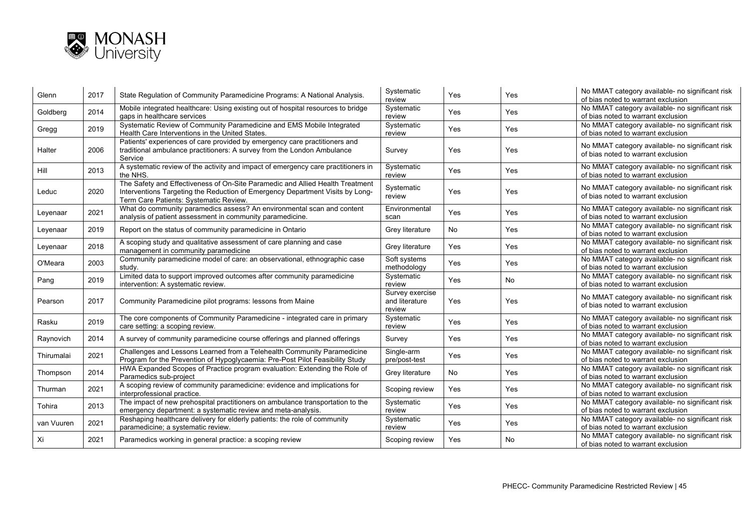| Glenn | 2017 | State Regulation of Community Paramedicine Programs: A National Analysis. | Systematic review | Yes | Yes | No MMAT category available- no significant risk of bias noted to warrant exclusion |
|---|---|---|---|---|---|---|
| Goldberg | 2014 | Mobile integrated healthcare: Using existing out of hospital resources to bridge gaps in healthcare services | Systematic review | Yes | Yes | No MMAT category available- no significant risk of bias noted to warrant exclusion |
| Gregg | 2019 | Systematic Review of Community Paramedicine and EMS Mobile Integrated Health Care Interventions in the United States. | Systematic review | Yes | Yes | No MMAT category available- no significant risk of bias noted to warrant exclusion |
| Halter | 2006 | Patients' experiences of care provided by emergency care practitioners and traditional ambulance practitioners: A survey from the London Ambulance Service | Survey | Yes | Yes | No MMAT category available- no significant risk of bias noted to warrant exclusion |
| Hill | 2013 | A systematic review of the activity and impact of emergency care practitioners in the NHS. | Systematic review | Yes | Yes | No MMAT category available- no significant risk of bias noted to warrant exclusion |
| Leduc | 2020 | The Safety and Effectiveness of On-Site Paramedic and Allied Health Treatment Interventions Targeting the Reduction of Emergency Department Visits by Long-Term Care Patients: Systematic Review. | Systematic review | Yes | Yes | No MMAT category available- no significant risk of bias noted to warrant exclusion |
| Leyenaar | 2021 | What do community paramedics assess? An environmental scan and content analysis of patient assessment in community paramedicine. | Environmental scan | Yes | Yes | No MMAT category available- no significant risk of bias noted to warrant exclusion |
| Leyenaar | 2019 | Report on the status of community paramedicine in Ontario | Grey literature | No | Yes | No MMAT category available- no significant risk of bias noted to warrant exclusion |
| Leyenaar | 2018 | A scoping study and qualitative assessment of care planning and case management in community paramedicine | Grey literature | Yes | Yes | No MMAT category available- no significant risk of bias noted to warrant exclusion |
| O'Meara | 2003 | Community paramedicine model of care: an observational, ethnographic case study. | Soft systems methodology | Yes | Yes | No MMAT category available- no significant risk of bias noted to warrant exclusion |
| Pang | 2019 | Limited data to support improved outcomes after community paramedicine intervention: A systematic review. | Systematic review | Yes | No | No MMAT category available- no significant risk of bias noted to warrant exclusion |
| Pearson | 2017 | Community Paramedicine pilot programs: lessons from Maine | Survey exercise and literature review | Yes | Yes | No MMAT category available- no significant risk of bias noted to warrant exclusion |
| Rasku | 2019 | The core components of Community Paramedicine - integrated care in primary care setting: a scoping review. | Systematic review | Yes | Yes | No MMAT category available- no significant risk of bias noted to warrant exclusion |
| Raynovich | 2014 | A survey of community paramedicine course offerings and planned offerings | Survey | Yes | Yes | No MMAT category available- no significant risk of bias noted to warrant exclusion |
| Thirumalai | 2021 | Challenges and Lessons Learned from a Telehealth Community Paramedicine Program for the Prevention of Hypoglycaemia: Pre-Post Pilot Feasibility Study | Single-arm pre/post-test | Yes | Yes | No MMAT category available- no significant risk of bias noted to warrant exclusion |
| Thompson | 2014 | HWA Expanded Scopes of Practice program evaluation: Extending the Role of Paramedics sub-project | Grey literature | No | Yes | No MMAT category available- no significant risk of bias noted to warrant exclusion |
| Thurman | 2021 | A scoping review of community paramedicine: evidence and implications for interprofessional practice. | Scoping review | Yes | Yes | No MMAT category available- no significant risk of bias noted to warrant exclusion |
| Tohira | 2013 | The impact of new prehospital practitioners on ambulance transportation to the emergency department: a systematic review and meta-analysis. | Systematic review | Yes | Yes | No MMAT category available- no significant risk of bias noted to warrant exclusion |
| van Vuuren | 2021 | Reshaping healthcare delivery for elderly patients: the role of community paramedicine; a systematic review. | Systematic review | Yes | Yes | No MMAT category available- no significant risk of bias noted to warrant exclusion |
| Xi | 2021 | Paramedics working in general practice: a scoping review | Scoping review | Yes | No | No MMAT category available- no significant risk of bias noted to warrant exclusion |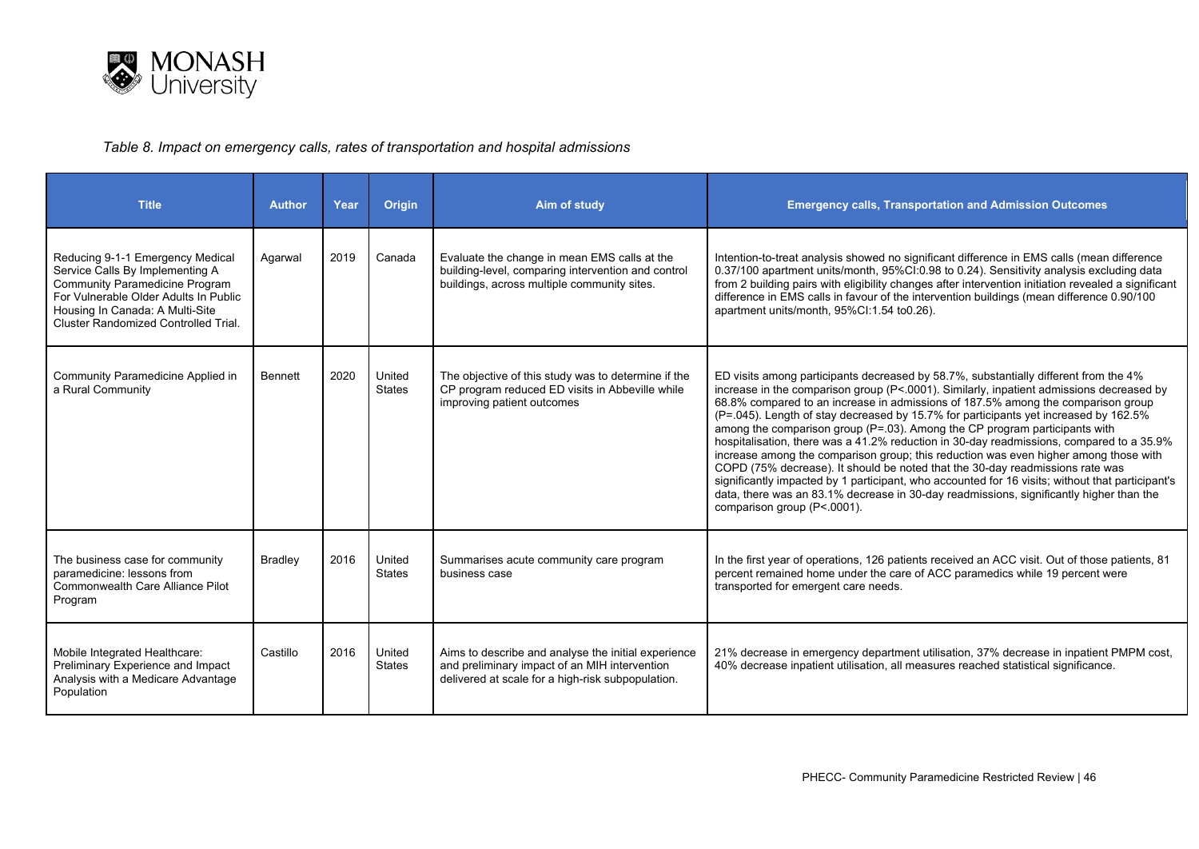*Table 8. Impact on emergency calls, rates of transportation and hospital admissions*

| Title | Author | Year | Origin | Aim of study | Emergency calls, Transportation and Admission Outcomes |
|---|---|---|---|---|---|
| Reducing 9-1-1 Emergency Medical Service Calls By Implementing A Community Paramedicine Program For Vulnerable Older Adults In Public Housing In Canada: A Multi-Site Cluster Randomized Controlled Trial. | Agarwal | 2019 | Canada | Evaluate the change in mean EMS calls at the building-level, comparing intervention and control buildings, across multiple community sites. | Intention-to-treat analysis showed no significant difference in EMS calls (mean difference 0.37/100 apartment units/month, 95%CI:0.98 to 0.24). Sensitivity analysis excluding data from 2 building pairs with eligibility changes after intervention initiation revealed a significant difference in EMS calls in favour of the intervention buildings (mean difference 0.90/100 apartment units/month, 95%CI:1.54 to0.26). |
| Community Paramedicine Applied in a Rural Community | Bennett | 2020 | United States | The objective of this study was to determine if the CP program reduced ED visits in Abbeville while improving patient outcomes | ED visits among participants decreased by 58.7%, substantially different from the 4% increase in the comparison group (P<.0001). Similarly, inpatient admissions decreased by 68.8% compared to an increase in admissions of 187.5% among the comparison group (P=.045). Length of stay decreased by 15.7% for participants yet increased by 162.5% among the comparison group (P=.03). Among the CP program participants with hospitalisation, there was a 41.2% reduction in 30-day readmissions, compared to a 35.9% increase among the comparison group; this reduction was even higher among those with COPD (75% decrease). It should be noted that the 30-day readmissions rate was significantly impacted by 1 participant, who accounted for 16 visits; without that participant's data, there was an 83.1% decrease in 30-day readmissions, significantly higher than the comparison group (P<.0001). |
| The business case for community paramedicine: lessons from Commonwealth Care Alliance Pilot Program | Bradley | 2016 | United States | Summarises acute community care program business case | In the first year of operations, 126 patients received an ACC visit. Out of those patients, 81 percent remained home under the care of ACC paramedics while 19 percent were transported for emergent care needs. |
| Mobile Integrated Healthcare: Preliminary Experience and Impact Analysis with a Medicare Advantage Population | Castillo | 2016 | United States | Aims to describe and analyse the initial experience and preliminary impact of an MIH intervention delivered at scale for a high-risk subpopulation. | 21% decrease in emergency department utilisation, 37% decrease in inpatient PMPM cost, 40% decrease inpatient utilisation, all measures reached statistical significance. |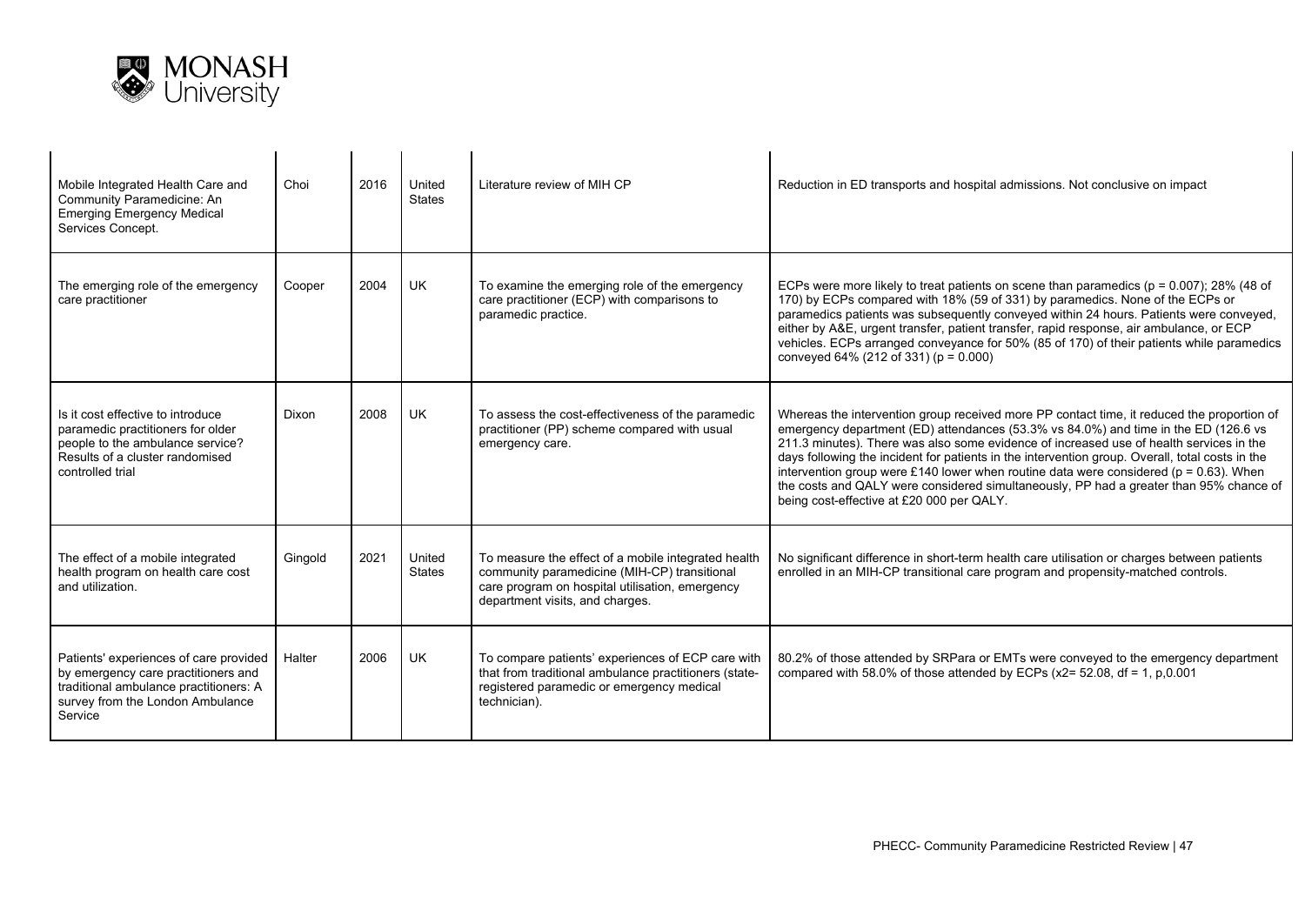| | | | | | |
|---|---|---|---|---|---|
| Mobile Integrated Health Care and Community Paramedicine: An Emerging Emergency Medical Services Concept. | Choi | 2016 | United States | Literature review of MIH CP | Reduction in ED transports and hospital admissions. Not conclusive on impact |
| The emerging role of the emergency care practitioner | Cooper | 2004 | UK | To examine the emerging role of the emergency care practitioner (ECP) with comparisons to paramedic practice. | ECPs were more likely to treat patients on scene than paramedics ($p = 0.007$); 28% (48 of 170) by ECPs compared with 18% (59 of 331) by paramedics. None of the ECPs or paramedics patients was subsequently conveyed within 24 hours. Patients were conveyed, either by A&E, urgent transfer, patient transfer, rapid response, air ambulance, or ECP vehicles. ECPs arranged conveyance for 50% (85 of 170) of their patients while paramedics conveyed 64% (212 of 331) ($p = 0.000$) |
| Is it cost effective to introduce paramedic practitioners for older people to the ambulance service? Results of a cluster randomised controlled trial | Dixon | 2008 | UK | To assess the cost-effectiveness of the paramedic practitioner (PP) scheme compared with usual emergency care. | Whereas the intervention group received more PP contact time, it reduced the proportion of emergency department (ED) attendances (53.3% vs 84.0%) and time in the ED (126.6 vs 211.3 minutes). There was also some evidence of increased use of health services in the days following the incident for patients in the intervention group. Overall, total costs in the intervention group were £140 lower when routine data were considered ($p = 0.63$). When the costs and QALY were considered simultaneously, PP had a greater than 95% chance of being cost-effective at £20 000 per QALY. |
| The effect of a mobile integrated health program on health care cost and utilization. | Gingold | 2021 | United States | To measure the effect of a mobile integrated health community paramedicine (MIH-CP) transitional care program on hospital utilisation, emergency department visits, and charges. | No significant difference in short-term health care utilisation or charges between patients enrolled in an MIH-CP transitional care program and propensity-matched controls. |
| Patients' experiences of care provided by emergency care practitioners and traditional ambulance practitioners: A survey from the London Ambulance Service | Halter | 2006 | UK | To compare patients' experiences of ECP care with that from traditional ambulance practitioners (state-registered paramedic or emergency medical technician). | 80.2% of those attended by SRPara or EMTs were conveyed to the emergency department compared with 58.0% of those attended by ECPs ($x2= 52.08$, $df = 1$, p,0.001 |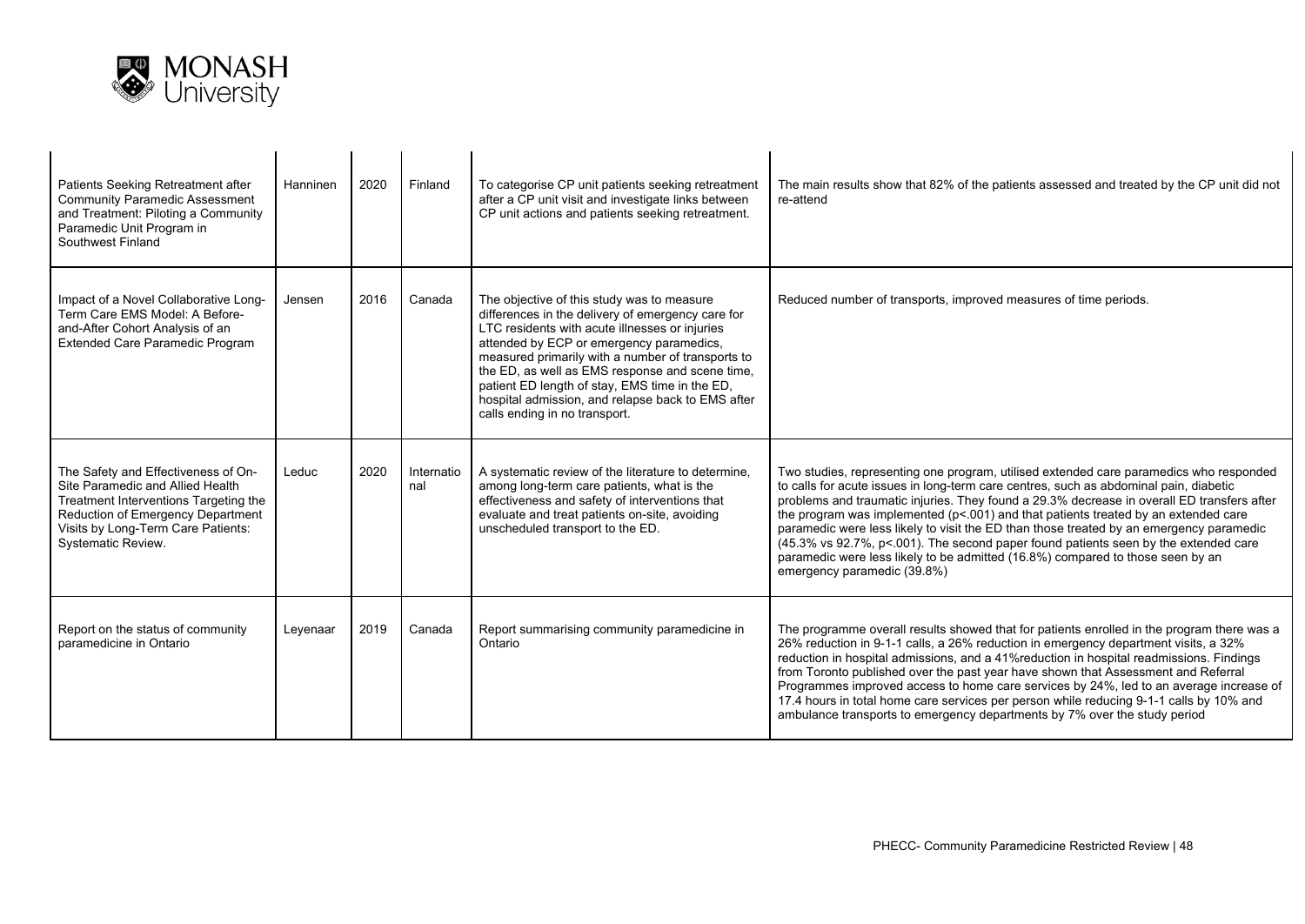| | | | | | |
|---|---|---|---|---|---|
| Patients Seeking Retreatment after Community Paramedic Assessment and Treatment: Piloting a Community Paramedic Unit Program in Southwest Finland | Hanninen | 2020 | Finland | To categorise CP unit patients seeking retreatment after a CP unit visit and investigate links between CP unit actions and patients seeking retreatment. | The main results show that 82% of the patients assessed and treated by the CP unit did not re-attend |
| Impact of a Novel Collaborative Long-Term Care EMS Model: A Before-and-After Cohort Analysis of an Extended Care Paramedic Program | Jensen | 2016 | Canada | The objective of this study was to measure differences in the delivery of emergency care for LTC residents with acute illnesses or injuries attended by ECP or emergency paramedics, measured primarily with a number of transports to the ED, as well as EMS response and scene time, patient ED length of stay, EMS time in the ED, hospital admission, and relapse back to EMS after calls ending in no transport. | Reduced number of transports, improved measures of time periods. |
| The Safety and Effectiveness of On-Site Paramedic and Allied Health Treatment Interventions Targeting the Reduction of Emergency Department Visits by Long-Term Care Patients: Systematic Review. | Leduc | 2020 | International | A systematic review of the literature to determine, among long-term care patients, what is the effectiveness and safety of interventions that evaluate and treat patients on-site, avoiding unscheduled transport to the ED. | Two studies, representing one program, utilised extended care paramedics who responded to calls for acute issues in long-term care centres, such as abdominal pain, diabetic problems and traumatic injuries. They found a 29.3% decrease in overall ED transfers after the program was implemented ($p<.001$) and that patients treated by an extended care paramedic were less likely to visit the ED than those treated by an emergency paramedic (45.3% vs 92.7%, $p<.001$). The second paper found patients seen by the extended care paramedic were less likely to be admitted (16.8%) compared to those seen by an emergency paramedic (39.8%) |
| Report on the status of community paramedicine in Ontario | Leyenaar | 2019 | Canada | Report summarising community paramedicine in Ontario | The programme overall results showed that for patients enrolled in the program there was a 26% reduction in 9-1-1 calls, a 26% reduction in emergency department visits, a 32% reduction in hospital admissions, and a 41%reduction in hospital readmissions. Findings from Toronto published over the past year have shown that Assessment and Referral Programmes improved access to home care services by 24%, led to an average increase of 17.4 hours in total home care services per person while reducing 9-1-1 calls by 10% and ambulance transports to emergency departments by 7% over the study period |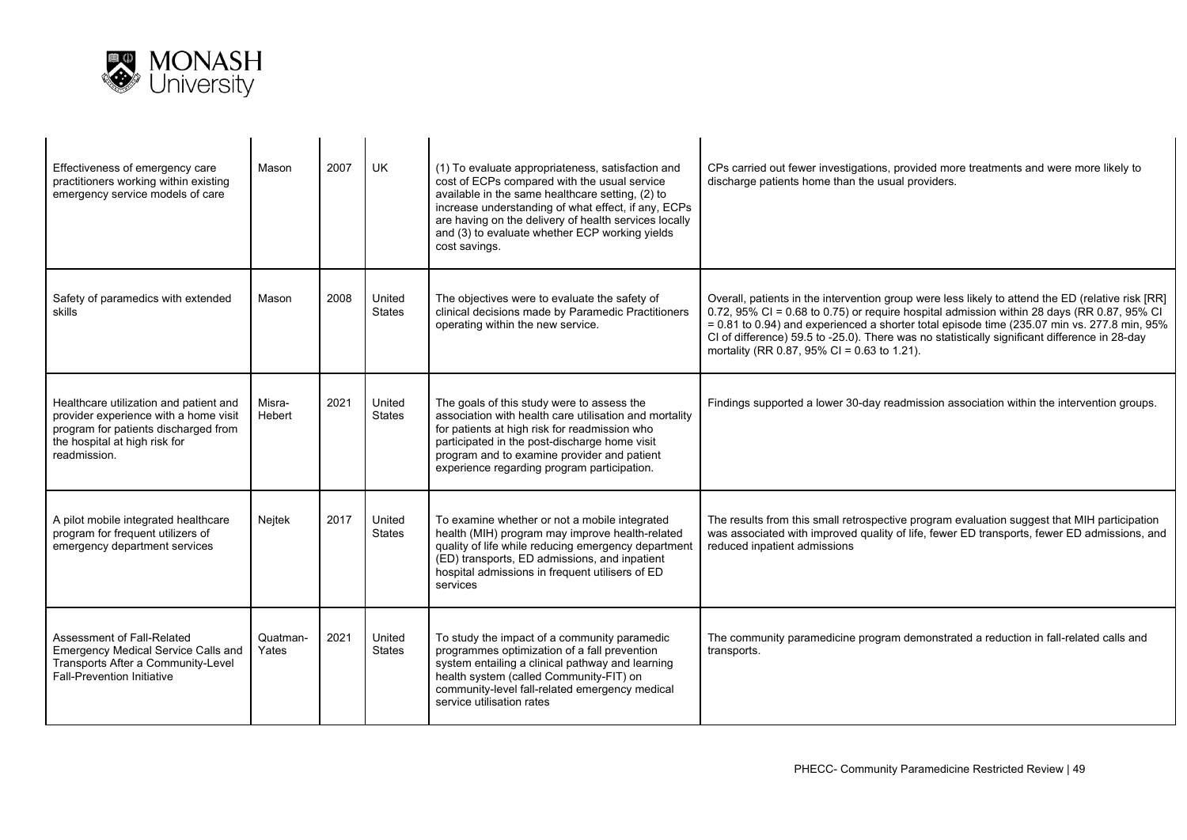| | | | | | |
|---|---|---|---|---|---|
| Effectiveness of emergency care practitioners working within existing emergency service models of care | Mason | 2007 | UK | (1) To evaluate appropriateness, satisfaction and cost of ECPs compared with the usual service available in the same healthcare setting, (2) to increase understanding of what effect, if any, ECPs are having on the delivery of health services locally and (3) to evaluate whether ECP working yields cost savings. | CPs carried out fewer investigations, provided more treatments and were more likely to discharge patients home than the usual providers. |
| Safety of paramedics with extended skills | Mason | 2008 | United States | The objectives were to evaluate the safety of clinical decisions made by Paramedic Practitioners operating within the new service. | Overall, patients in the intervention group were less likely to attend the ED (relative risk [RR] 0.72, 95% CI = 0.68 to 0.75) or require hospital admission within 28 days (RR 0.87, 95% CI = 0.81 to 0.94) and experienced a shorter total episode time (235.07 min vs. 277.8 min, 95% CI of difference) 59.5 to -25.0). There was no statistically significant difference in 28-day mortality (RR 0.87, 95% CI = 0.63 to 1.21). |
| Healthcare utilization and patient and provider experience with a home visit program for patients discharged from the hospital at high risk for readmission. | Misra-Hebert | 2021 | United States | The goals of this study were to assess the association with health care utilisation and mortality for patients at high risk for readmission who participated in the post-discharge home visit program and to examine provider and patient experience regarding program participation. | Findings supported a lower 30-day readmission association within the intervention groups. |
| A pilot mobile integrated healthcare program for frequent utilizers of emergency department services | Nejtek | 2017 | United States | To examine whether or not a mobile integrated health (MIH) program may improve health-related quality of life while reducing emergency department (ED) transports, ED admissions, and inpatient hospital admissions in frequent utilisers of ED services | The results from this small retrospective program evaluation suggest that MIH participation was associated with improved quality of life, fewer ED transports, fewer ED admissions, and reduced inpatient admissions |
| Assessment of Fall-Related Emergency Medical Service Calls and Transports After a Community-Level Fall-Prevention Initiative | Quatman-Yates | 2021 | United States | To study the impact of a community paramedic programmes optimization of a fall prevention system entailing a clinical pathway and learning health system (called Community-FIT) on community-level fall-related emergency medical service utilisation rates | The community paramedicine program demonstrated a reduction in fall-related calls and transports. |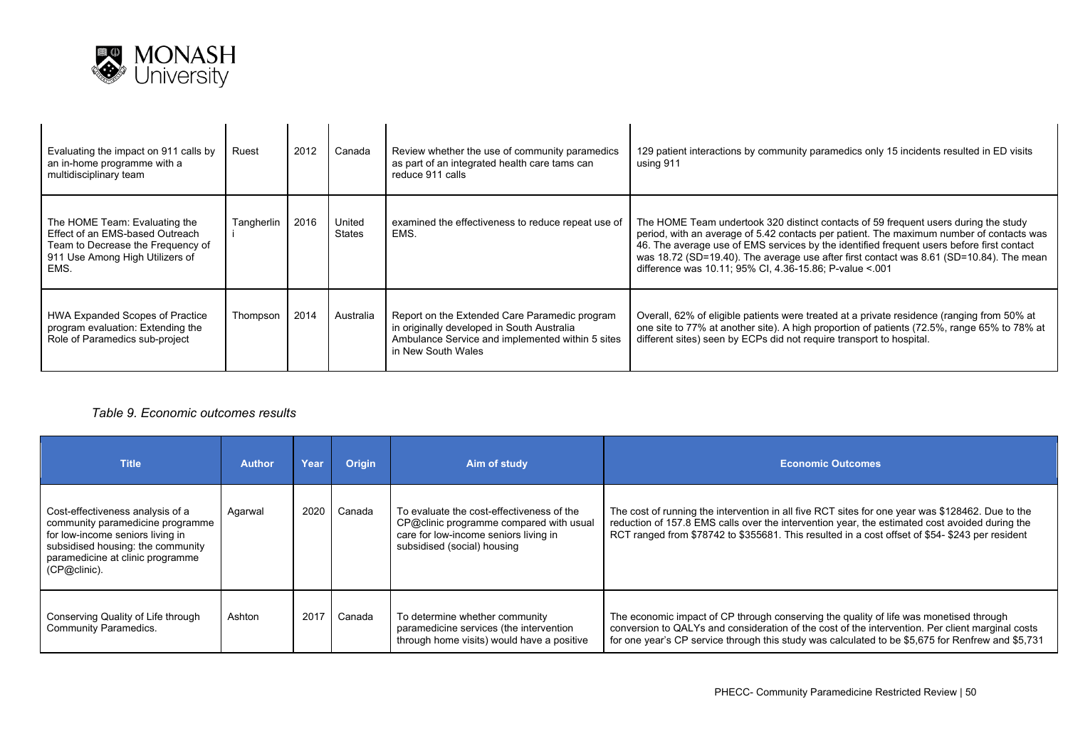| | | | | | |
|---|---|---|---|---|---|
| Evaluating the impact on 911 calls by an in-home programme with a multidisciplinary team | Ruest | 2012 | Canada | Review whether the use of community paramedics as part of an integrated health care tams can reduce 911 calls | 129 patient interactions by community paramedics only 15 incidents resulted in ED visits using 911 |
| The HOME Team: Evaluating the Effect of an EMS-based Outreach Team to Decrease the Frequency of 911 Use Among High Utilizers of EMS. | Tangherlini | 2016 | United States | examined the effectiveness to reduce repeat use of EMS. | The HOME Team undertook 320 distinct contacts of 59 frequent users during the study period, with an average of 5.42 contacts per patient. The maximum number of contacts was 46. The average use of EMS services by the identified frequent users before first contact was 18.72 (SD=19.40). The average use after first contact was 8.61 (SD=10.84). The mean difference was 10.11; 95% CI, 4.36-15.86; P-value <.001 |
| HWA Expanded Scopes of Practice program evaluation: Extending the Role of Paramedics sub-project | Thompson | 2014 | Australia | Report on the Extended Care Paramedic program in originally developed in South Australia Ambulance Service and implemented within 5 sites in New South Wales | Overall, 62% of eligible patients were treated at a private residence (ranging from 50% at one site to 77% at another site). A high proportion of patients (72.5%, range 65% to 78% at different sites) seen by ECPs did not require transport to hospital. |

*Table 9. Economic outcomes results*

| Title | Author | Year | Origin | Aim of study | Economic Outcomes |
|---|---|---|---|---|---|
| Cost-effectiveness analysis of a community paramedicine programme for low-income seniors living in subsidised housing: the community paramedicine at clinic programme (CP@clinic). | Agarwal | 2020 | Canada | To evaluate the cost-effectiveness of the CP@clinic programme compared with usual care for low-income seniors living in subsidised (social) housing | The cost of running the intervention in all five RCT sites for one year was $128462. Due to the reduction of 157.8 EMS calls over the intervention year, the estimated cost avoided during the RCT ranged from $78742 to $355681. This resulted in a cost offset of $54- $243 per resident |
| Conserving Quality of Life through Community Paramedics. | Ashton | 2017 | Canada | To determine whether community paramedicine services (the intervention through home visits) would have a positive | The economic impact of CP through conserving the quality of life was monetised through conversion to QALYs and consideration of the cost of the intervention. Per client marginal costs for one year's CP service through this study was calculated to be $5,675 for Renfrew and $5,731 |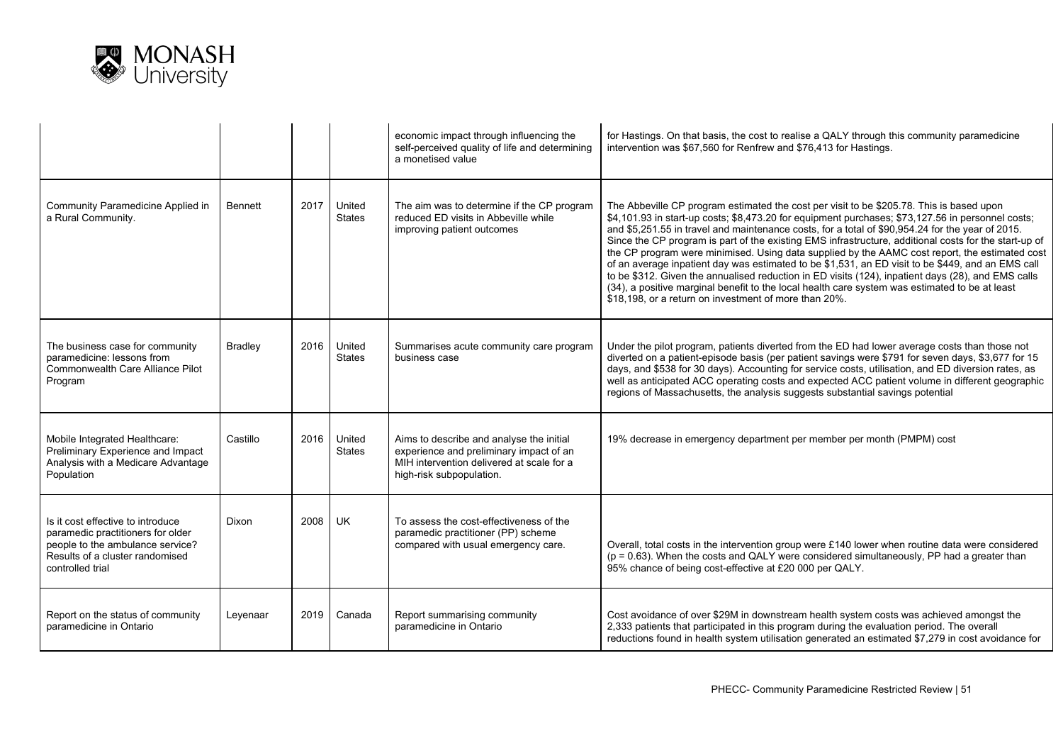| | | | | | |
|---|---|---|---|---|---|
| | | | | economic impact through influencing the self-perceived quality of life and determining a monetised value | for Hastings. On that basis, the cost to realise a QALY through this community paramedicine intervention was $67,560 for Renfrew and $76,413 for Hastings. |
| Community Paramedicine Applied in a Rural Community. | Bennett | 2017 | United States | The aim was to determine if the CP program reduced ED visits in Abbeville while improving patient outcomes | The Abbeville CP program estimated the cost per visit to be $205.78. This is based upon $4,101.93 in start-up costs; $8,473.20 for equipment purchases; $73,127.56 in personnel costs; and $5,251.55 in travel and maintenance costs, for a total of $90,954.24 for the year of 2015. Since the CP program is part of the existing EMS infrastructure, additional costs for the start-up of the CP program were minimised. Using data supplied by the AAMC cost report, the estimated cost of an average inpatient day was estimated to be $1,531, an ED visit to be $449, and an EMS call to be $312. Given the annualised reduction in ED visits (124), inpatient days (28), and EMS calls (34), a positive marginal benefit to the local health care system was estimated to be at least $18,198, or a return on investment of more than 20%. |
| The business case for community paramedicine: lessons from Commonwealth Care Alliance Pilot Program | Bradley | 2016 | United States | Summarises acute community care program business case | Under the pilot program, patients diverted from the ED had lower average costs than those not diverted on a patient-episode basis (per patient savings were $791 for seven days, $3,677 for 15 days, and $538 for 30 days). Accounting for service costs, utilisation, and ED diversion rates, as well as anticipated ACC operating costs and expected ACC patient volume in different geographic regions of Massachusetts, the analysis suggests substantial savings potential |
| Mobile Integrated Healthcare: Preliminary Experience and Impact Analysis with a Medicare Advantage Population | Castillo | 2016 | United States | Aims to describe and analyse the initial experience and preliminary impact of an MIH intervention delivered at scale for a high-risk subpopulation. | 19% decrease in emergency department per member per month (PMPM) cost |
| Is it cost effective to introduce paramedic practitioners for older people to the ambulance service? Results of a cluster randomised controlled trial | Dixon | 2008 | UK | To assess the cost-effectiveness of the paramedic practitioner (PP) scheme compared with usual emergency care. | Overall, total costs in the intervention group were £140 lower when routine data were considered ($p = 0.63$). When the costs and QALY were considered simultaneously, PP had a greater than 95% chance of being cost-effective at £20 000 per QALY. |
| Report on the status of community paramedicine in Ontario | Leyenaar | 2019 | Canada | Report summarising community paramedicine in Ontario | Cost avoidance of over $29M in downstream health system costs was achieved amongst the 2,333 patients that participated in this program during the evaluation period. The overall reductions found in health system utilisation generated an estimated $7,279 in cost avoidance for |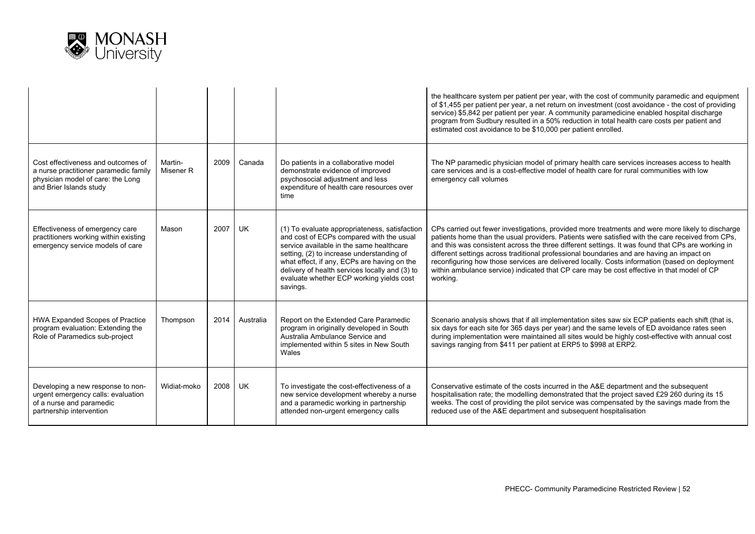| | | | | | |
|---|---|---|---|---|---|
| | | | | | the healthcare system per patient per year, with the cost of community paramedic and equipment of $1,455 per patient per year, a net return on investment (cost avoidance - the cost of providing service) $5,842 per patient per year. A community paramedicine enabled hospital discharge program from Sudbury resulted in a 50% reduction in total health care costs per patient and estimated cost avoidance to be $10,000 per patient enrolled. |
| Cost effectiveness and outcomes of a nurse practitioner paramedic family physician model of care: the Long and Brier Islands study | Martin-Misener R | 2009 | Canada | Do patients in a collaborative model demonstrate evidence of improved psychosocial adjustment and less expenditure of health care resources over time | The NP paramedic physician model of primary health care services increases access to health care services and is a cost-effective model of health care for rural communities with low emergency call volumes |
| Effectiveness of emergency care practitioners working within existing emergency service models of care | Mason | 2007 | UK | (1) To evaluate appropriateness, satisfaction and cost of ECPs compared with the usual service available in the same healthcare setting, (2) to increase understanding of what effect, if any, ECPs are having on the delivery of health services locally and (3) to evaluate whether ECP working yields cost savings. | CPs carried out fewer investigations, provided more treatments and were more likely to discharge patients home than the usual providers. Patients were satisfied with the care received from CPs, and this was consistent across the three different settings. It was found that CPs are working in different settings across traditional professional boundaries and are having an impact on reconfiguring how those services are delivered locally. Costs information (based on deployment within ambulance service) indicated that CP care may be cost effective in that model of CP working. |
| HWA Expanded Scopes of Practice program evaluation: Extending the Role of Paramedics sub-project | Thompson | 2014 | Australia | Report on the Extended Care Paramedic program in originally developed in South Australia Ambulance Service and implemented within 5 sites in New South Wales | Scenario analysis shows that if all implementation sites saw six ECP patients each shift (that is, six days for each site for 365 days per year) and the same levels of ED avoidance rates seen during implementation were maintained all sites would be highly cost-effective with annual cost savings ranging from $411 per patient at ERP5 to $998 at ERP2. |
| Developing a new response to non-urgent emergency calls: evaluation of a nurse and paramedic partnership intervention | Widiat-moko | 2008 | UK | To investigate the cost-effectiveness of a new service development whereby a nurse and a paramedic working in partnership attended non-urgent emergency calls | Conservative estimate of the costs incurred in the A&E department and the subsequent hospitalisation rate; the modelling demonstrated that the project saved £29 260 during its 15 weeks. The cost of providing the pilot service was compensated by the savings made from the reduced use of the A&E department and subsequent hospitalisation |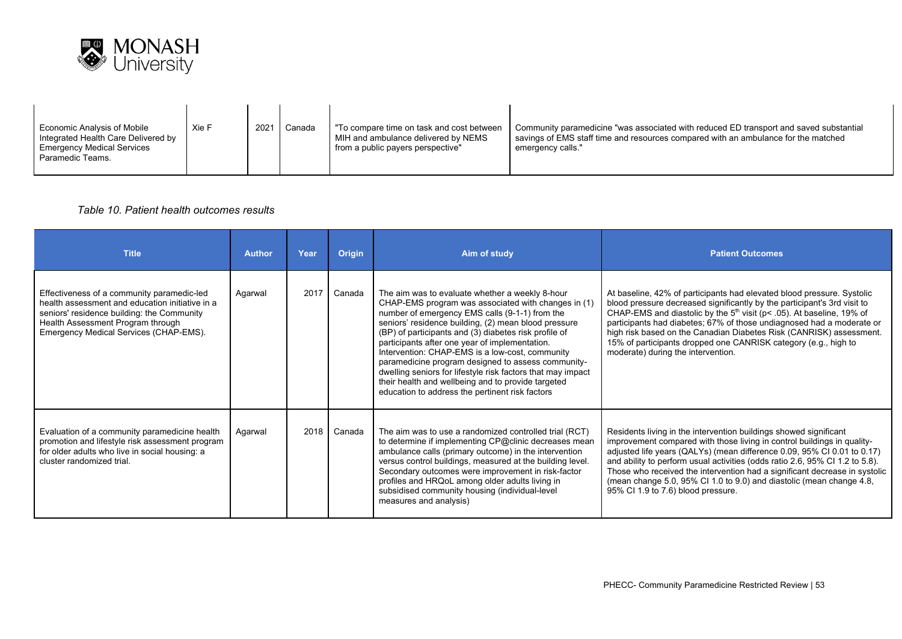| Economic Analysis of Mobile Integrated Health Care Delivered by Emergency Medical Services Paramedic Teams. | Xie F | 2021 | Canada | "To compare time on task and cost between MIH and ambulance delivered by NEMS from a public payers perspective" | Community paramedicine "was associated with reduced ED transport and saved substantial savings of EMS staff time and resources compared with an ambulance for the matched emergency calls." |
|---|---|---|---|---|---|

*Table 10. Patient health outcomes results*

| Title | Author | Year | Origin | Aim of study | Patient Outcomes |
|---|---|---|---|---|---|
| Effectiveness of a community paramedic-led health assessment and education initiative in a seniors' residence building: the Community Health Assessment Program through Emergency Medical Services (CHAP-EMS). | Agarwal | 2017 | Canada | The aim was to evaluate whether a weekly 8-hour CHAP-EMS program was associated with changes in (1) number of emergency EMS calls (9-1-1) from the seniors' residence building, (2) mean blood pressure (BP) of participants and (3) diabetes risk profile of participants after one year of implementation. Intervention: CHAP-EMS is a low-cost, community paramedicine program designed to assess community-dwelling seniors for lifestyle risk factors that may impact their health and wellbeing and to provide targeted education to address the pertinent risk factors | At baseline, 42% of participants had elevated blood pressure. Systolic blood pressure decreased significantly by the participant's 3rd visit to CHAP-EMS and diastolic by the 5th visit ($p < .05$). At baseline, 19% of participants had diabetes; 67% of those undiagnosed had a moderate or high risk based on the Canadian Diabetes Risk (CANRISK) assessment. 15% of participants dropped one CANRISK category (e.g., high to moderate) during the intervention. |
| Evaluation of a community paramedicine health promotion and lifestyle risk assessment program for older adults who live in social housing: a cluster randomized trial. | Agarwal | 2018 | Canada | The aim was to use a randomized controlled trial (RCT) to determine if implementing CP@clinic decreases mean ambulance calls (primary outcome) in the intervention versus control buildings, measured at the building level. Secondary outcomes were improvement in risk-factor profiles and HRQoL among older adults living in subsidised community housing (individual-level measures and analysis) | Residents living in the intervention buildings showed significant improvement compared with those living in control buildings in quality-adjusted life years (QALYs) (mean difference 0.09, 95% CI 0.01 to 0.17) and ability to perform usual activities (odds ratio 2.6, 95% CI 1.2 to 5.8). Those who received the intervention had a significant decrease in systolic (mean change 5.0, 95% CI 1.0 to 9.0) and diastolic (mean change 4.8, 95% CI 1.9 to 7.6) blood pressure. |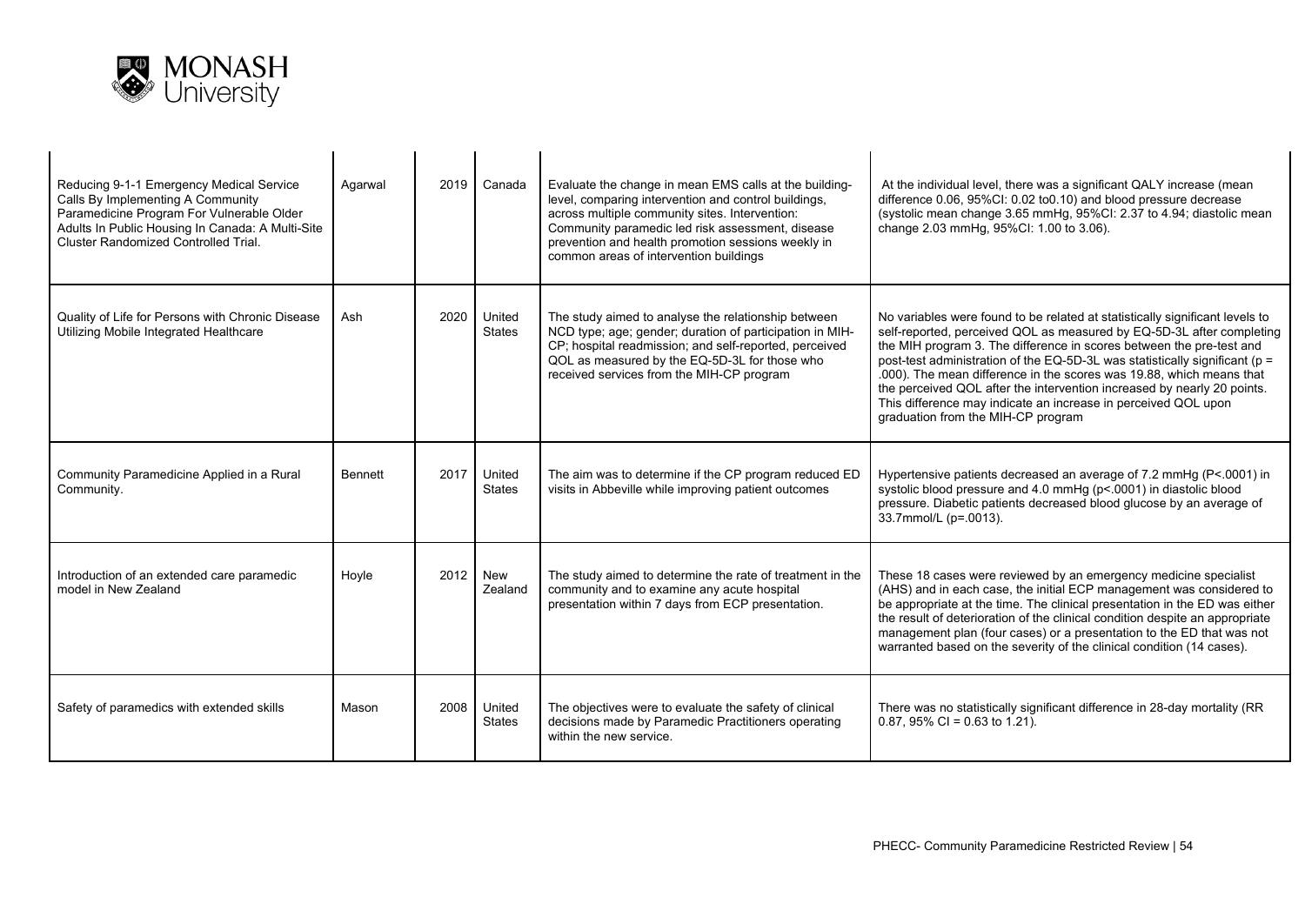| | | | | | |
|---|---|---|---|---|---|
| Reducing 9-1-1 Emergency Medical Service Calls By Implementing A Community Paramedicine Program For Vulnerable Older Adults In Public Housing In Canada: A Multi-Site Cluster Randomized Controlled Trial. | Agarwal | 2019 | Canada | Evaluate the change in mean EMS calls at the building-level, comparing intervention and control buildings, across multiple community sites. Intervention: Community paramedic led risk assessment, disease prevention and health promotion sessions weekly in common areas of intervention buildings | At the individual level, there was a significant QALY increase (mean difference 0.06, 95%CI: 0.02 to0.10) and blood pressure decrease (systolic mean change 3.65 mmHg, 95%CI: 2.37 to 4.94; diastolic mean change 2.03 mmHg, 95%CI: 1.00 to 3.06). |
| Quality of Life for Persons with Chronic Disease Utilizing Mobile Integrated Healthcare | Ash | 2020 | United States | The study aimed to analyse the relationship between NCD type; age; gender; duration of participation in MIH-CP; hospital readmission; and self-reported, perceived QOL as measured by the EQ-5D-3L for those who received services from the MIH-CP program | No variables were found to be related at statistically significant levels to self-reported, perceived QOL as measured by EQ-5D-3L after completing the MIH program 3. The difference in scores between the pre-test and post-test administration of the EQ-5D-3L was statistically significant (p = .000). The mean difference in the scores was 19.88, which means that the perceived QOL after the intervention increased by nearly 20 points. This difference may indicate an increase in perceived QOL upon graduation from the MIH-CP program |
| Community Paramedicine Applied in a Rural Community. | Bennett | 2017 | United States | The aim was to determine if the CP program reduced ED visits in Abbeville while improving patient outcomes | Hypertensive patients decreased an average of 7.2 mmHg (P<.0001) in systolic blood pressure and 4.0 mmHg (p<.0001) in diastolic blood pressure. Diabetic patients decreased blood glucose by an average of 33.7mmol/L (p=.0013). |
| Introduction of an extended care paramedic model in New Zealand | Hoyle | 2012 | New Zealand | The study aimed to determine the rate of treatment in the community and to examine any acute hospital presentation within 7 days from ECP presentation. | These 18 cases were reviewed by an emergency medicine specialist (AHS) and in each case, the initial ECP management was considered to be appropriate at the time. The clinical presentation in the ED was either the result of deterioration of the clinical condition despite an appropriate management plan (four cases) or a presentation to the ED that was not warranted based on the severity of the clinical condition (14 cases). |
| Safety of paramedics with extended skills | Mason | 2008 | United States | The objectives were to evaluate the safety of clinical decisions made by Paramedic Practitioners operating within the new service. | There was no statistically significant difference in 28-day mortality (RR 0.87, 95% CI = 0.63 to 1.21). |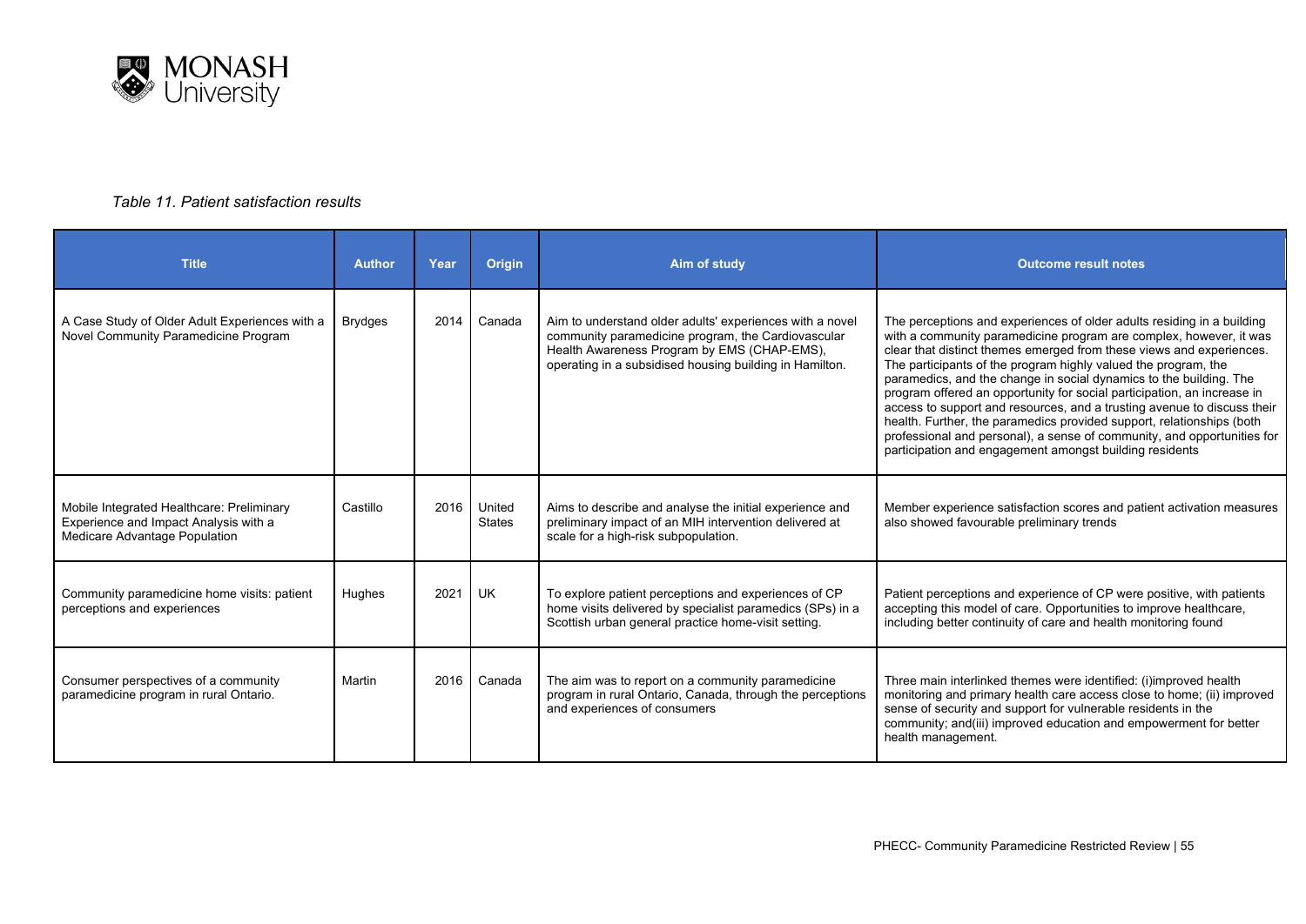*Table 11. Patient satisfaction results*

| Title | Author | Year | Origin | Aim of study | Outcome result notes |
|---|---|---|---|---|---|
| A Case Study of Older Adult Experiences with a Novel Community Paramedicine Program | Brydges | 2014 | Canada | Aim to understand older adults' experiences with a novel community paramedicine program, the Cardiovascular Health Awareness Program by EMS (CHAP-EMS), operating in a subsidised housing building in Hamilton. | The perceptions and experiences of older adults residing in a building with a community paramedicine program are complex, however, it was clear that distinct themes emerged from these views and experiences. The participants of the program highly valued the program, the paramedics, and the change in social dynamics to the building. The program offered an opportunity for social participation, an increase in access to support and resources, and a trusting avenue to discuss their health. Further, the paramedics provided support, relationships (both professional and personal), a sense of community, and opportunities for participation and engagement amongst building residents |
| Mobile Integrated Healthcare: Preliminary Experience and Impact Analysis with a Medicare Advantage Population | Castillo | 2016 | United States | Aims to describe and analyse the initial experience and preliminary impact of an MIH intervention delivered at scale for a high-risk subpopulation. | Member experience satisfaction scores and patient activation measures also showed favourable preliminary trends |
| Community paramedicine home visits: patient perceptions and experiences | Hughes | 2021 | UK | To explore patient perceptions and experiences of CP home visits delivered by specialist paramedics (SPs) in a Scottish urban general practice home-visit setting. | Patient perceptions and experience of CP were positive, with patients accepting this model of care. Opportunities to improve healthcare, including better continuity of care and health monitoring found |
| Consumer perspectives of a community paramedicine program in rural Ontario. | Martin | 2016 | Canada | The aim was to report on a community paramedicine program in rural Ontario, Canada, through the perceptions and experiences of consumers | Three main interlinked themes were identified: (i)improved health monitoring and primary health care access close to home; (ii) improved sense of security and support for vulnerable residents in the community; and(iii) improved education and empowerment for better health management. |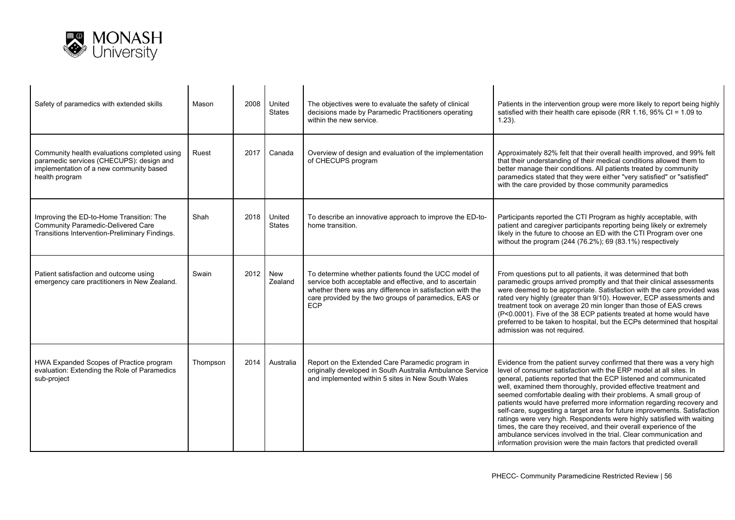| | | | | | |
|---|---|---|---|---|---|
| Safety of paramedics with extended skills | Mason | 2008 | United States | The objectives were to evaluate the safety of clinical decisions made by Paramedic Practitioners operating within the new service. | Patients in the intervention group were more likely to report being highly satisfied with their health care episode (RR 1.16, 95% CI = 1.09 to 1.23). |
| Community health evaluations completed using paramedic services (CHECUPS): design and implementation of a new community based health program | Ruest | 2017 | Canada | Overview of design and evaluation of the implementation of CHECUPS program | Approximately 82% felt that their overall health improved, and 99% felt that their understanding of their medical conditions allowed them to better manage their conditions. All patients treated by community paramedics stated that they were either "very satisfied" or "satisfied" with the care provided by those community paramedics |
| Improving the ED-to-Home Transition: The Community Paramedic-Delivered Care Transitions Intervention-Preliminary Findings. | Shah | 2018 | United States | To describe an innovative approach to improve the ED-to-home transition. | Participants reported the CTI Program as highly acceptable, with patient and caregiver participants reporting being likely or extremely likely in the future to choose an ED with the CTI Program over one without the program (244 (76.2%); 69 (83.1%) respectively |
| Patient satisfaction and outcome using emergency care practitioners in New Zealand. | Swain | 2012 | New Zealand | To determine whether patients found the UCC model of service both acceptable and effective, and to ascertain whether there was any difference in satisfaction with the care provided by the two groups of paramedics, EAS or ECP | From questions put to all patients, it was determined that both paramedic groups arrived promptly and that their clinical assessments were deemed to be appropriate. Satisfaction with the care provided was rated very highly (greater than 9/10). However, ECP assessments and treatment took on average 20 min longer than those of EAS crews (P<0.0001). Five of the 38 ECP patients treated at home would have preferred to be taken to hospital, but the ECPs determined that hospital admission was not required. |
| HWA Expanded Scopes of Practice program evaluation: Extending the Role of Paramedics sub-project | Thompson | 2014 | Australia | Report on the Extended Care Paramedic program in originally developed in South Australia Ambulance Service and implemented within 5 sites in New South Wales | Evidence from the patient survey confirmed that there was a very high level of consumer satisfaction with the ERP model at all sites. In general, patients reported that the ECP listened and communicated well, examined them thoroughly, provided effective treatment and seemed comfortable dealing with their problems. A small group of patients would have preferred more information regarding recovery and self-care, suggesting a target area for future improvements. Satisfaction ratings were very high. Respondents were highly satisfied with waiting times, the care they received, and their overall experience of the ambulance services involved in the trial. Clear communication and information provision were the main factors that predicted overall |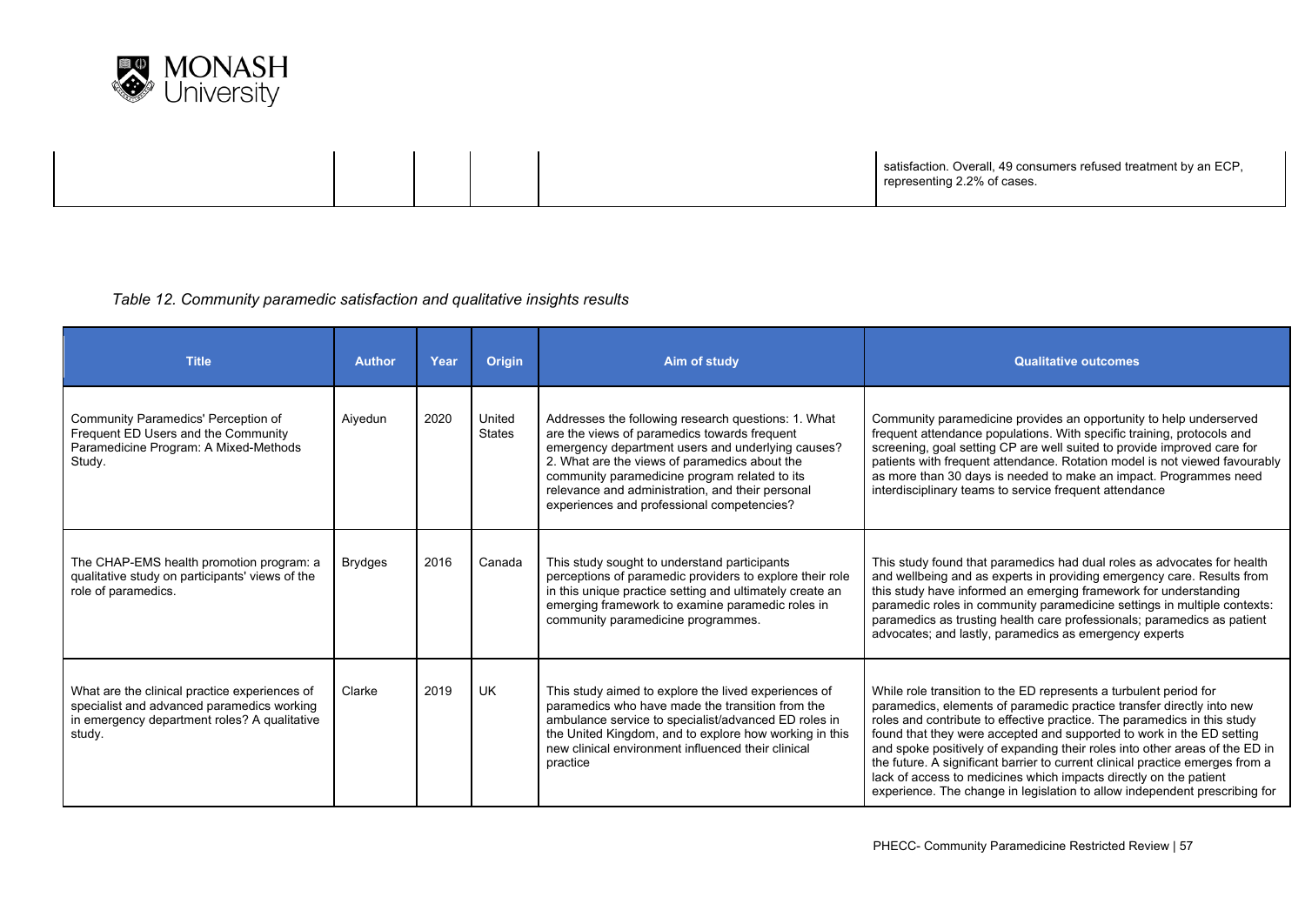|  |  |  |  |  | satisfaction. Overall, 49 consumers refused treatment by an ECP, representing 2.2% of cases. |
|---|---|---|---|---|---|

*Table 12. Community paramedic satisfaction and qualitative insights results*

| Title | Author | Year | Origin | Aim of study | Qualitative outcomes |
|---|---|---|---|---|---|
| Community Paramedics' Perception of Frequent ED Users and the Community Paramedicine Program: A Mixed-Methods Study. | Aiyedun | 2020 | United States | Addresses the following research questions: 1. What are the views of paramedics towards frequent emergency department users and underlying causes? 2. What are the views of paramedics about the community paramedicine program related to its relevance and administration, and their personal experiences and professional competencies? | Community paramedicine provides an opportunity to help underserved frequent attendance populations. With specific training, protocols and screening, goal setting CP are well suited to provide improved care for patients with frequent attendance. Rotation model is not viewed favourably as more than 30 days is needed to make an impact. Programmes need interdisciplinary teams to service frequent attendance |
| The CHAP-EMS health promotion program: a qualitative study on participants' views of the role of paramedics. | Brydges | 2016 | Canada | This study sought to understand participants perceptions of paramedic providers to explore their role in this unique practice setting and ultimately create an emerging framework to examine paramedic roles in community paramedicine programmes. | This study found that paramedics had dual roles as advocates for health and wellbeing and as experts in providing emergency care. Results from this study have informed an emerging framework for understanding paramedic roles in community paramedicine settings in multiple contexts: paramedics as trusting health care professionals; paramedics as patient advocates; and lastly, paramedics as emergency experts |
| What are the clinical practice experiences of specialist and advanced paramedics working in emergency department roles? A qualitative study. | Clarke | 2019 | UK | This study aimed to explore the lived experiences of paramedics who have made the transition from the ambulance service to specialist/advanced ED roles in the United Kingdom, and to explore how working in this new clinical environment influenced their clinical practice | While role transition to the ED represents a turbulent period for paramedics, elements of paramedic practice transfer directly into new roles and contribute to effective practice. The paramedics in this study found that they were accepted and supported to work in the ED setting and spoke positively of expanding their roles into other areas of the ED in the future. A significant barrier to current clinical practice emerges from a lack of access to medicines which impacts directly on the patient experience. The change in legislation to allow independent prescribing for |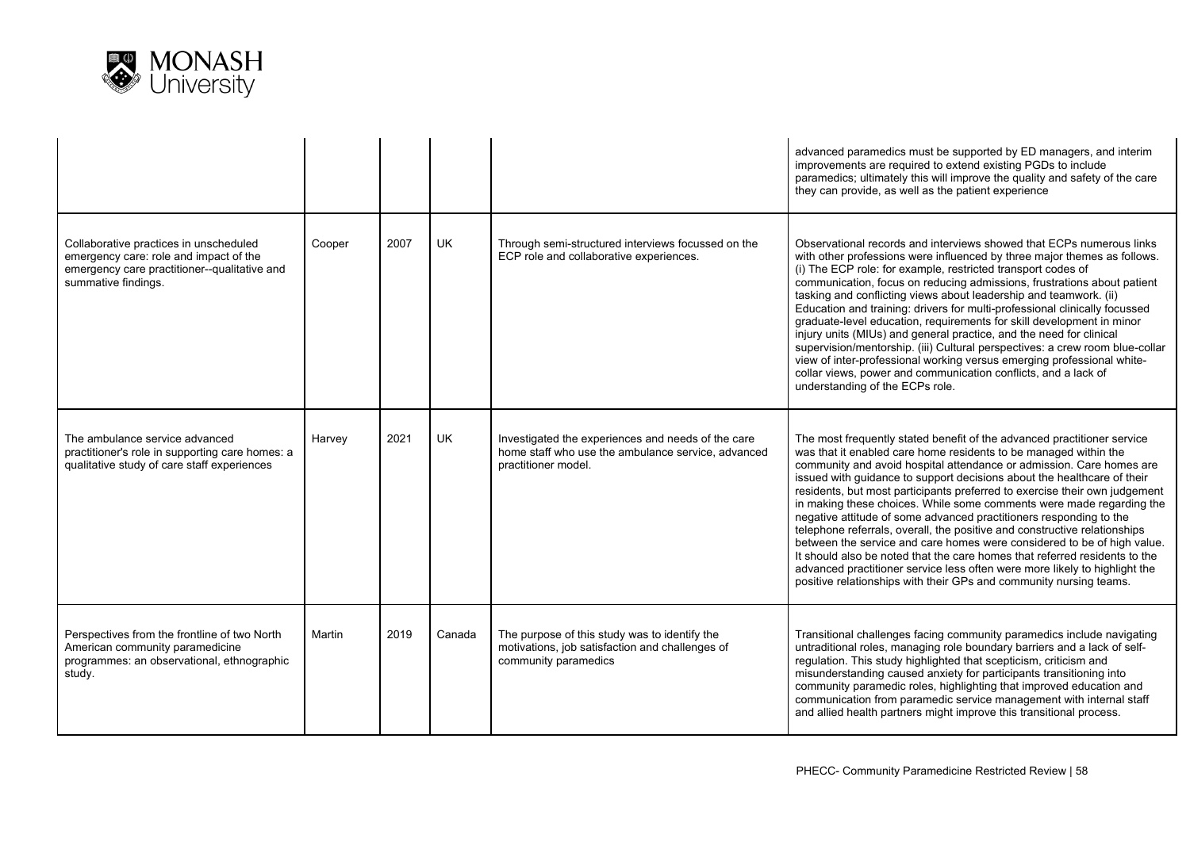| | | | | | |
|---|---|---|---|---|---|
| | | | | | advanced paramedics must be supported by ED managers, and interim improvements are required to extend existing PGDs to include paramedics; ultimately this will improve the quality and safety of the care they can provide, as well as the patient experience |
| Collaborative practices in unscheduled emergency care: role and impact of the emergency care practitioner--qualitative and summative findings. | Cooper | 2007 | UK | Through semi-structured interviews focussed on the ECP role and collaborative experiences. | Observational records and interviews showed that ECPs numerous links with other professions were influenced by three major themes as follows. (i) The ECP role: for example, restricted transport codes of communication, focus on reducing admissions, frustrations about patient tasking and conflicting views about leadership and teamwork. (ii) Education and training: drivers for multi-professional clinically focussed graduate-level education, requirements for skill development in minor injury units (MIUs) and general practice, and the need for clinical supervision/mentorship. (iii) Cultural perspectives: a crew room blue-collar view of inter-professional working versus emerging professional white-collar views, power and communication conflicts, and a lack of understanding of the ECPs role. |
| The ambulance service advanced practitioner's role in supporting care homes: a qualitative study of care staff experiences | Harvey | 2021 | UK | Investigated the experiences and needs of the care home staff who use the ambulance service, advanced practitioner model. | The most frequently stated benefit of the advanced practitioner service was that it enabled care home residents to be managed within the community and avoid hospital attendance or admission. Care homes are issued with guidance to support decisions about the healthcare of their residents, but most participants preferred to exercise their own judgement in making these choices. While some comments were made regarding the negative attitude of some advanced practitioners responding to the telephone referrals, overall, the positive and constructive relationships between the service and care homes were considered to be of high value. It should also be noted that the care homes that referred residents to the advanced practitioner service less often were more likely to highlight the positive relationships with their GPs and community nursing teams. |
| Perspectives from the frontline of two North American community paramedicine programmes: an observational, ethnographic study. | Martin | 2019 | Canada | The purpose of this study was to identify the motivations, job satisfaction and challenges of community paramedics | Transitional challenges facing community paramedics include navigating untraditional roles, managing role boundary barriers and a lack of self-regulation. This study highlighted that scepticism, criticism and misunderstanding caused anxiety for participants transitioning into community paramedic roles, highlighting that improved education and communication from paramedic service management with internal staff and allied health partners might improve this transitional process. |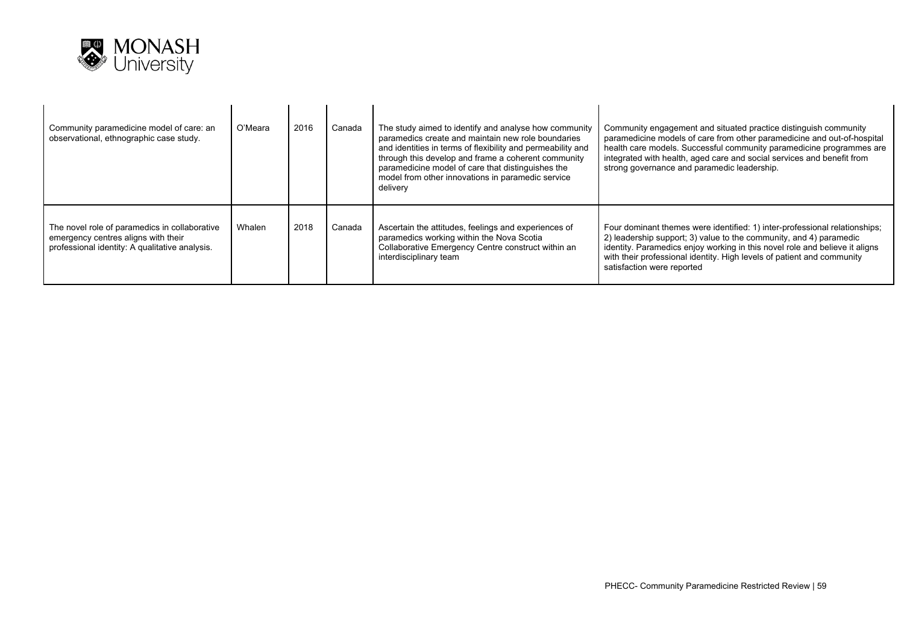| | | | | | |
|---|---|---|---|---|---|
| Community paramedicine model of care: an observational, ethnographic case study. | O'Meara | 2016 | Canada | The study aimed to identify and analyse how community paramedics create and maintain new role boundaries and identities in terms of flexibility and permeability and through this develop and frame a coherent community paramedicine model of care that distinguishes the model from other innovations in paramedic service delivery | Community engagement and situated practice distinguish community paramedicine models of care from other paramedicine and out-of-hospital health care models. Successful community paramedicine programmes are integrated with health, aged care and social services and benefit from strong governance and paramedic leadership. |
| The novel role of paramedics in collaborative emergency centres aligns with their professional identity: A qualitative analysis. | Whalen | 2018 | Canada | Ascertain the attitudes, feelings and experiences of paramedics working within the Nova Scotia Collaborative Emergency Centre construct within an interdisciplinary team | Four dominant themes were identified: 1) inter-professional relationships; 2) leadership support; 3) value to the community, and 4) paramedic identity. Paramedics enjoy working in this novel role and believe it aligns with their professional identity. High levels of patient and community satisfaction were reported |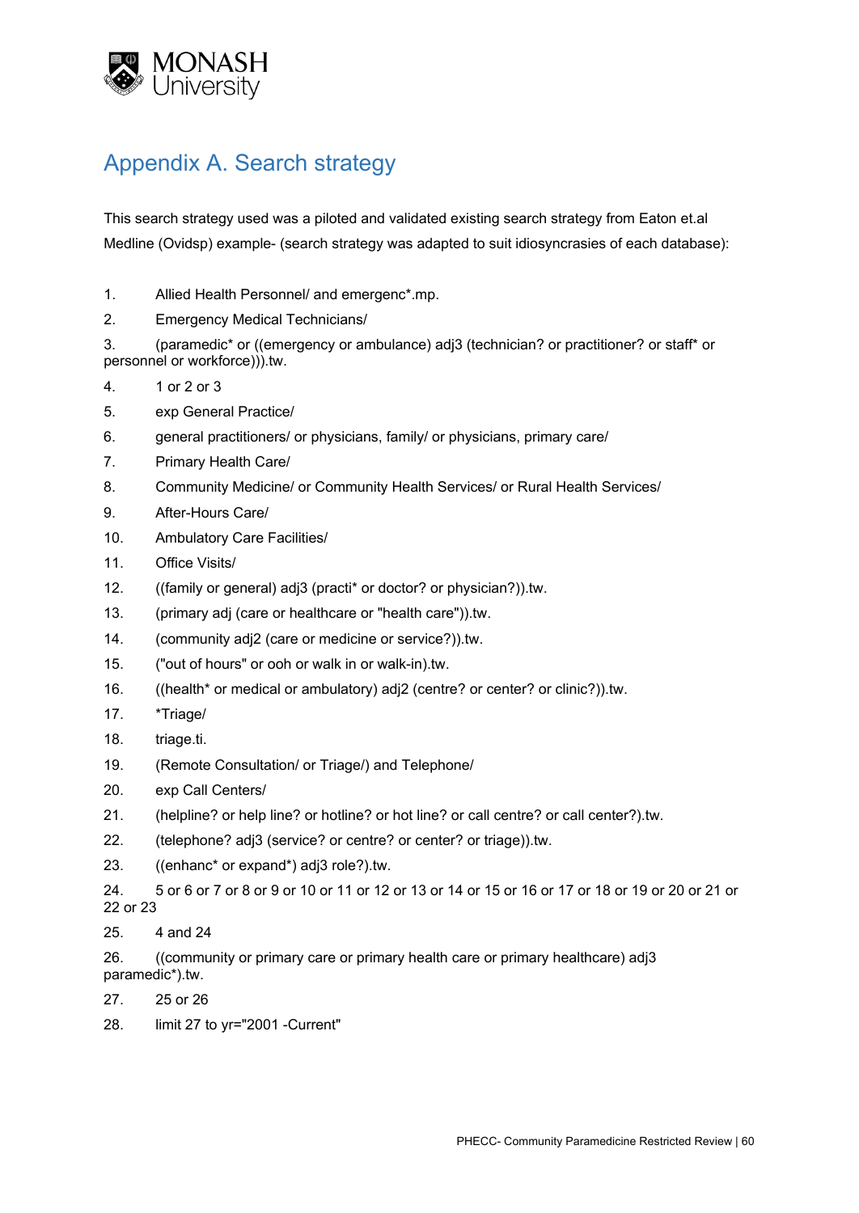## Appendix A. Search strategy

This search strategy used was a piloted and validated existing search strategy from Eaton et.al Medline (Ovidsp) example- (search strategy was adapted to suit idiosyncrasies of each database):

1. Allied Health Personnel/ and emergenc*.mp.
2. Emergency Medical Technicians/
3. (paramedic* or ((emergency or ambulance) adj3 (technician? or practitioner? or staff* or personnel or workforce))).tw.
4. 1 or 2 or 3
5. exp General Practice/
6. general practitioners/ or physicians, family/ or physicians, primary care/
7. Primary Health Care/
8. Community Medicine/ or Community Health Services/ or Rural Health Services/
9. After-Hours Care/
10. Ambulatory Care Facilities/
11. Office Visits/
12. ((family or general) adj3 (practi* or doctor? or physician?)).tw.
13. (primary adj (care or healthcare or "health care")).tw.
14. (community adj2 (care or medicine or service?)).tw.
15. ("out of hours" or ooh or walk in or walk-in).tw.
16. ((health* or medical or ambulatory) adj2 (centre? or center? or clinic?)).tw.
17. *Triage/
18. triage.ti.
19. (Remote Consultation/ or Triage/) and Telephone/
20. exp Call Centers/
21. (helpline? or help line? or hotline? or hot line? or call centre? or call center?).tw.
22. (telephone? adj3 (service? or centre? or center? or triage)).tw.
23. ((enhanc* or expand*) adj3 role?).tw.
24. 5 or 6 or 7 or 8 or 9 or 10 or 11 or 12 or 13 or 14 or 15 or 16 or 17 or 18 or 19 or 20 or 21 or 22 or 23
25. 4 and 24
26. ((community or primary care or primary health care or primary healthcare) adj3 paramedic*).tw.
27. 25 or 26
28. limit 27 to yr="2001 -Current"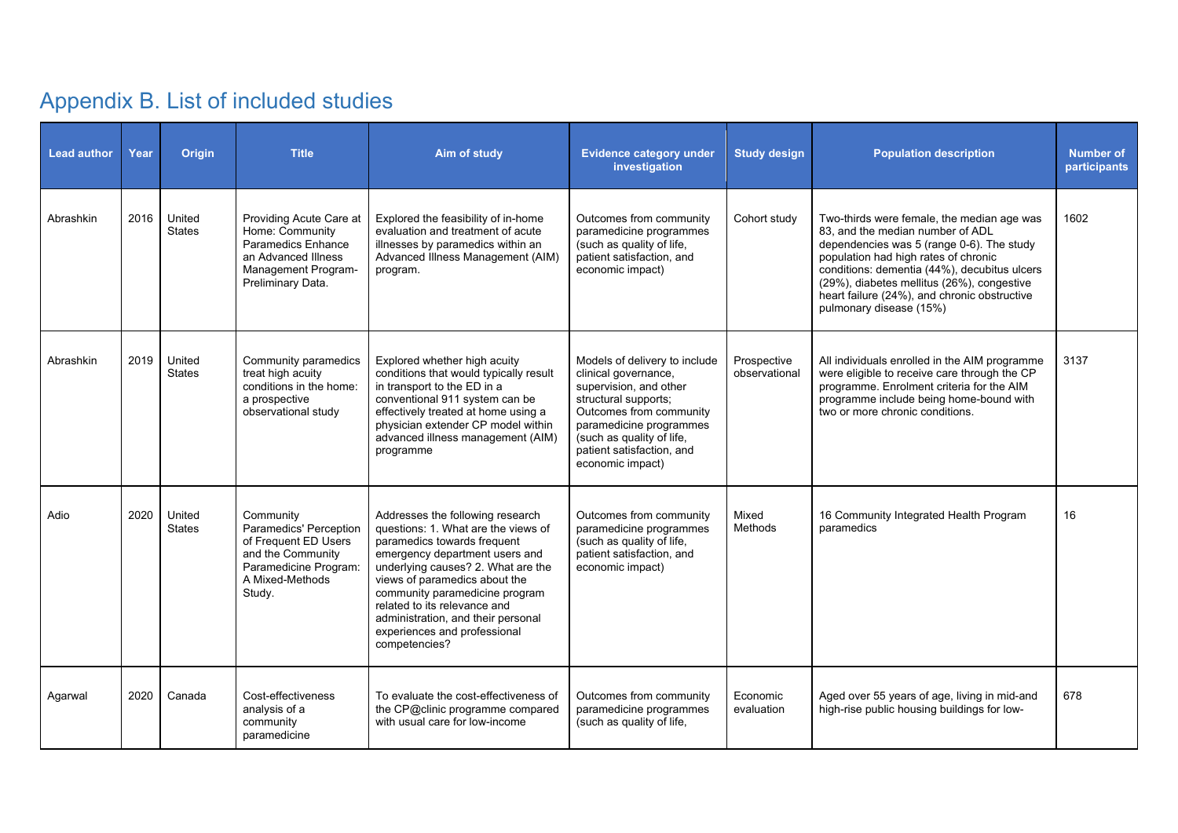# Appendix B. List of included studies

| Lead author | Year | Origin | Title | Aim of study | Evidence category under investigation | Study design | Population description | Number of participants |
|---|---|---|---|---|---|---|---|---|
| Abrashkin | 2016 | United States | Providing Acute Care at Home: Community Paramedics Enhance an Advanced Illness Management Program-Preliminary Data. | Explored the feasibility of in-home evaluation and treatment of acute illnesses by paramedics within an Advanced Illness Management (AIM) program. | Outcomes from community paramedicine programmes (such as quality of life, patient satisfaction, and economic impact) | Cohort study | Two-thirds were female, the median age was 83, and the median number of ADL dependencies was 5 (range 0-6). The study population had high rates of chronic conditions: dementia (44%), decubitus ulcers (29%), diabetes mellitus (26%), congestive heart failure (24%), and chronic obstructive pulmonary disease (15%) | 1602 |
| Abrashkin | 2019 | United States | Community paramedics treat high acuity conditions in the home: a prospective observational study | Explored whether high acuity conditions that would typically result in transport to the ED in a conventional 911 system can be effectively treated at home using a physician extender CP model within advanced illness management (AIM) programme | Models of delivery to include clinical governance, supervision, and other structural supports; Outcomes from community paramedicine programmes (such as quality of life, patient satisfaction, and economic impact) | Prospective observational | All individuals enrolled in the AIM programme were eligible to receive care through the CP programme. Enrolment criteria for the AIM programme include being home-bound with two or more chronic conditions. | 3137 |
| Adio | 2020 | United States | Community Paramedics' Perception of Frequent ED Users and the Community Paramedicine Program: A Mixed-Methods Study. | Addresses the following research questions: 1. What are the views of paramedics towards frequent emergency department users and underlying causes? 2. What are the views of paramedics about the community paramedicine program related to its relevance and administration, and their personal experiences and professional competencies? | Outcomes from community paramedicine programmes (such as quality of life, patient satisfaction, and economic impact) | Mixed Methods | 16 Community Integrated Health Program paramedics | 16 |
| Agarwal | 2020 | Canada | Cost-effectiveness analysis of a community paramedicine | To evaluate the cost-effectiveness of the CP@clinic programme compared with usual care for low-income | Outcomes from community paramedicine programmes (such as quality of life, | Economic evaluation | Aged over 55 years of age, living in mid-and high-rise public housing buildings for low- | 678 |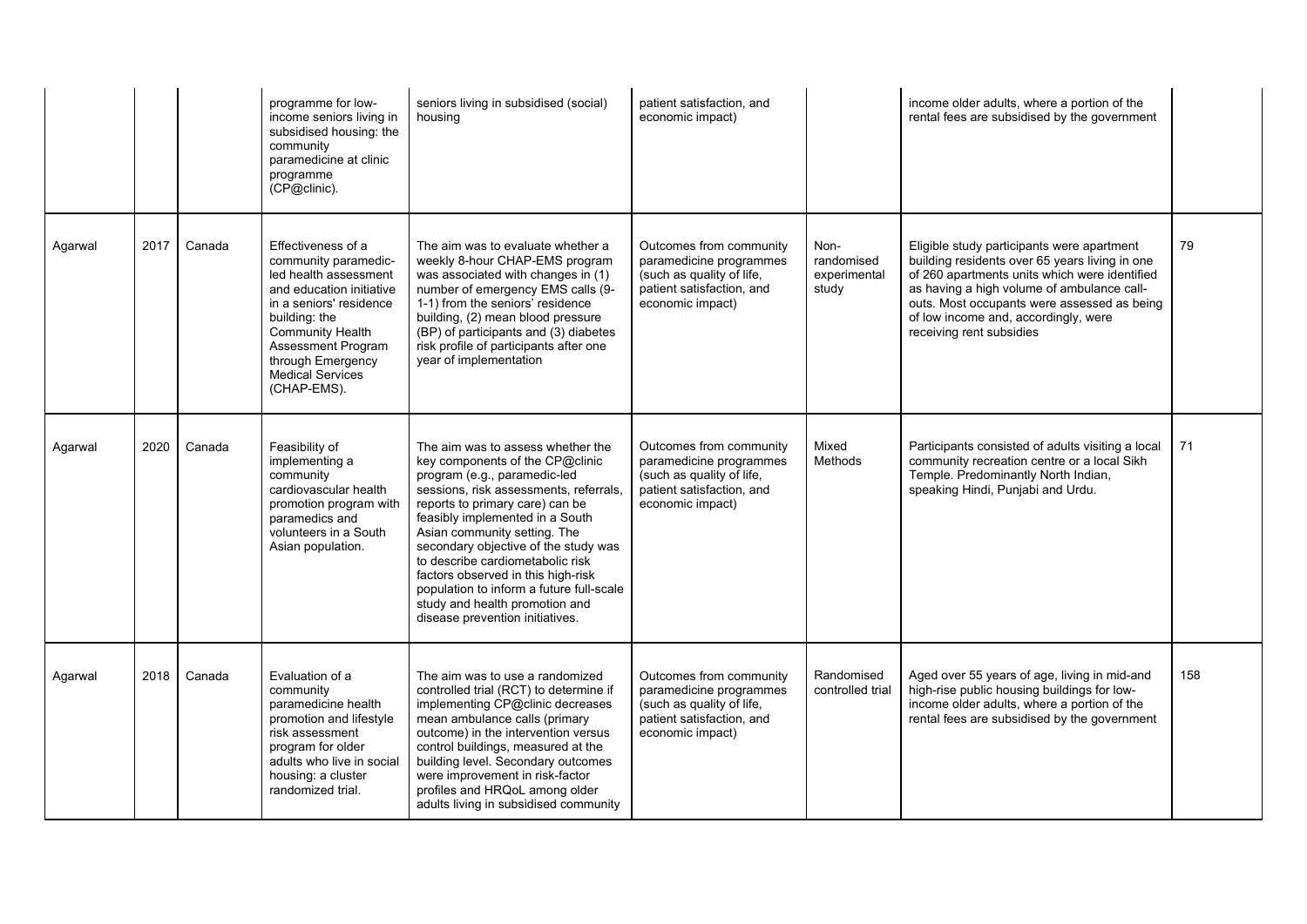| | | | | | | | | |
|---|---|---|---|---|---|---|---|---|
| | | | programme for low-income seniors living in subsidised housing: the community paramedicine at clinic programme (CP@clinic). | seniors living in subsidised (social) housing | patient satisfaction, and economic impact) | | income older adults, where a portion of the rental fees are subsidised by the government | |
| Agarwal | 2017 | Canada | Effectiveness of a community paramedic-led health assessment and education initiative in a seniors' residence building: the Community Health Assessment Program through Emergency Medical Services (CHAP-EMS). | The aim was to evaluate whether a weekly 8-hour CHAP-EMS program was associated with changes in (1) number of emergency EMS calls (9-1-1) from the seniors' residence building, (2) mean blood pressure (BP) of participants and (3) diabetes risk profile of participants after one year of implementation | Outcomes from community paramedicine programmes (such as quality of life, patient satisfaction, and economic impact) | Non-randomised experimental study | Eligible study participants were apartment building residents over 65 years living in one of 260 apartments units which were identified as having a high volume of ambulance call-outs. Most occupants were assessed as being of low income and, accordingly, were receiving rent subsidies | 79 |
| Agarwal | 2020 | Canada | Feasibility of implementing a community cardiovascular health promotion program with paramedics and volunteers in a South Asian population. | The aim was to assess whether the key components of the CP@clinic program (e.g., paramedic-led sessions, risk assessments, referrals, reports to primary care) can be feasibly implemented in a South Asian community setting. The secondary objective of the study was to describe cardiometabolic risk factors observed in this high-risk population to inform a future full-scale study and health promotion and disease prevention initiatives. | Outcomes from community paramedicine programmes (such as quality of life, patient satisfaction, and economic impact) | Mixed Methods | Participants consisted of adults visiting a local community recreation centre or a local Sikh Temple. Predominantly North Indian, speaking Hindi, Punjabi and Urdu. | 71 |
| Agarwal | 2018 | Canada | Evaluation of a community paramedicine health promotion and lifestyle risk assessment program for older adults who live in social housing: a cluster randomized trial. | The aim was to use a randomized controlled trial (RCT) to determine if implementing CP@clinic decreases mean ambulance calls (primary outcome) in the intervention versus control buildings, measured at the building level. Secondary outcomes were improvement in risk-factor profiles and HRQoL among older adults living in subsidised community | Outcomes from community paramedicine programmes (such as quality of life, patient satisfaction, and economic impact) | Randomised controlled trial | Aged over 55 years of age, living in mid-and high-rise public housing buildings for low-income older adults, where a portion of the rental fees are subsidised by the government | 158 |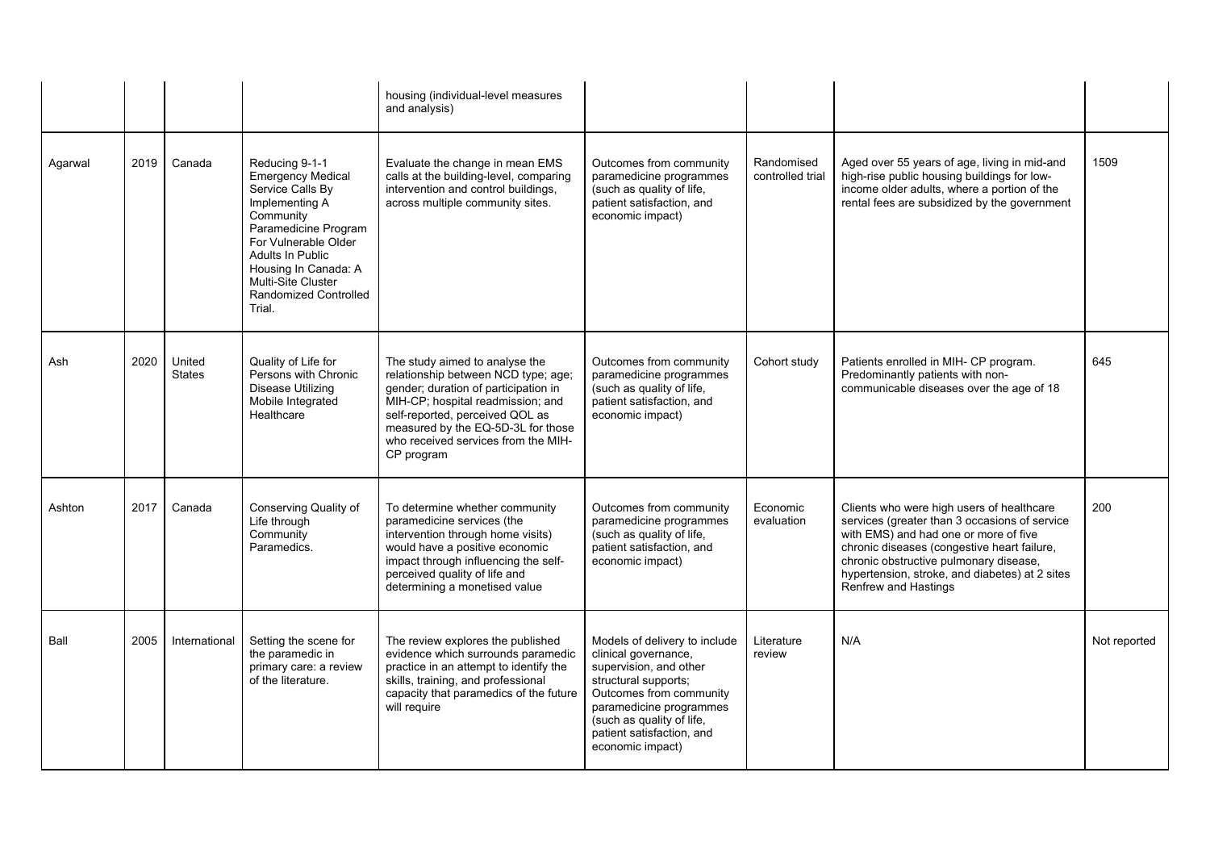| | | | | housing (individual-level measures and analysis) | | | | |
|---|---|---|---|---|---|---|---|---|
| Agarwal | 2019 | Canada | Reducing 9-1-1 Emergency Medical Service Calls By Implementing A Community Paramedicine Program For Vulnerable Older Adults In Public Housing In Canada: A Multi-Site Cluster Randomized Controlled Trial. | Evaluate the change in mean EMS calls at the building-level, comparing intervention and control buildings, across multiple community sites. | Outcomes from community paramedicine programmes (such as quality of life, patient satisfaction, and economic impact) | Randomised controlled trial | Aged over 55 years of age, living in mid-and high-rise public housing buildings for low-income older adults, where a portion of the rental fees are subsidized by the government | 1509 |
| Ash | 2020 | United States | Quality of Life for Persons with Chronic Disease Utilizing Mobile Integrated Healthcare | The study aimed to analyse the relationship between NCD type; age; gender; duration of participation in MIH-CP; hospital readmission; and self-reported, perceived QOL as measured by the EQ-5D-3L for those who received services from the MIH-CP program | Outcomes from community paramedicine programmes (such as quality of life, patient satisfaction, and economic impact) | Cohort study | Patients enrolled in MIH- CP program. Predominantly patients with non-communicable diseases over the age of 18 | 645 |
| Ashton | 2017 | Canada | Conserving Quality of Life through Community Paramedics. | To determine whether community paramedicine services (the intervention through home visits) would have a positive economic impact through influencing the self-perceived quality of life and determining a monetised value | Outcomes from community paramedicine programmes (such as quality of life, patient satisfaction, and economic impact) | Economic evaluation | Clients who were high users of healthcare services (greater than 3 occasions of service with EMS) and had one or more of five chronic diseases (congestive heart failure, chronic obstructive pulmonary disease, hypertension, stroke, and diabetes) at 2 sites Renfrew and Hastings | 200 |
| Ball | 2005 | International | Setting the scene for the paramedic in primary care: a review of the literature. | The review explores the published evidence which surrounds paramedic practice in an attempt to identify the skills, training, and professional capacity that paramedics of the future will require | Models of delivery to include clinical governance, supervision, and other structural supports; Outcomes from community paramedicine programmes (such as quality of life, patient satisfaction, and economic impact) | Literature review | N/A | Not reported |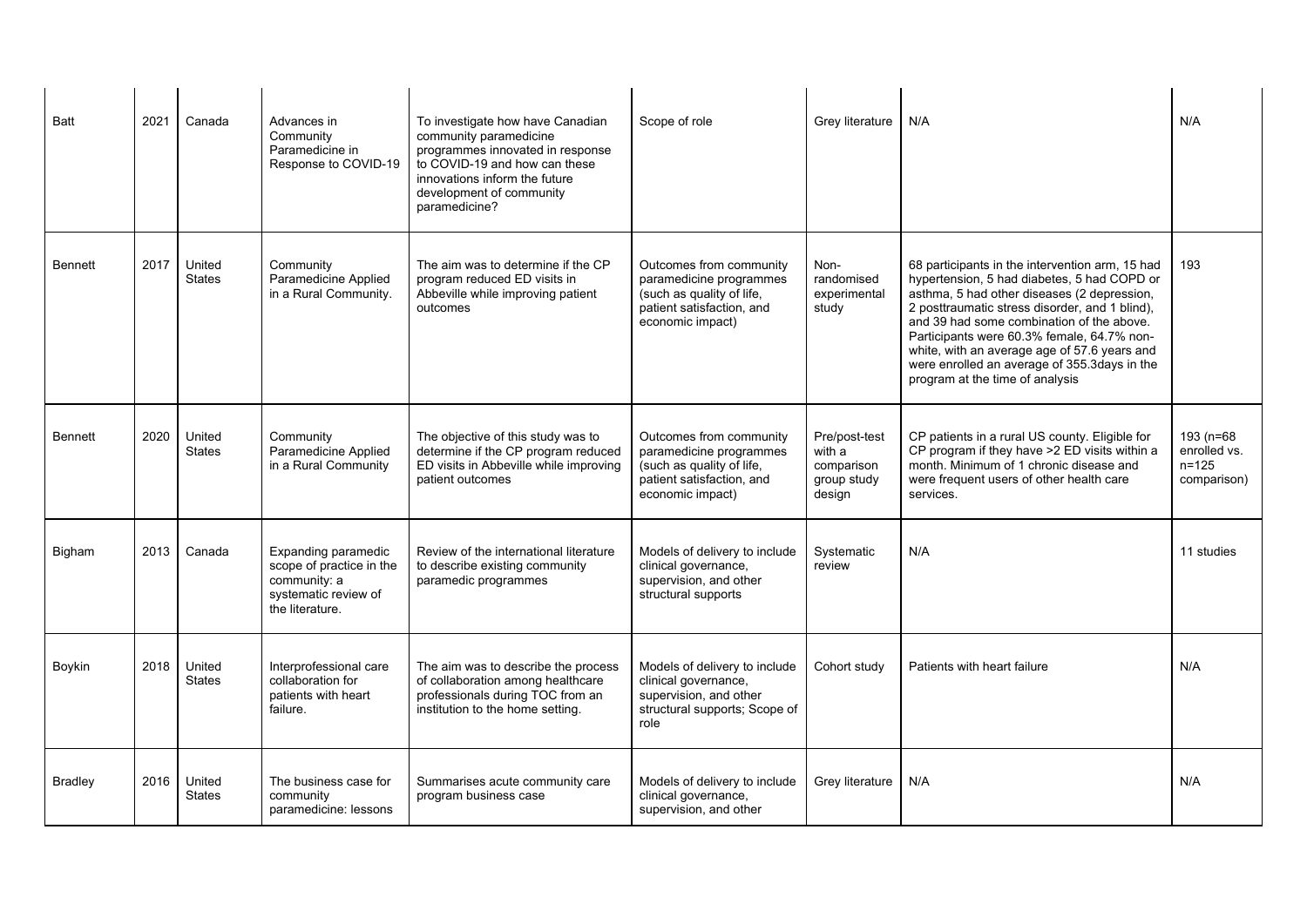| | | | | | | | | |
|---|---|---|---|---|---|---|---|---|
| Batt | 2021 | Canada | Advances in Community Paramedicine in Response to COVID-19 | To investigate how have Canadian community paramedicine programmes innovated in response to COVID-19 and how can these innovations inform the future development of community paramedicine? | Scope of role | Grey literature | N/A | N/A |
| Bennett | 2017 | United States | Community Paramedicine Applied in a Rural Community. | The aim was to determine if the CP program reduced ED visits in Abbeville while improving patient outcomes | Outcomes from community paramedicine programmes (such as quality of life, patient satisfaction, and economic impact) | Non-randomised experimental study | 68 participants in the intervention arm, 15 had hypertension, 5 had diabetes, 5 had COPD or asthma, 5 had other diseases (2 depression, 2 posttraumatic stress disorder, and 1 blind), and 39 had some combination of the above. Participants were 60.3% female, 64.7% non-white, with an average age of 57.6 years and were enrolled an average of 355.3days in the program at the time of analysis | 193 |
| Bennett | 2020 | United States | Community Paramedicine Applied in a Rural Community | The objective of this study was to determine if the CP program reduced ED visits in Abbeville while improving patient outcomes | Outcomes from community paramedicine programmes (such as quality of life, patient satisfaction, and economic impact) | Pre/post-test with a comparison group study design | CP patients in a rural US county. Eligible for CP program if they have >2 ED visits within a month. Minimum of 1 chronic disease and were frequent users of other health care services. | 193 (n=68 enrolled vs. n=125 comparison) |
| Bigham | 2013 | Canada | Expanding paramedic scope of practice in the community: a systematic review of the literature. | Review of the international literature to describe existing community paramedic programmes | Models of delivery to include clinical governance, supervision, and other structural supports | Systematic review | N/A | 11 studies |
| Boykin | 2018 | United States | Interprofessional care collaboration for patients with heart failure. | The aim was to describe the process of collaboration among healthcare professionals during TOC from an institution to the home setting. | Models of delivery to include clinical governance, supervision, and other structural supports; Scope of role | Cohort study | Patients with heart failure | N/A |
| Bradley | 2016 | United States | The business case for community paramedicine: lessons | Summarises acute community care program business case | Models of delivery to include clinical governance, supervision, and other | Grey literature | N/A | N/A |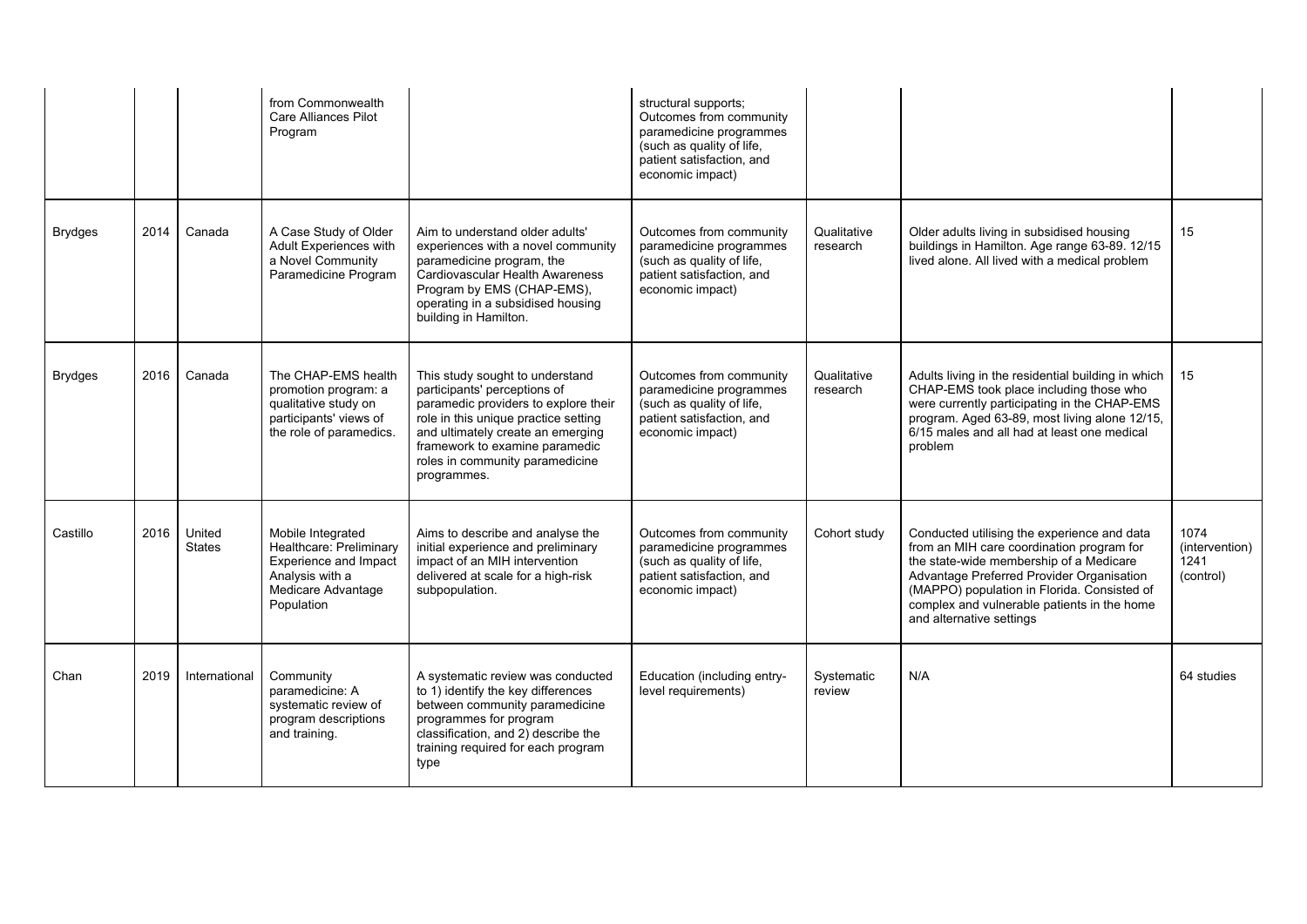| | | | | | | | | |
|---|---|---|---|---|---|---|---|---|
| | | | from Commonwealth Care Alliances Pilot Program | | structural supports; Outcomes from community paramedicine programmes (such as quality of life, patient satisfaction, and economic impact) | | | |
| Brydges | 2014 | Canada | A Case Study of Older Adult Experiences with a Novel Community Paramedicine Program | Aim to understand older adults' experiences with a novel community paramedicine program, the Cardiovascular Health Awareness Program by EMS (CHAP-EMS), operating in a subsidised housing building in Hamilton. | Outcomes from community paramedicine programmes (such as quality of life, patient satisfaction, and economic impact) | Qualitative research | Older adults living in subsidised housing buildings in Hamilton. Age range 63-89. 12/15 lived alone. All lived with a medical problem | 15 |
| Brydges | 2016 | Canada | The CHAP-EMS health promotion program: a qualitative study on participants' views of the role of paramedics. | This study sought to understand participants' perceptions of paramedic providers to explore their role in this unique practice setting and ultimately create an emerging framework to examine paramedic roles in community paramedicine programmes. | Outcomes from community paramedicine programmes (such as quality of life, patient satisfaction, and economic impact) | Qualitative research | Adults living in the residential building in which CHAP-EMS took place including those who were currently participating in the CHAP-EMS program. Aged 63-89, most living alone 12/15, 6/15 males and all had at least one medical problem | 15 |
| Castillo | 2016 | United States | Mobile Integrated Healthcare: Preliminary Experience and Impact Analysis with a Medicare Advantage Population | Aims to describe and analyse the initial experience and preliminary impact of an MIH intervention delivered at scale for a high-risk subpopulation. | Outcomes from community paramedicine programmes (such as quality of life, patient satisfaction, and economic impact) | Cohort study | Conducted utilising the experience and data from an MIH care coordination program for the state-wide membership of a Medicare Advantage Preferred Provider Organisation (MAPPO) population in Florida. Consisted of complex and vulnerable patients in the home and alternative settings | 1074 (intervention) 1241 (control) |
| Chan | 2019 | International | Community paramedicine: A systematic review of program descriptions and training. | A systematic review was conducted to 1) identify the key differences between community paramedicine programmes for program classification, and 2) describe the training required for each program type | Education (including entry-level requirements) | Systematic review | N/A | 64 studies |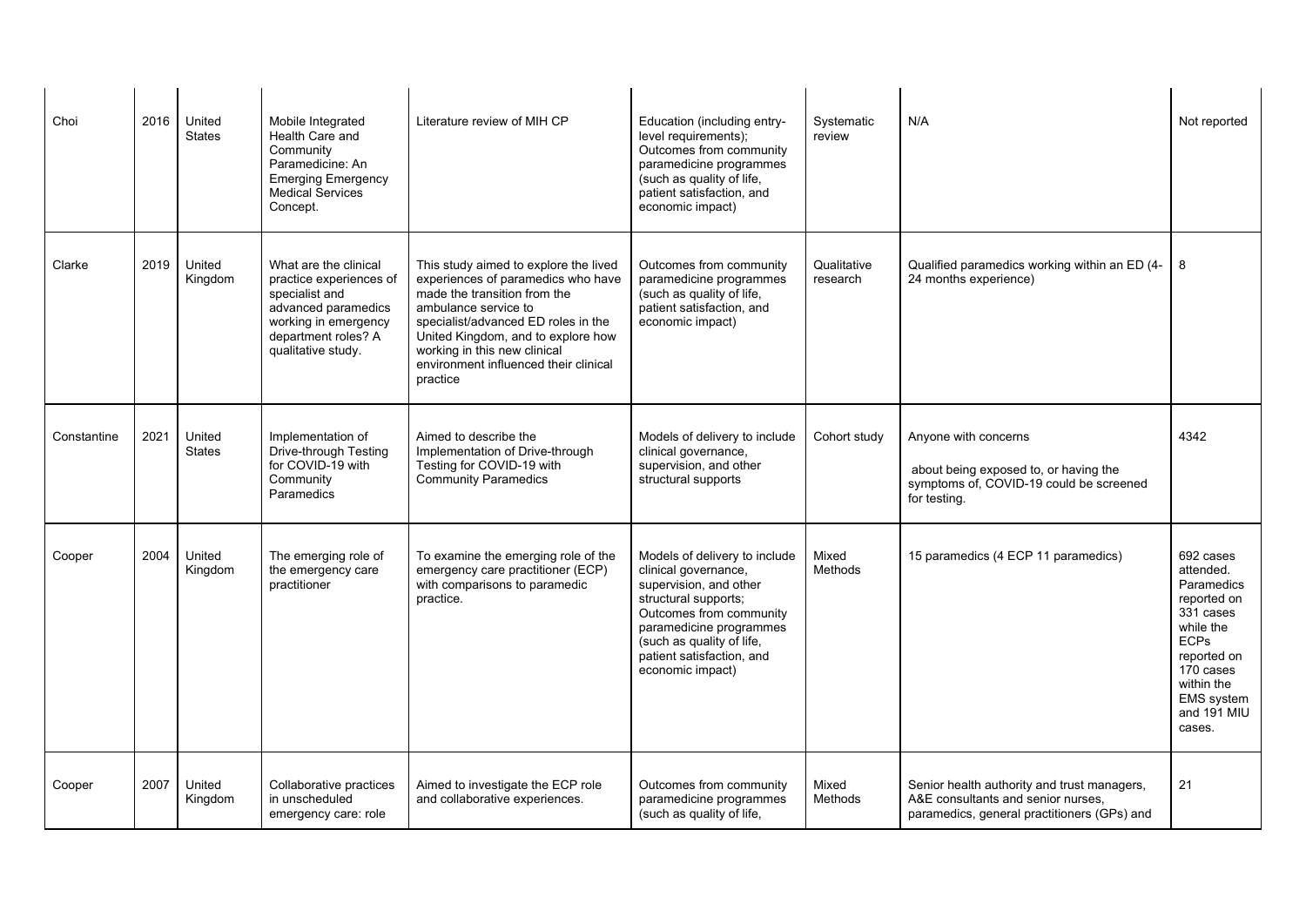| Choi | 2016 | United States | Mobile Integrated Health Care and Community Paramedicine: An Emerging Emergency Medical Services Concept. | Literature review of MIH CP | Education (including entry-level requirements); Outcomes from community paramedicine programmes (such as quality of life, patient satisfaction, and economic impact) | Systematic review | N/A | Not reported |
|---|---|---|---|---|---|---|---|---|
| Clarke | 2019 | United Kingdom | What are the clinical practice experiences of specialist and advanced paramedics working in emergency department roles? A qualitative study. | This study aimed to explore the lived experiences of paramedics who have made the transition from the ambulance service to specialist/advanced ED roles in the United Kingdom, and to explore how working in this new clinical environment influenced their clinical practice | Outcomes from community paramedicine programmes (such as quality of life, patient satisfaction, and economic impact) | Qualitative research | Qualified paramedics working within an ED (4-24 months experience) | 8 |
| Constantine | 2021 | United States | Implementation of Drive-through Testing for COVID-19 with Community Paramedics | Aimed to describe the Implementation of Drive-through Testing for COVID-19 with Community Paramedics | Models of delivery to include clinical governance, supervision, and other structural supports | Cohort study | Anyone with concerns about being exposed to, or having the symptoms of, COVID-19 could be screened for testing. | 4342 |
| Cooper | 2004 | United Kingdom | The emerging role of the emergency care practitioner | To examine the emerging role of the emergency care practitioner (ECP) with comparisons to paramedic practice. | Models of delivery to include clinical governance, supervision, and other structural supports; Outcomes from community paramedicine programmes (such as quality of life, patient satisfaction, and economic impact) | Mixed Methods | 15 paramedics (4 ECP 11 paramedics) | 692 cases attended. Paramedics reported on 331 cases while the ECPs reported on 170 cases within the EMS system and 191 MIU cases. |
| Cooper | 2007 | United Kingdom | Collaborative practices in unscheduled emergency care: role | Aimed to investigate the ECP role and collaborative experiences. | Outcomes from community paramedicine programmes (such as quality of life, | Mixed Methods | Senior health authority and trust managers, A&E consultants and senior nurses, paramedics, general practitioners (GPs) and | 21 |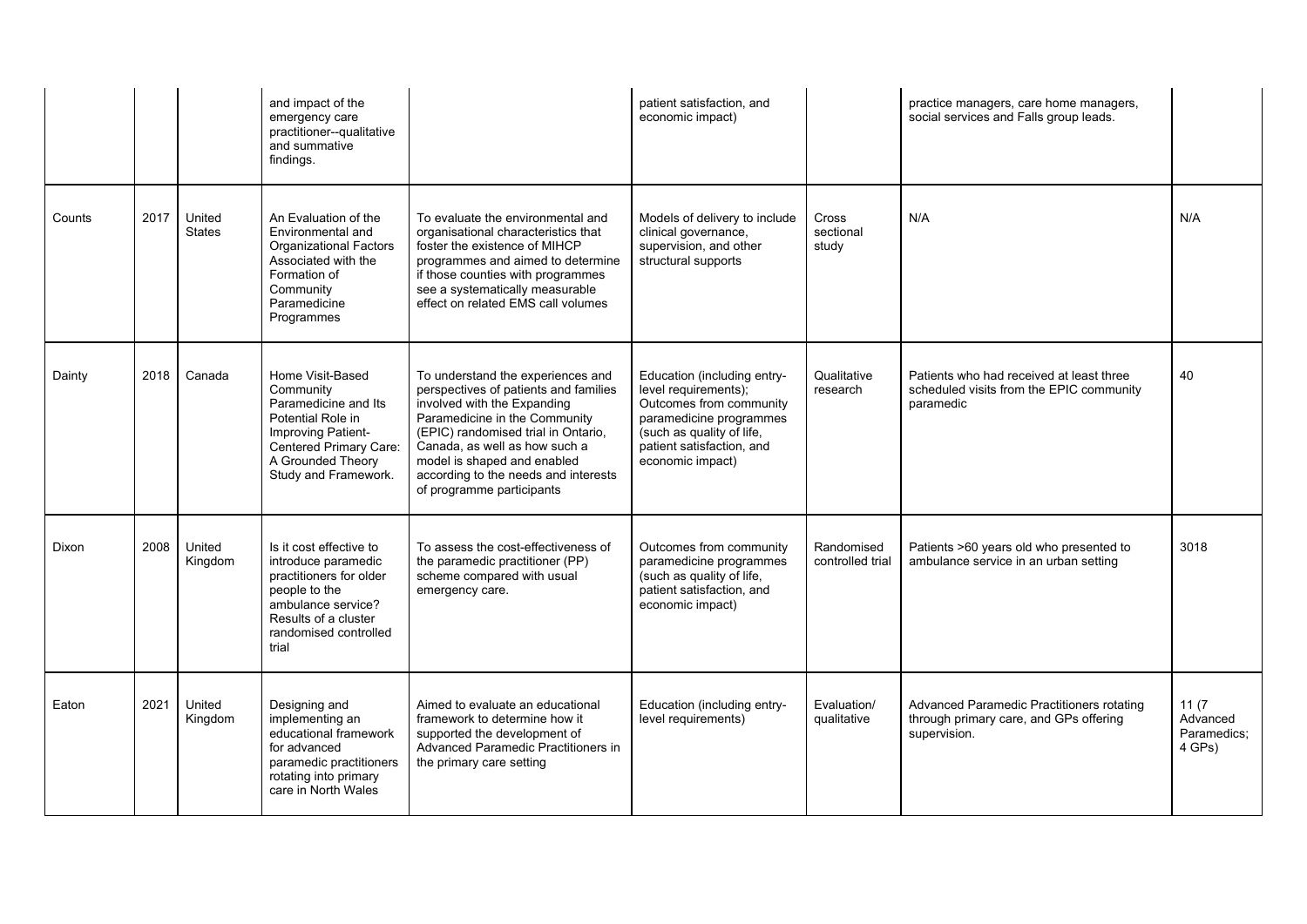| | | | | | | | | |
|---|---|---|---|---|---|---|---|---|
| | | | and impact of the emergency care practitioner--qualitative and summative findings. | | patient satisfaction, and economic impact) | | practice managers, care home managers, social services and Falls group leads. | |
| Counts | 2017 | United States | An Evaluation of the Environmental and Organizational Factors Associated with the Formation of Community Paramedicine Programmes | To evaluate the environmental and organisational characteristics that foster the existence of MIHCP programmes and aimed to determine if those counties with programmes see a systematically measurable effect on related EMS call volumes | Models of delivery to include clinical governance, supervision, and other structural supports | Cross sectional study | N/A | N/A |
| Dainty | 2018 | Canada | Home Visit-Based Community Paramedicine and Its Potential Role in Improving Patient-Centered Primary Care: A Grounded Theory Study and Framework. | To understand the experiences and perspectives of patients and families involved with the Expanding Paramedicine in the Community (EPIC) randomised trial in Ontario, Canada, as well as how such a model is shaped and enabled according to the needs and interests of programme participants | Education (including entry-level requirements); Outcomes from community paramedicine programmes (such as quality of life, patient satisfaction, and economic impact) | Qualitative research | Patients who had received at least three scheduled visits from the EPIC community paramedic | 40 |
| Dixon | 2008 | United Kingdom | Is it cost effective to introduce paramedic practitioners for older people to the ambulance service? Results of a cluster randomised controlled trial | To assess the cost-effectiveness of the paramedic practitioner (PP) scheme compared with usual emergency care. | Outcomes from community paramedicine programmes (such as quality of life, patient satisfaction, and economic impact) | Randomised controlled trial | Patients >60 years old who presented to ambulance service in an urban setting | 3018 |
| Eaton | 2021 | United Kingdom | Designing and implementing an educational framework for advanced paramedic practitioners rotating into primary care in North Wales | Aimed to evaluate an educational framework to determine how it supported the development of Advanced Paramedic Practitioners in the primary care setting | Education (including entry-level requirements) | Evaluation/ qualitative | Advanced Paramedic Practitioners rotating through primary care, and GPs offering supervision. | 11 (7 Advanced Paramedics; 4 GPs) |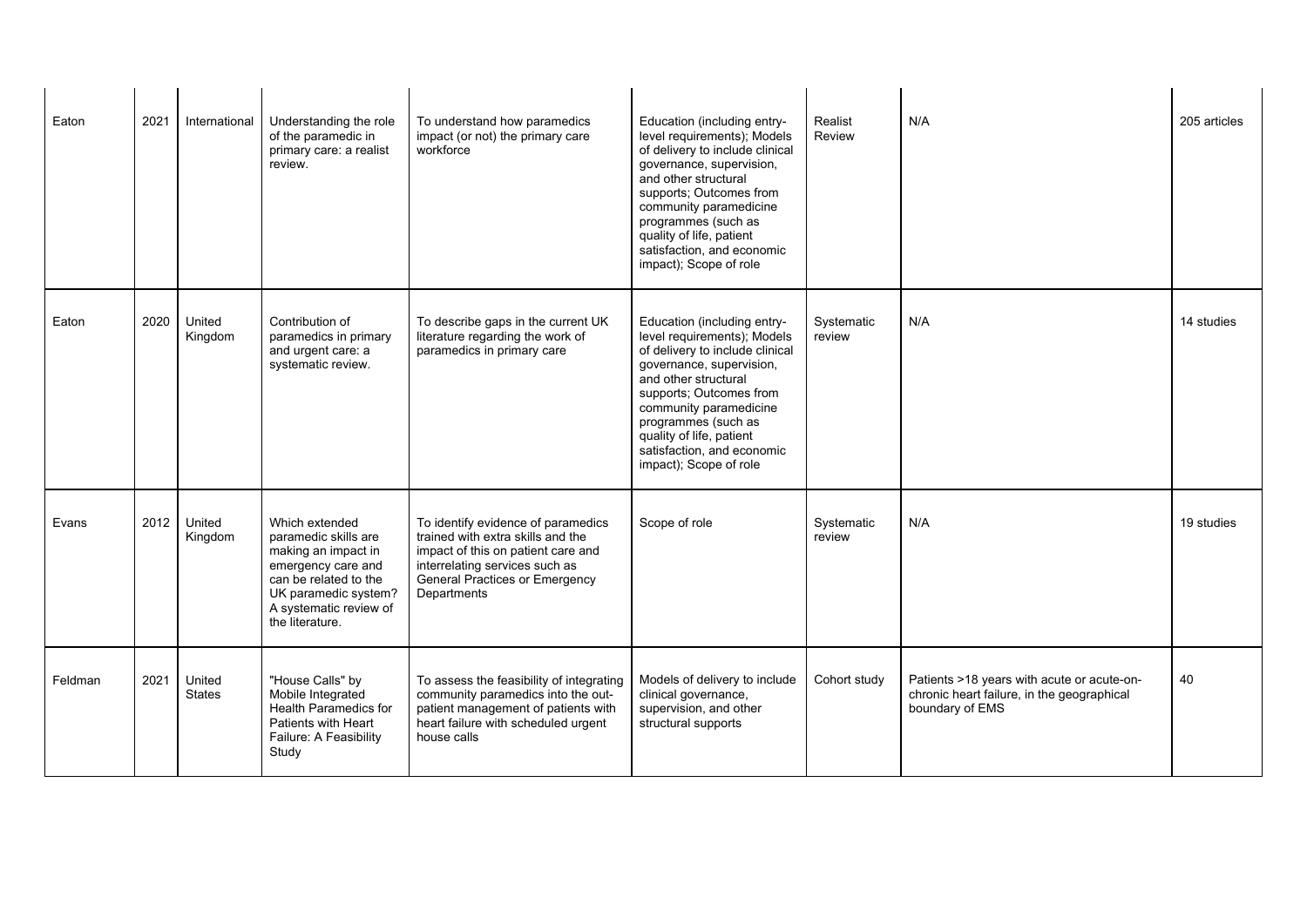| | | | | | | | | |
|---|---|---|---|---|---|---|---|---|
| Eaton | 2021 | International | Understanding the role of the paramedic in primary care: a realist review. | To understand how paramedics impact (or not) the primary care workforce | Education (including entry-level requirements); Models of delivery to include clinical governance, supervision, and other structural supports; Outcomes from community paramedicine programmes (such as quality of life, patient satisfaction, and economic impact); Scope of role | Realist Review | N/A | 205 articles |
| Eaton | 2020 | United Kingdom | Contribution of paramedics in primary and urgent care: a systematic review. | To describe gaps in the current UK literature regarding the work of paramedics in primary care | Education (including entry-level requirements); Models of delivery to include clinical governance, supervision, and other structural supports; Outcomes from community paramedicine programmes (such as quality of life, patient satisfaction, and economic impact); Scope of role | Systematic review | N/A | 14 studies |
| Evans | 2012 | United Kingdom | Which extended paramedic skills are making an impact in emergency care and can be related to the UK paramedic system? A systematic review of the literature. | To identify evidence of paramedics trained with extra skills and the impact of this on patient care and interrelating services such as General Practices or Emergency Departments | Scope of role | Systematic review | N/A | 19 studies |
| Feldman | 2021 | United States | "House Calls" by Mobile Integrated Health Paramedics for Patients with Heart Failure: A Feasibility Study | To assess the feasibility of integrating community paramedics into the out-patient management of patients with heart failure with scheduled urgent house calls | Models of delivery to include clinical governance, supervision, and other structural supports | Cohort study | Patients >18 years with acute or acute-on-chronic heart failure, in the geographical boundary of EMS | 40 |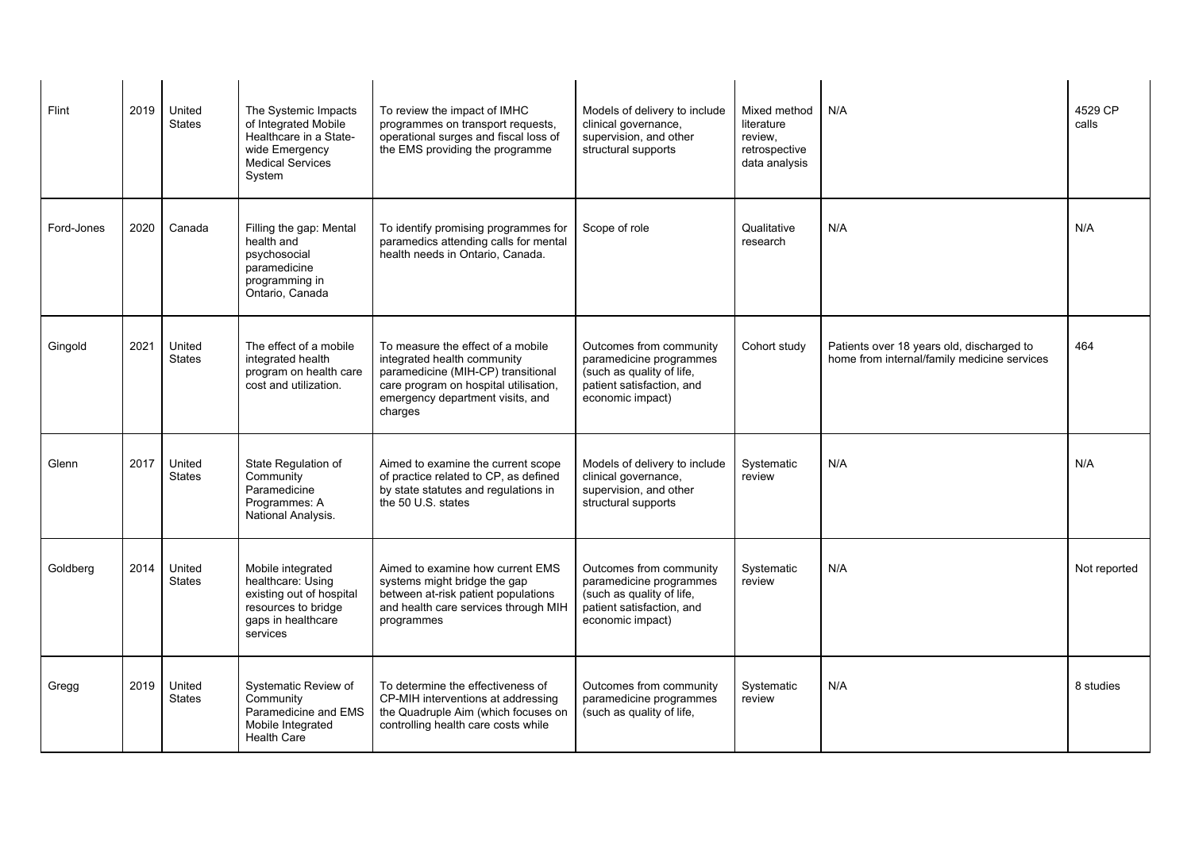| | | | | | | | | |
|---|---|---|---|---|---|---|---|---|
| Flint | 2019 | United States | The Systemic Impacts of Integrated Mobile Healthcare in a State-wide Emergency Medical Services System | To review the impact of IMHC programmes on transport requests, operational surges and fiscal loss of the EMS providing the programme | Models of delivery to include clinical governance, supervision, and other structural supports | Mixed method literature review, retrospective data analysis | N/A | 4529 CP calls |
| Ford-Jones | 2020 | Canada | Filling the gap: Mental health and psychosocial paramedicine programming in Ontario, Canada | To identify promising programmes for paramedics attending calls for mental health needs in Ontario, Canada. | Scope of role | Qualitative research | N/A | N/A |
| Gingold | 2021 | United States | The effect of a mobile integrated health program on health care cost and utilization. | To measure the effect of a mobile integrated health community paramedicine (MIH-CP) transitional care program on hospital utilisation, emergency department visits, and charges | Outcomes from community paramedicine programmes (such as quality of life, patient satisfaction, and economic impact) | Cohort study | Patients over 18 years old, discharged to home from internal/family medicine services | 464 |
| Glenn | 2017 | United States | State Regulation of Community Paramedicine Programmes: A National Analysis. | Aimed to examine the current scope of practice related to CP, as defined by state statutes and regulations in the 50 U.S. states | Models of delivery to include clinical governance, supervision, and other structural supports | Systematic review | N/A | N/A |
| Goldberg | 2014 | United States | Mobile integrated healthcare: Using existing out of hospital resources to bridge gaps in healthcare services | Aimed to examine how current EMS systems might bridge the gap between at-risk patient populations and health care services through MIH programmes | Outcomes from community paramedicine programmes (such as quality of life, patient satisfaction, and economic impact) | Systematic review | N/A | Not reported |
| Gregg | 2019 | United States | Systematic Review of Community Paramedicine and EMS Mobile Integrated Health Care | To determine the effectiveness of CP-MIH interventions at addressing the Quadruple Aim (which focuses on controlling health care costs while | Outcomes from community paramedicine programmes (such as quality of life, | Systematic review | N/A | 8 studies |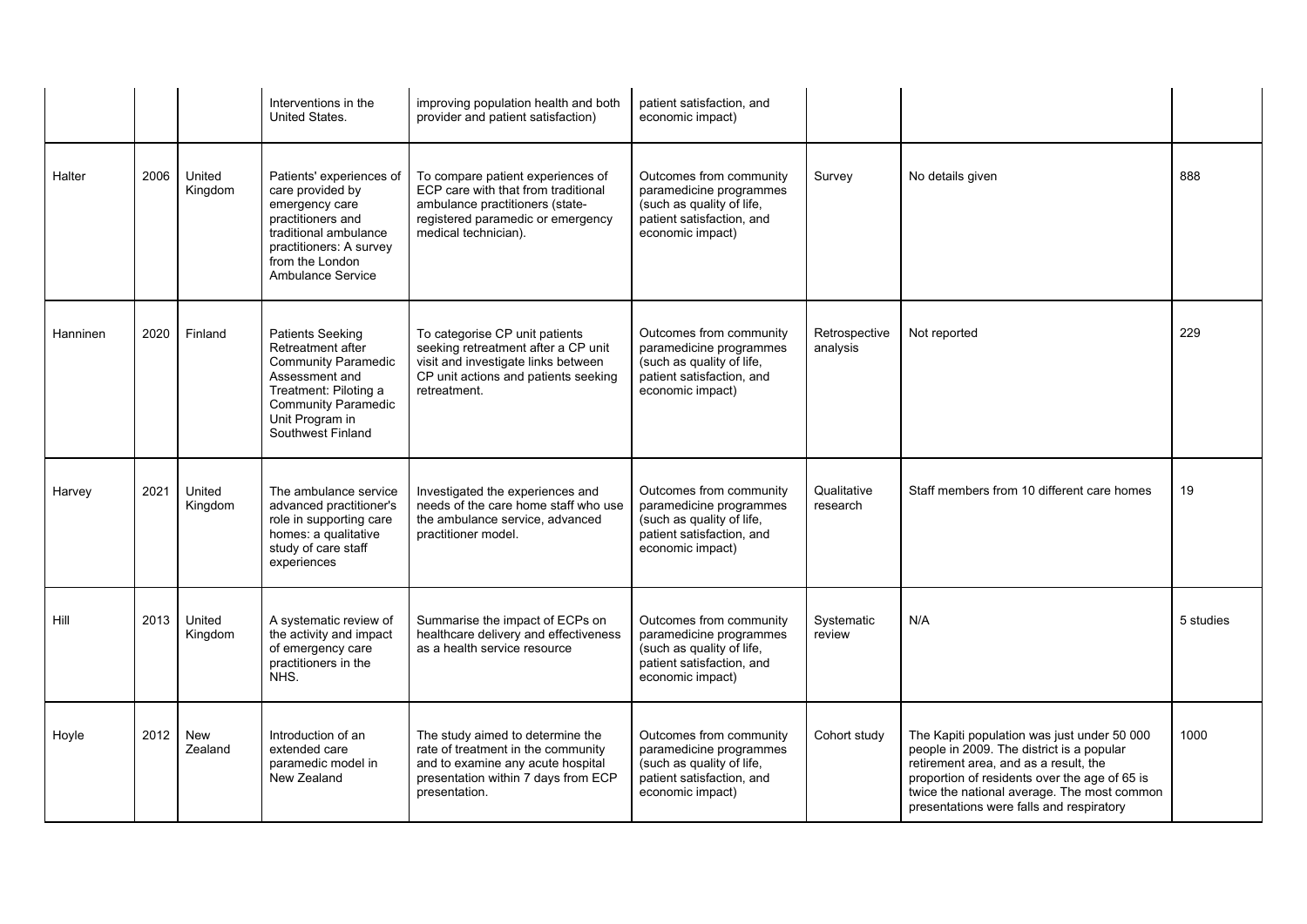| | | | | | | | | |
|---|---|---|---|---|---|---|---|---|
| | | | Interventions in the United States. | improving population health and both provider and patient satisfaction) | patient satisfaction, and economic impact) | | | |
| Halter | 2006 | United Kingdom | Patients' experiences of care provided by emergency care practitioners and traditional ambulance practitioners: A survey from the London Ambulance Service | To compare patient experiences of ECP care with that from traditional ambulance practitioners (state-registered paramedic or emergency medical technician). | Outcomes from community paramedicine programmes (such as quality of life, patient satisfaction, and economic impact) | Survey | No details given | 888 |
| Hanninen | 2020 | Finland | Patients Seeking Retreatment after Community Paramedic Assessment and Treatment: Piloting a Community Paramedic Unit Program in Southwest Finland | To categorise CP unit patients seeking retreatment after a CP unit visit and investigate links between CP unit actions and patients seeking retreatment. | Outcomes from community paramedicine programmes (such as quality of life, patient satisfaction, and economic impact) | Retrospective analysis | Not reported | 229 |
| Harvey | 2021 | United Kingdom | The ambulance service advanced practitioner's role in supporting care homes: a qualitative study of care staff experiences | Investigated the experiences and needs of the care home staff who use the ambulance service, advanced practitioner model. | Outcomes from community paramedicine programmes (such as quality of life, patient satisfaction, and economic impact) | Qualitative research | Staff members from 10 different care homes | 19 |
| Hill | 2013 | United Kingdom | A systematic review of the activity and impact of emergency care practitioners in the NHS. | Summarise the impact of ECPs on healthcare delivery and effectiveness as a health service resource | Outcomes from community paramedicine programmes (such as quality of life, patient satisfaction, and economic impact) | Systematic review | N/A | 5 studies |
| Hoyle | 2012 | New Zealand | Introduction of an extended care paramedic model in New Zealand | The study aimed to determine the rate of treatment in the community and to examine any acute hospital presentation within 7 days from ECP presentation. | Outcomes from community paramedicine programmes (such as quality of life, patient satisfaction, and economic impact) | Cohort study | The Kapiti population was just under 50 000 people in 2009. The district is a popular retirement area, and as a result, the proportion of residents over the age of 65 is twice the national average. The most common presentations were falls and respiratory | 1000 |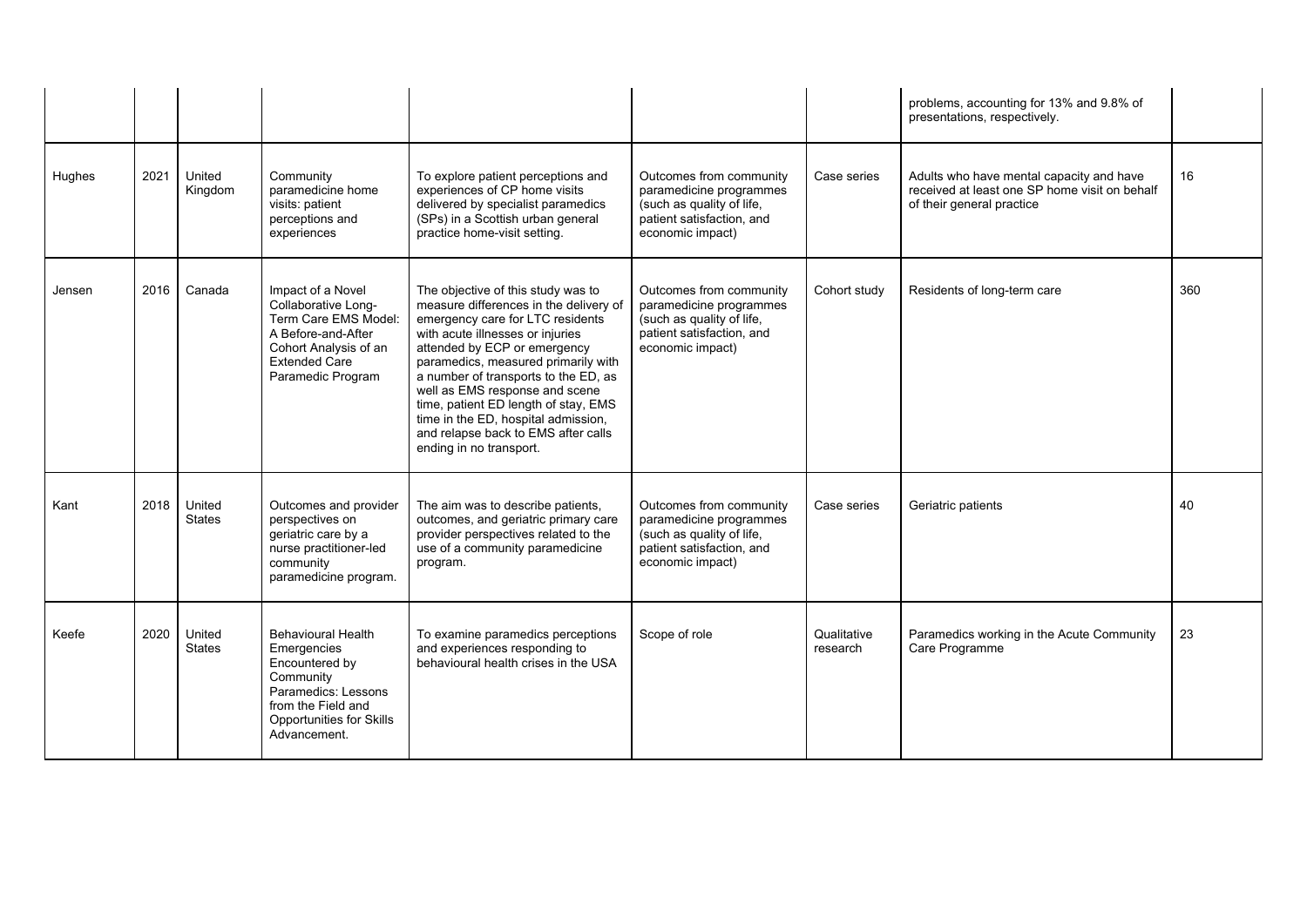| | | | | | | | | |
|---|---|---|---|---|---|---|---|---|
| | | | | | | | problems, accounting for 13% and 9.8% of presentations, respectively. | |
| Hughes | 2021 | United Kingdom | Community paramedicine home visits: patient perceptions and experiences | To explore patient perceptions and experiences of CP home visits delivered by specialist paramedics (SPs) in a Scottish urban general practice home-visit setting. | Outcomes from community paramedicine programmes (such as quality of life, patient satisfaction, and economic impact) | Case series | Adults who have mental capacity and have received at least one SP home visit on behalf of their general practice | 16 |
| Jensen | 2016 | Canada | Impact of a Novel Collaborative Long-Term Care EMS Model: A Before-and-After Cohort Analysis of an Extended Care Paramedic Program | The objective of this study was to measure differences in the delivery of emergency care for LTC residents with acute illnesses or injuries attended by ECP or emergency paramedics, measured primarily with a number of transports to the ED, as well as EMS response and scene time, patient ED length of stay, EMS time in the ED, hospital admission, and relapse back to EMS after calls ending in no transport. | Outcomes from community paramedicine programmes (such as quality of life, patient satisfaction, and economic impact) | Cohort study | Residents of long-term care | 360 |
| Kant | 2018 | United States | Outcomes and provider perspectives on geriatric care by a nurse practitioner-led community paramedicine program. | The aim was to describe patients, outcomes, and geriatric primary care provider perspectives related to the use of a community paramedicine program. | Outcomes from community paramedicine programmes (such as quality of life, patient satisfaction, and economic impact) | Case series | Geriatric patients | 40 |
| Keefe | 2020 | United States | Behavioural Health Emergencies Encountered by Community Paramedics: Lessons from the Field and Opportunities for Skills Advancement. | To examine paramedics perceptions and experiences responding to behavioural health crises in the USA | Scope of role | Qualitative research | Paramedics working in the Acute Community Care Programme | 23 |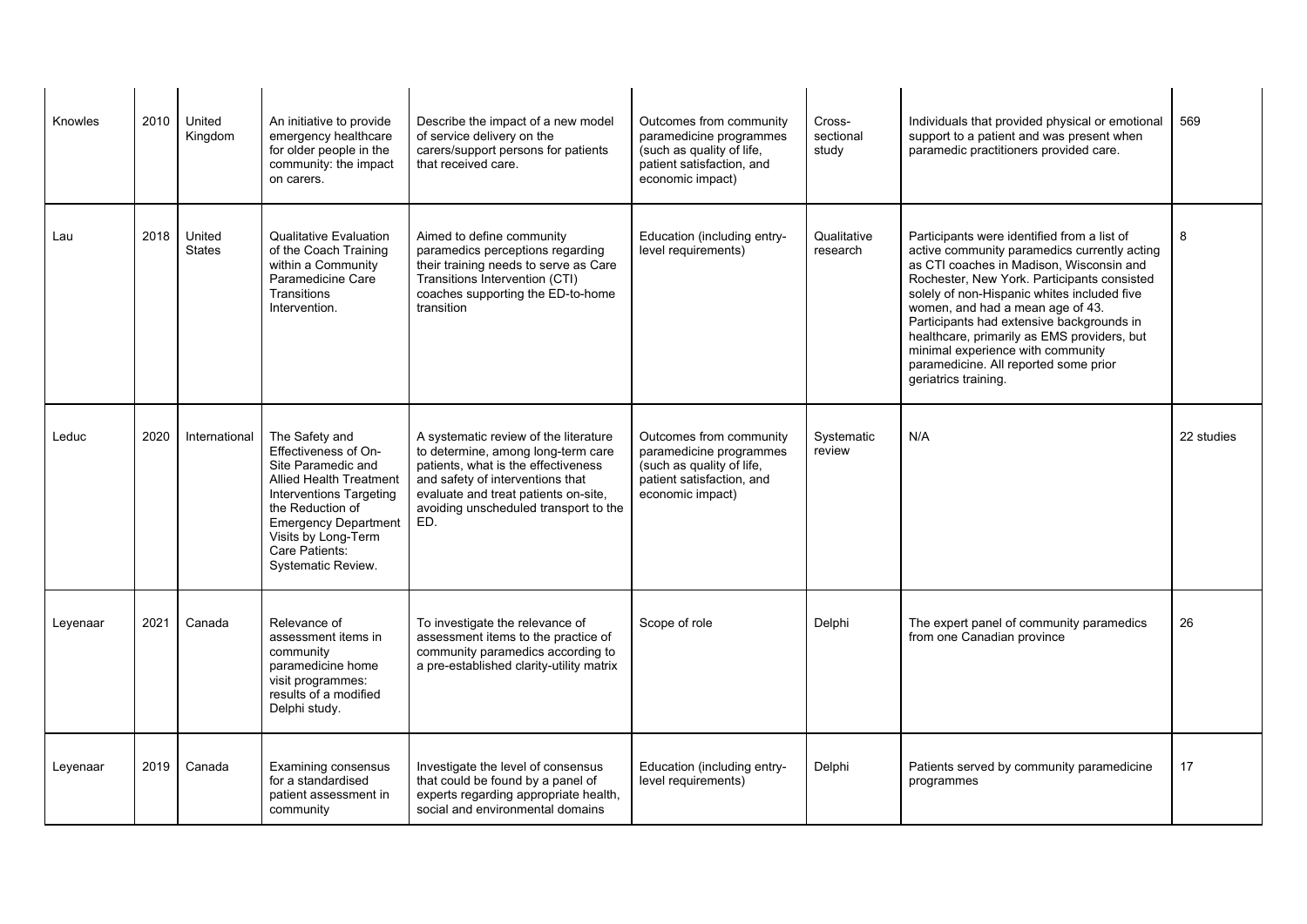| | | | | | | | | |
|---|---|---|---|---|---|---|---|---|
| Knowles | 2010 | United Kingdom | An initiative to provide emergency healthcare for older people in the community: the impact on carers. | Describe the impact of a new model of service delivery on the carers/support persons for patients that received care. | Outcomes from community paramedicine programmes (such as quality of life, patient satisfaction, and economic impact) | Cross-sectional study | Individuals that provided physical or emotional support to a patient and was present when paramedic practitioners provided care. | 569 |
| Lau | 2018 | United States | Qualitative Evaluation of the Coach Training within a Community Paramedicine Care Transitions Intervention. | Aimed to define community paramedics perceptions regarding their training needs to serve as Care Transitions Intervention (CTI) coaches supporting the ED-to-home transition | Education (including entry-level requirements) | Qualitative research | Participants were identified from a list of active community paramedics currently acting as CTI coaches in Madison, Wisconsin and Rochester, New York. Participants consisted solely of non-Hispanic whites included five women, and had a mean age of 43. Participants had extensive backgrounds in healthcare, primarily as EMS providers, but minimal experience with community paramedicine. All reported some prior geriatrics training. | 8 |
| Leduc | 2020 | International | The Safety and Effectiveness of On-Site Paramedic and Allied Health Treatment Interventions Targeting the Reduction of Emergency Department Visits by Long-Term Care Patients: Systematic Review. | A systematic review of the literature to determine, among long-term care patients, what is the effectiveness and safety of interventions that evaluate and treat patients on-site, avoiding unscheduled transport to the ED. | Outcomes from community paramedicine programmes (such as quality of life, patient satisfaction, and economic impact) | Systematic review | N/A | 22 studies |
| Leyenaar | 2021 | Canada | Relevance of assessment items in community paramedicine home visit programmes: results of a modified Delphi study. | To investigate the relevance of assessment items to the practice of community paramedics according to a pre-established clarity-utility matrix | Scope of role | Delphi | The expert panel of community paramedics from one Canadian province | 26 |
| Leyenaar | 2019 | Canada | Examining consensus for a standardised patient assessment in community | Investigate the level of consensus that could be found by a panel of experts regarding appropriate health, social and environmental domains | Education (including entry-level requirements) | Delphi | Patients served by community paramedicine programmes | 17 |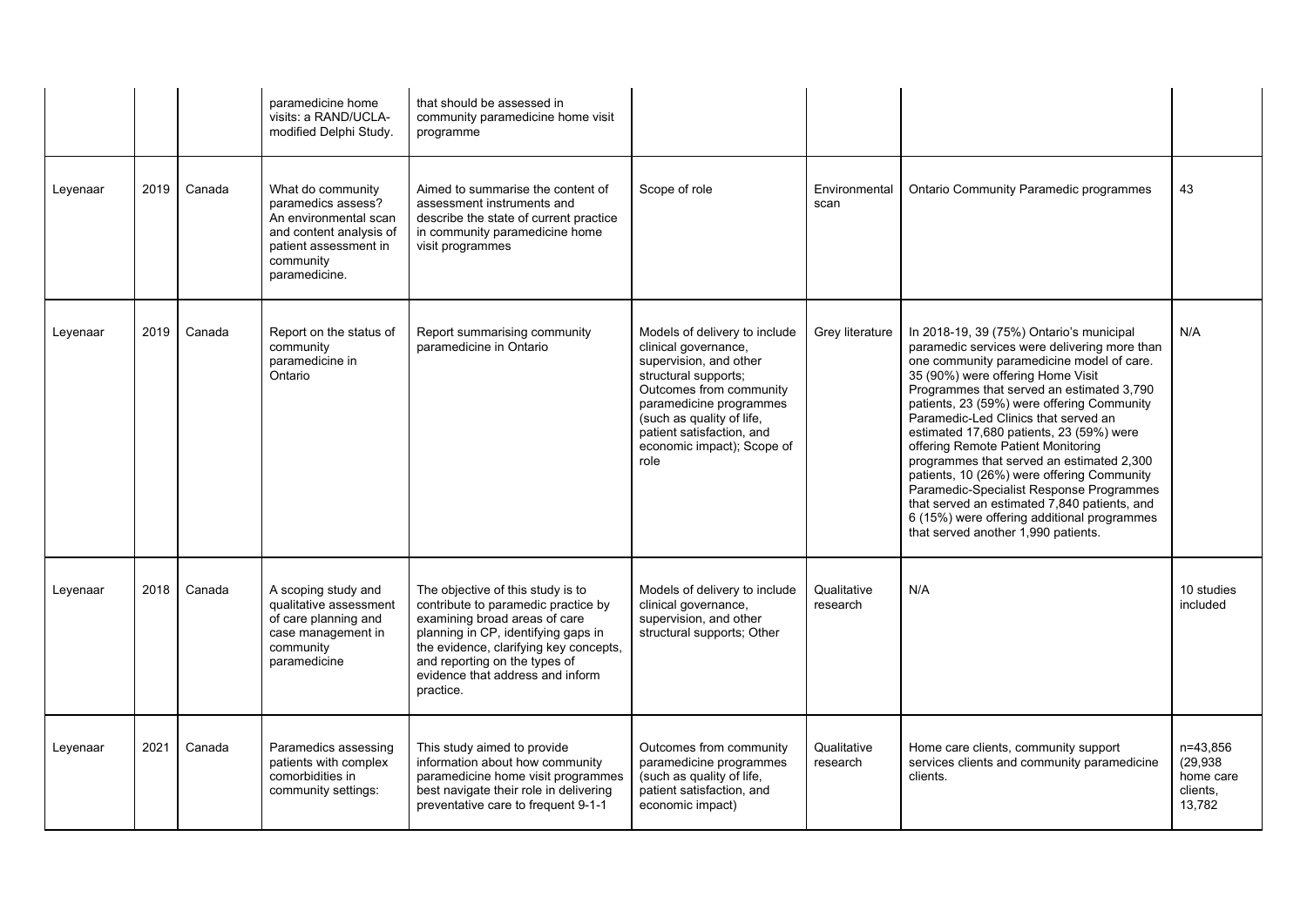|  |  |  |  |  |  |  |  |  |
|---|---|---|---|---|---|---|---|---|
|  |  |  | paramedicine home visits: a RAND/UCLA-modified Delphi Study. | that should be assessed in community paramedicine home visit programme |  |  |  |  |
| Leyenaar | 2019 | Canada | What do community paramedics assess? An environmental scan and content analysis of patient assessment in community paramedicine. | Aimed to summarise the content of assessment instruments and describe the state of current practice in community paramedicine home visit programmes | Scope of role | Environmental scan | Ontario Community Paramedic programmes | 43 |
| Leyenaar | 2019 | Canada | Report on the status of community paramedicine in Ontario | Report summarising community paramedicine in Ontario | Models of delivery to include clinical governance, supervision, and other structural supports; Outcomes from community paramedicine programmes (such as quality of life, patient satisfaction, and economic impact); Scope of role | Grey literature | In 2018-19, 39 (75%) Ontario's municipal paramedic services were delivering more than one community paramedicine model of care. 35 (90%) were offering Home Visit Programmes that served an estimated 3,790 patients, 23 (59%) were offering Community Paramedic-Led Clinics that served an estimated 17,680 patients, 23 (59%) were offering Remote Patient Monitoring programmes that served an estimated 2,300 patients, 10 (26%) were offering Community Paramedic-Specialist Response Programmes that served an estimated 7,840 patients, and 6 (15%) were offering additional programmes that served another 1,990 patients. | N/A |
| Leyenaar | 2018 | Canada | A scoping study and qualitative assessment of care planning and case management in community paramedicine | The objective of this study is to contribute to paramedic practice by examining broad areas of care planning in CP, identifying gaps in the evidence, clarifying key concepts, and reporting on the types of evidence that address and inform practice. | Models of delivery to include clinical governance, supervision, and other structural supports; Other | Qualitative research | N/A | 10 studies included |
| Leyenaar | 2021 | Canada | Paramedics assessing patients with complex comorbidities in community settings: | This study aimed to provide information about how community paramedicine home visit programmes best navigate their role in delivering preventative care to frequent 9-1-1 | Outcomes from community paramedicine programmes (such as quality of life, patient satisfaction, and economic impact) | Qualitative research | Home care clients, community support services clients and community paramedicine clients. | n=43,856 (29,938 home care clients, 13,782 |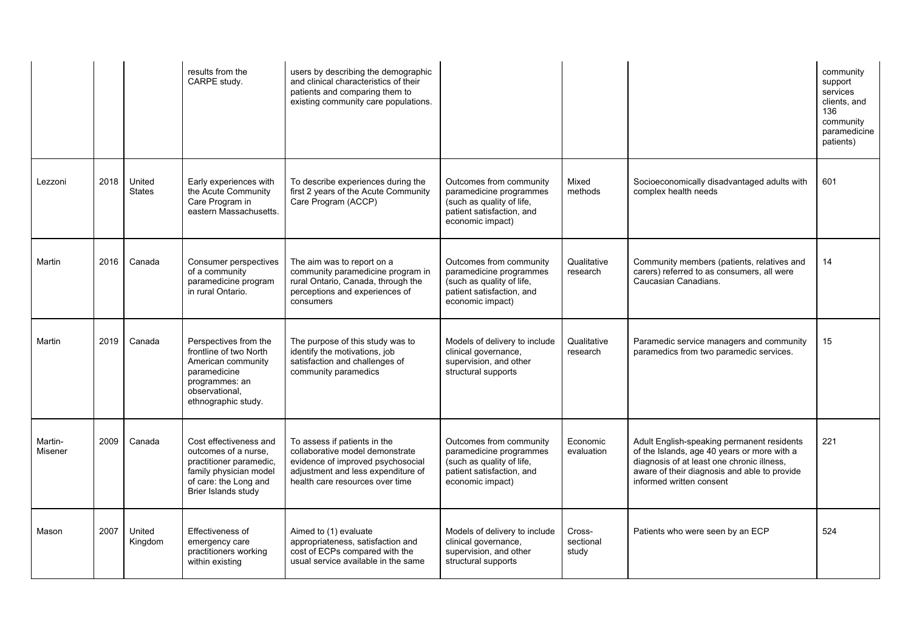| | | | | | | | | |
|---|---|---|---|---|---|---|---|---|
| | | | results from the CARPE study. | users by describing the demographic and clinical characteristics of their patients and comparing them to existing community care populations. | | | | community support services clients, and 136 community paramedicine patients) |
| Lezzoni | 2018 | United States | Early experiences with the Acute Community Care Program in eastern Massachusetts. | To describe experiences during the first 2 years of the Acute Community Care Program (ACCP) | Outcomes from community paramedicine programmes (such as quality of life, patient satisfaction, and economic impact) | Mixed methods | Socioeconomically disadvantaged adults with complex health needs | 601 |
| Martin | 2016 | Canada | Consumer perspectives of a community paramedicine program in rural Ontario. | The aim was to report on a community paramedicine program in rural Ontario, Canada, through the perceptions and experiences of consumers | Outcomes from community paramedicine programmes (such as quality of life, patient satisfaction, and economic impact) | Qualitative research | Community members (patients, relatives and carers) referred to as consumers, all were Caucasian Canadians. | 14 |
| Martin | 2019 | Canada | Perspectives from the frontline of two North American community paramedicine programmes: an observational, ethnographic study. | The purpose of this study was to identify the motivations, job satisfaction and challenges of community paramedics | Models of delivery to include clinical governance, supervision, and other structural supports | Qualitative research | Paramedic service managers and community paramedics from two paramedic services. | 15 |
| Martin-Misener | 2009 | Canada | Cost effectiveness and outcomes of a nurse, practitioner paramedic, family physician model of care: the Long and Brier Islands study | To assess if patients in the collaborative model demonstrate evidence of improved psychosocial adjustment and less expenditure of health care resources over time | Outcomes from community paramedicine programmes (such as quality of life, patient satisfaction, and economic impact) | Economic evaluation | Adult English-speaking permanent residents of the Islands, age 40 years or more with a diagnosis of at least one chronic illness, aware of their diagnosis and able to provide informed written consent | 221 |
| Mason | 2007 | United Kingdom | Effectiveness of emergency care practitioners working within existing | Aimed to (1) evaluate appropriateness, satisfaction and cost of ECPs compared with the usual service available in the same | Models of delivery to include clinical governance, supervision, and other structural supports | Cross-sectional study | Patients who were seen by an ECP | 524 |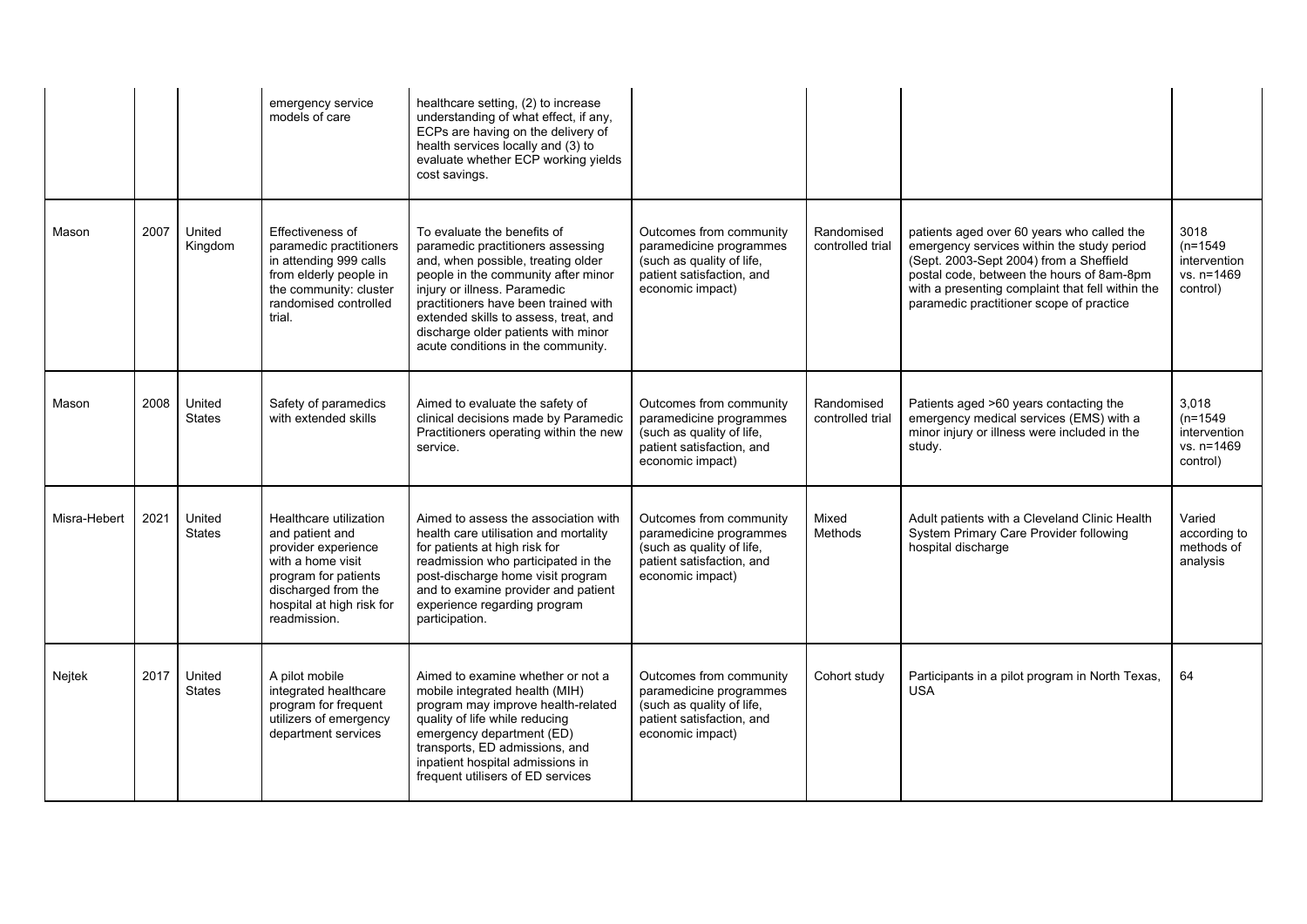| | | | | | | | | |
|---|---|---|---|---|---|---|---|---|
| | | | emergency service models of care | healthcare setting, (2) to increase understanding of what effect, if any, ECPs are having on the delivery of health services locally and (3) to evaluate whether ECP working yields cost savings. | | | | |
| Mason | 2007 | United Kingdom | Effectiveness of paramedic practitioners in attending 999 calls from elderly people in the community: cluster randomised controlled trial. | To evaluate the benefits of paramedic practitioners assessing and, when possible, treating older people in the community after minor injury or illness. Paramedic practitioners have been trained with extended skills to assess, treat, and discharge older patients with minor acute conditions in the community. | Outcomes from community paramedicine programmes (such as quality of life, patient satisfaction, and economic impact) | Randomised controlled trial | patients aged over 60 years who called the emergency services within the study period (Sept. 2003-Sept 2004) from a Sheffield postal code, between the hours of 8am-8pm with a presenting complaint that fell within the paramedic practitioner scope of practice | 3018 (n=1549 intervention vs. n=1469 control) |
| Mason | 2008 | United States | Safety of paramedics with extended skills | Aimed to evaluate the safety of clinical decisions made by Paramedic Practitioners operating within the new service. | Outcomes from community paramedicine programmes (such as quality of life, patient satisfaction, and economic impact) | Randomised controlled trial | Patients aged >60 years contacting the emergency medical services (EMS) with a minor injury or illness were included in the study. | 3,018 (n=1549 intervention vs. n=1469 control) |
| Misra-Hebert | 2021 | United States | Healthcare utilization and patient and provider experience with a home visit program for patients discharged from the hospital at high risk for readmission. | Aimed to assess the association with health care utilisation and mortality for patients at high risk for readmission who participated in the post-discharge home visit program and to examine provider and patient experience regarding program participation. | Outcomes from community paramedicine programmes (such as quality of life, patient satisfaction, and economic impact) | Mixed Methods | Adult patients with a Cleveland Clinic Health System Primary Care Provider following hospital discharge | Varied according to methods of analysis |
| Nejtek | 2017 | United States | A pilot mobile integrated healthcare program for frequent utilizers of emergency department services | Aimed to examine whether or not a mobile integrated health (MIH) program may improve health-related quality of life while reducing emergency department (ED) transports, ED admissions, and inpatient hospital admissions in frequent utilisers of ED services | Outcomes from community paramedicine programmes (such as quality of life, patient satisfaction, and economic impact) | Cohort study | Participants in a pilot program in North Texas, USA | 64 |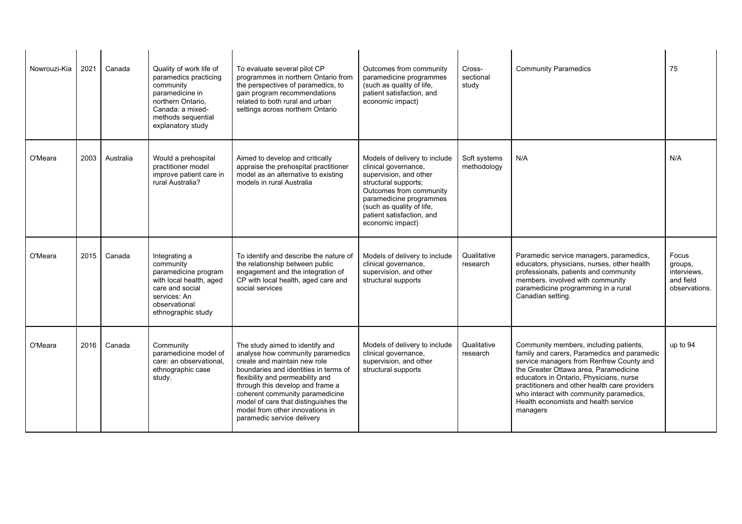| Nowrouzi-Kia | 2021 | Canada | Quality of work life of paramedics practicing community paramedicine in northern Ontario, Canada: a mixed-methods sequential explanatory study | To evaluate several pilot CP programmes in northern Ontario from the perspectives of paramedics, to gain program recommendations related to both rural and urban settings across northern Ontario | Outcomes from community paramedicine programmes (such as quality of life, patient satisfaction, and economic impact) | Cross-sectional study | Community Paramedics | 75 |
|---|---|---|---|---|---|---|---|---|
| O'Meara | 2003 | Australia | Would a prehospital practitioner model improve patient care in rural Australia? | Aimed to develop and critically appraise the prehospital practitioner model as an alternative to existing models in rural Australia | Models of delivery to include clinical governance, supervision, and other structural supports; Outcomes from community paramedicine programmes (such as quality of life, patient satisfaction, and economic impact) | Soft systems methodology | N/A | N/A |
| O'Meara | 2015 | Canada | Integrating a community paramedicine program with local health, aged care and social services: An observational ethnographic study | To identify and describe the nature of the relationship between public engagement and the integration of CP with local health, aged care and social services | Models of delivery to include clinical governance, supervision, and other structural supports | Qualitative research | Paramedic service managers, paramedics, educators, physicians, nurses, other health professionals, patients and community members. involved with community paramedicine programming in a rural Canadian setting. | Focus groups, interviews, and field observations. |
| O'Meara | 2016 | Canada | Community paramedicine model of care: an observational, ethnographic case study. | The study aimed to identify and analyse how community paramedics create and maintain new role boundaries and identities in terms of flexibility and permeability and through this develop and frame a coherent community paramedicine model of care that distinguishes the model from other innovations in paramedic service delivery | Models of delivery to include clinical governance, supervision, and other structural supports | Qualitative research | Community members, including patients, family and carers, Paramedics and paramedic service managers from Renfrew County and the Greater Ottawa area, Paramedicine educators in Ontario, Physicians, nurse practitioners and other health care providers who interact with community paramedics, Health economists and health service managers | up to 94 |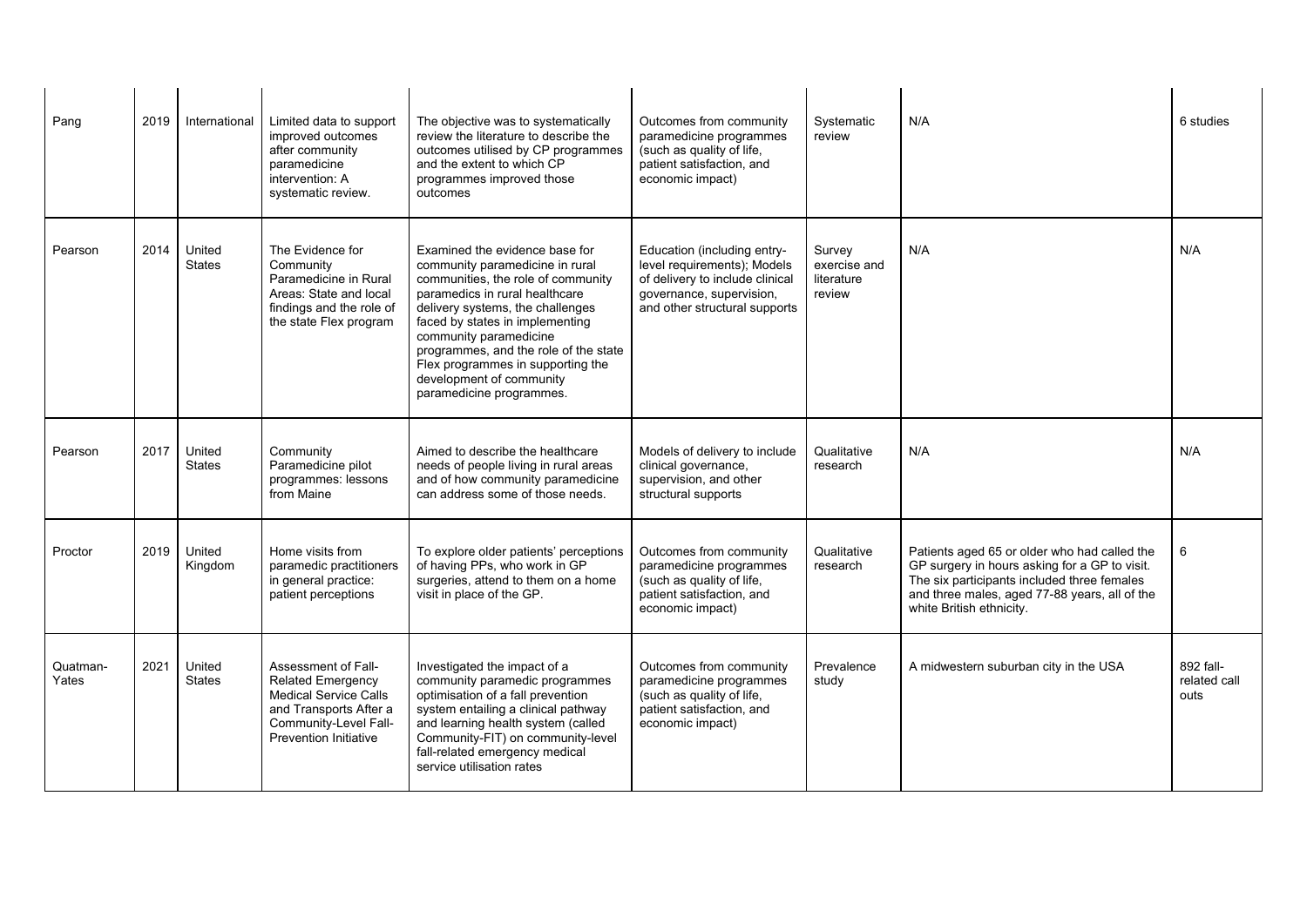| Pang | 2019 | International | Limited data to support improved outcomes after community paramedicine intervention: A systematic review. | The objective was to systematically review the literature to describe the outcomes utilised by CP programmes and the extent to which CP programmes improved those outcomes | Outcomes from community paramedicine programmes (such as quality of life, patient satisfaction, and economic impact) | Systematic review | N/A | 6 studies |
|---|---|---|---|---|---|---|---|---|
| Pearson | 2014 | United States | The Evidence for Community Paramedicine in Rural Areas: State and local findings and the role of the state Flex program | Examined the evidence base for community paramedicine in rural communities, the role of community paramedics in rural healthcare delivery systems, the challenges faced by states in implementing community paramedicine programmes, and the role of the state Flex programmes in supporting the development of community paramedicine programmes. | Education (including entry-level requirements); Models of delivery to include clinical governance, supervision, and other structural supports | Survey exercise and literature review | N/A | N/A |
| Pearson | 2017 | United States | Community Paramedicine pilot programmes: lessons from Maine | Aimed to describe the healthcare needs of people living in rural areas and of how community paramedicine can address some of those needs. | Models of delivery to include clinical governance, supervision, and other structural supports | Qualitative research | N/A | N/A |
| Proctor | 2019 | United Kingdom | Home visits from paramedic practitioners in general practice: patient perceptions | To explore older patients' perceptions of having PPs, who work in GP surgeries, attend to them on a home visit in place of the GP. | Outcomes from community paramedicine programmes (such as quality of life, patient satisfaction, and economic impact) | Qualitative research | Patients aged 65 or older who had called the GP surgery in hours asking for a GP to visit. The six participants included three females and three males, aged 77-88 years, all of the white British ethnicity. | 6 |
| Quatman-Yates | 2021 | United States | Assessment of Fall-Related Emergency Medical Service Calls and Transports After a Community-Level Fall-Prevention Initiative | Investigated the impact of a community paramedic programmes optimisation of a fall prevention system entailing a clinical pathway and learning health system (called Community-FIT) on community-level fall-related emergency medical service utilisation rates | Outcomes from community paramedicine programmes (such as quality of life, patient satisfaction, and economic impact) | Prevalence study | A midwestern suburban city in the USA | 892 fall-related call outs |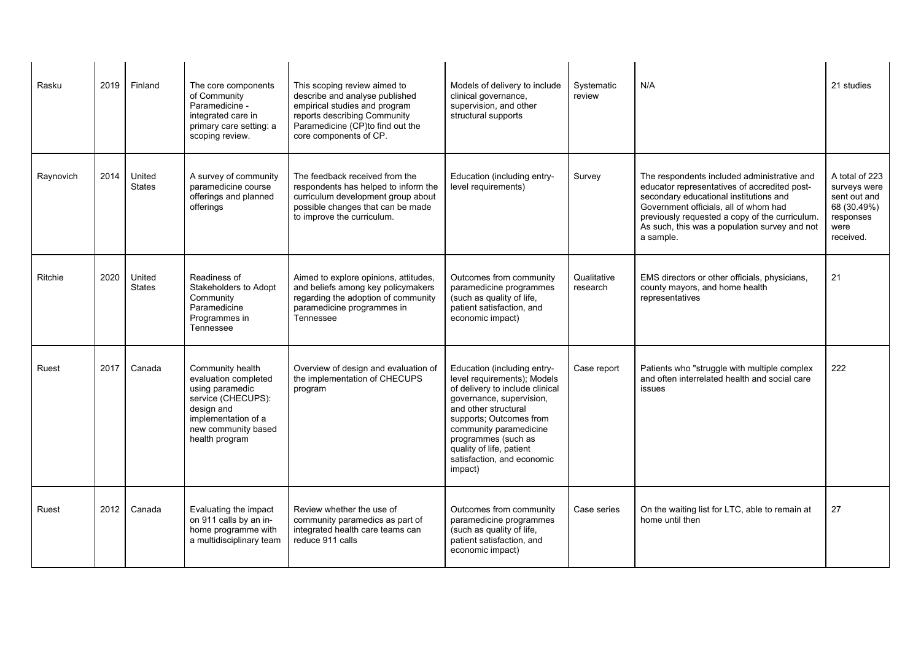| Rasku | 2019 | Finland | The core components of Community Paramedicine - integrated care in primary care setting: a scoping review. | This scoping review aimed to describe and analyse published empirical studies and program reports describing Community Paramedicine (CP)to find out the core components of CP. | Models of delivery to include clinical governance, supervision, and other structural supports | Systematic review | N/A | 21 studies |
|---|---|---|---|---|---|---|---|---|
| Raynovich | 2014 | United States | A survey of community paramedicine course offerings and planned offerings | The feedback received from the respondents has helped to inform the curriculum development group about possible changes that can be made to improve the curriculum. | Education (including entry-level requirements) | Survey | The respondents included administrative and educator representatives of accredited post-secondary educational institutions and Government officials, all of whom had previously requested a copy of the curriculum. As such, this was a population survey and not a sample. | A total of 223 surveys were sent out and 68 (30.49%) responses were received. |
| Ritchie | 2020 | United States | Readiness of Stakeholders to Adopt Community Paramedicine Programmes in Tennessee | Aimed to explore opinions, attitudes, and beliefs among key policymakers regarding the adoption of community paramedicine programmes in Tennessee | Outcomes from community paramedicine programmes (such as quality of life, patient satisfaction, and economic impact) | Qualitative research | EMS directors or other officials, physicians, county mayors, and home health representatives | 21 |
| Ruest | 2017 | Canada | Community health evaluation completed using paramedic service (CHECUPS): design and implementation of a new community based health program | Overview of design and evaluation of the implementation of CHECUPS program | Education (including entry-level requirements); Models of delivery to include clinical governance, supervision, and other structural supports; Outcomes from community paramedicine programmes (such as quality of life, patient satisfaction, and economic impact) | Case report | Patients who "struggle with multiple complex and often interrelated health and social care issues | 222 |
| Ruest | 2012 | Canada | Evaluating the impact on 911 calls by an in-home programme with a multidisciplinary team | Review whether the use of community paramedics as part of integrated health care teams can reduce 911 calls | Outcomes from community paramedicine programmes (such as quality of life, patient satisfaction, and economic impact) | Case series | On the waiting list for LTC, able to remain at home until then | 27 |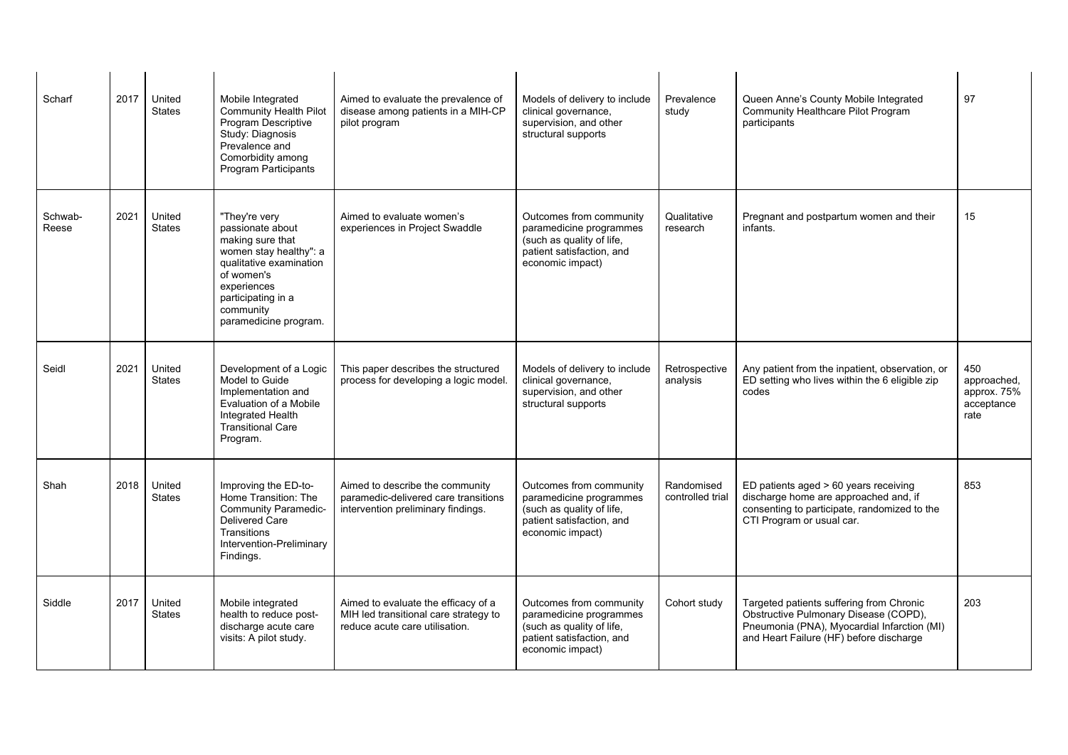| Scharf | 2017 | United States | Mobile Integrated Community Health Pilot Program Descriptive Study: Diagnosis Prevalence and Comorbidity among Program Participants | Aimed to evaluate the prevalence of disease among patients in a MIH-CP pilot program | Models of delivery to include clinical governance, supervision, and other structural supports | Prevalence study | Queen Anne's County Mobile Integrated Community Healthcare Pilot Program participants | 97 |
|---|---|---|---|---|---|---|---|---|
| Schwab-Reese | 2021 | United States | "They're very passionate about making sure that women stay healthy": a qualitative examination of women's experiences participating in a community paramedicine program. | Aimed to evaluate women's experiences in Project Swaddle | Outcomes from community paramedicine programmes (such as quality of life, patient satisfaction, and economic impact) | Qualitative research | Pregnant and postpartum women and their infants. | 15 |
| Seidl | 2021 | United States | Development of a Logic Model to Guide Implementation and Evaluation of a Mobile Integrated Health Transitional Care Program. | This paper describes the structured process for developing a logic model. | Models of delivery to include clinical governance, supervision, and other structural supports | Retrospective analysis | Any patient from the inpatient, observation, or ED setting who lives within the 6 eligible zip codes | 450 approached, approx. 75% acceptance rate |
| Shah | 2018 | United States | Improving the ED-to-Home Transition: The Community Paramedic-Delivered Care Transitions Intervention-Preliminary Findings. | Aimed to describe the community paramedic-delivered care transitions intervention preliminary findings. | Outcomes from community paramedicine programmes (such as quality of life, patient satisfaction, and economic impact) | Randomised controlled trial | ED patients aged > 60 years receiving discharge home are approached and, if consenting to participate, randomized to the CTI Program or usual car. | 853 |
| Siddle | 2017 | United States | Mobile integrated health to reduce post-discharge acute care visits: A pilot study. | Aimed to evaluate the efficacy of a MIH led transitional care strategy to reduce acute care utilisation. | Outcomes from community paramedicine programmes (such as quality of life, patient satisfaction, and economic impact) | Cohort study | Targeted patients suffering from Chronic Obstructive Pulmonary Disease (COPD), Pneumonia (PNA), Myocardial Infarction (MI) and Heart Failure (HF) before discharge | 203 |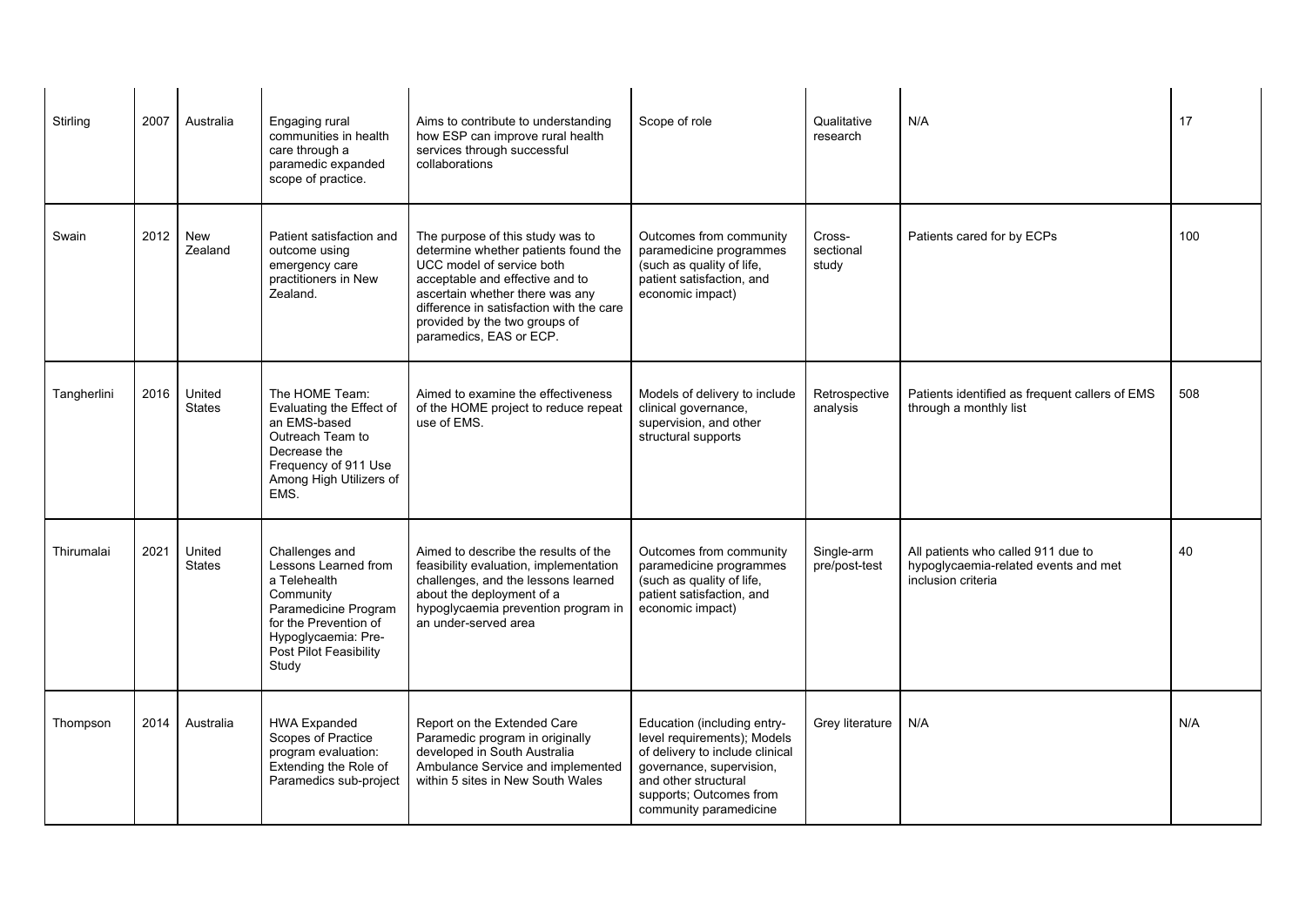| Stirling | 2007 | Australia | Engaging rural communities in health care through a paramedic expanded scope of practice. | Aims to contribute to understanding how ESP can improve rural health services through successful collaborations | Scope of role | Qualitative research | N/A | 17 |
|---|---|---|---|---|---|---|---|---|
| Swain | 2012 | New Zealand | Patient satisfaction and outcome using emergency care practitioners in New Zealand. | The purpose of this study was to determine whether patients found the UCC model of service both acceptable and effective and to ascertain whether there was any difference in satisfaction with the care provided by the two groups of paramedics, EAS or ECP. | Outcomes from community paramedicine programmes (such as quality of life, patient satisfaction, and economic impact) | Cross-sectional study | Patients cared for by ECPs | 100 |
| Tangherlini | 2016 | United States | The HOME Team: Evaluating the Effect of an EMS-based Outreach Team to Decrease the Frequency of 911 Use Among High Utilizers of EMS. | Aimed to examine the effectiveness of the HOME project to reduce repeat use of EMS. | Models of delivery to include clinical governance, supervision, and other structural supports | Retrospective analysis | Patients identified as frequent callers of EMS through a monthly list | 508 |
| Thirumalai | 2021 | United States | Challenges and Lessons Learned from a Telehealth Community Paramedicine Program for the Prevention of Hypoglycaemia: Pre-Post Pilot Feasibility Study | Aimed to describe the results of the feasibility evaluation, implementation challenges, and the lessons learned about the deployment of a hypoglycaemia prevention program in an under-served area | Outcomes from community paramedicine programmes (such as quality of life, patient satisfaction, and economic impact) | Single-arm pre/post-test | All patients who called 911 due to hypoglycaemia-related events and met inclusion criteria | 40 |
| Thompson | 2014 | Australia | HWA Expanded Scopes of Practice program evaluation: Extending the Role of Paramedics sub-project | Report on the Extended Care Paramedic program in originally developed in South Australia Ambulance Service and implemented within 5 sites in New South Wales | Education (including entry-level requirements); Models of delivery to include clinical governance, supervision, and other structural supports; Outcomes from community paramedicine | Grey literature | N/A | N/A |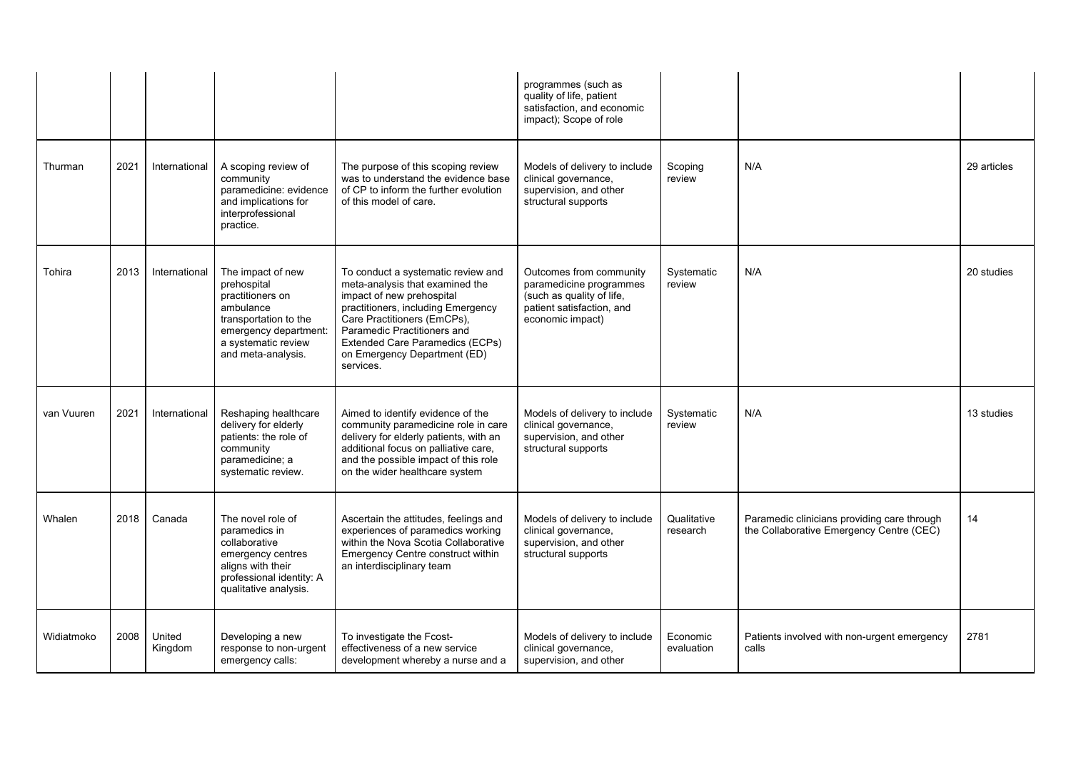| | | | | | programmes (such as quality of life, patient satisfaction, and economic impact); Scope of role | | | |
|---|---|---|---|---|---|---|---|---|
| Thurman | 2021 | International | A scoping review of community paramedicine: evidence and implications for interprofessional practice. | The purpose of this scoping review was to understand the evidence base of CP to inform the further evolution of this model of care. | Models of delivery to include clinical governance, supervision, and other structural supports | Scoping review | N/A | 29 articles |
| Tohira | 2013 | International | The impact of new prehospital practitioners on ambulance transportation to the emergency department: a systematic review and meta-analysis. | To conduct a systematic review and meta-analysis that examined the impact of new prehospital practitioners, including Emergency Care Practitioners (EmCPs), Paramedic Practitioners and Extended Care Paramedics (ECPs) on Emergency Department (ED) services. | Outcomes from community paramedicine programmes (such as quality of life, patient satisfaction, and economic impact) | Systematic review | N/A | 20 studies |
| van Vuuren | 2021 | International | Reshaping healthcare delivery for elderly patients: the role of community paramedicine; a systematic review. | Aimed to identify evidence of the community paramedicine role in care delivery for elderly patients, with an additional focus on palliative care, and the possible impact of this role on the wider healthcare system | Models of delivery to include clinical governance, supervision, and other structural supports | Systematic review | N/A | 13 studies |
| Whalen | 2018 | Canada | The novel role of paramedics in collaborative emergency centres aligns with their professional identity: A qualitative analysis. | Ascertain the attitudes, feelings and experiences of paramedics working within the Nova Scotia Collaborative Emergency Centre construct within an interdisciplinary team | Models of delivery to include clinical governance, supervision, and other structural supports | Qualitative research | Paramedic clinicians providing care through the Collaborative Emergency Centre (CEC) | 14 |
| Widiatmoko | 2008 | United Kingdom | Developing a new response to non-urgent emergency calls: | To investigate the Fcost-effectiveness of a new service development whereby a nurse and a | Models of delivery to include clinical governance, supervision, and other | Economic evaluation | Patients involved with non-urgent emergency calls | 2781 |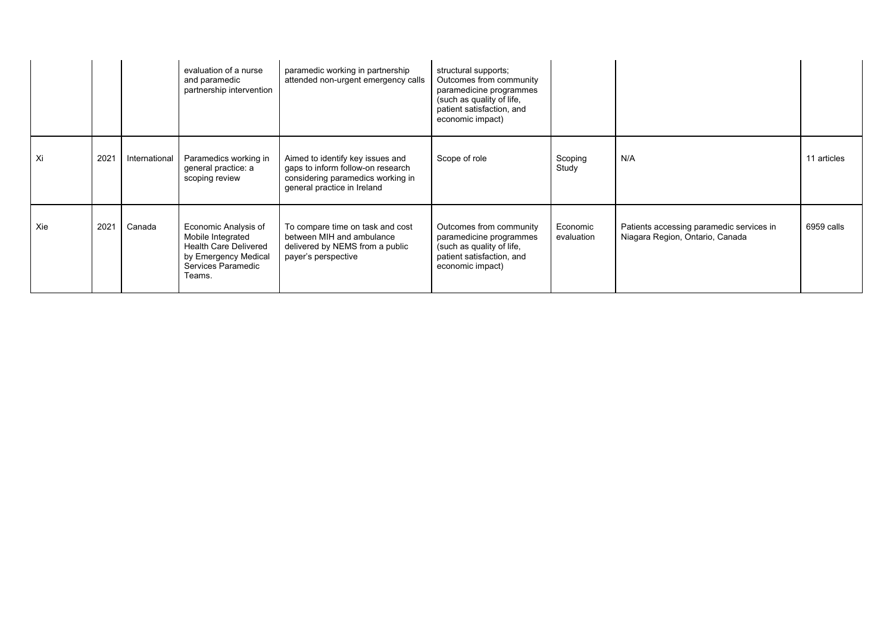| | | | | | | | | |
|---|---|---|---|---|---|---|---|---|
| | | | evaluation of a nurse and paramedic partnership intervention | paramedic working in partnership attended non-urgent emergency calls | structural supports; Outcomes from community paramedicine programmes (such as quality of life, patient satisfaction, and economic impact) | | | |
| Xi | 2021 | International | Paramedics working in general practice: a scoping review | Aimed to identify key issues and gaps to inform follow-on research considering paramedics working in general practice in Ireland | Scope of role | Scoping Study | N/A | 11 articles |
| Xie | 2021 | Canada | Economic Analysis of Mobile Integrated Health Care Delivered by Emergency Medical Services Paramedic Teams. | To compare time on task and cost between MIH and ambulance delivered by NEMS from a public payer's perspective | Outcomes from community paramedicine programmes (such as quality of life, patient satisfaction, and economic impact) | Economic evaluation | Patients accessing paramedic services in Niagara Region, Ontario, Canada | 6959 calls |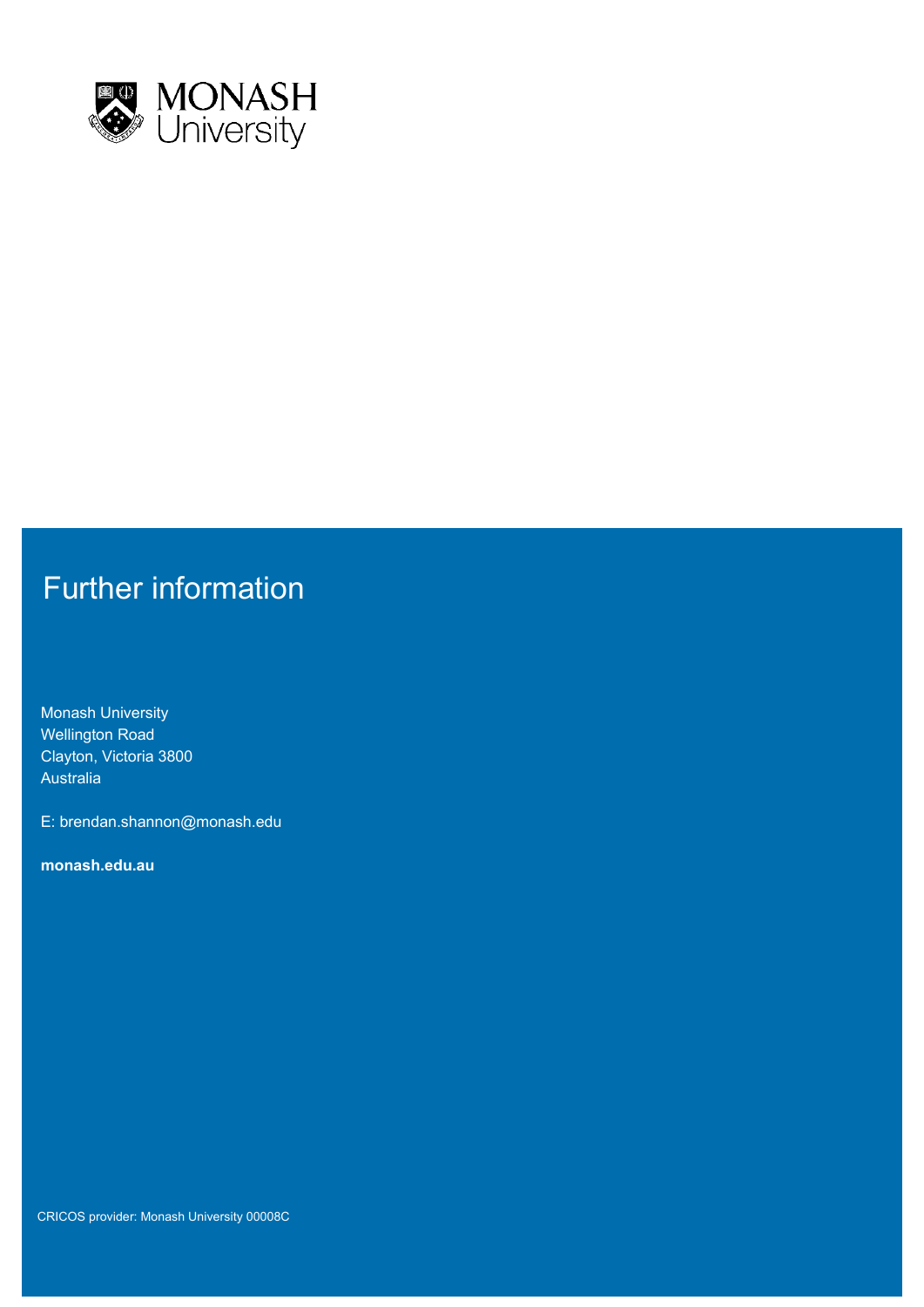MONASH University

# Further information

Monash University
Wellington Road
Clayton, Victoria 3800
Australia

E: brendan.shannon@monash.edu

**monash.edu.au**

CRICOS provider: Monash University 00008C